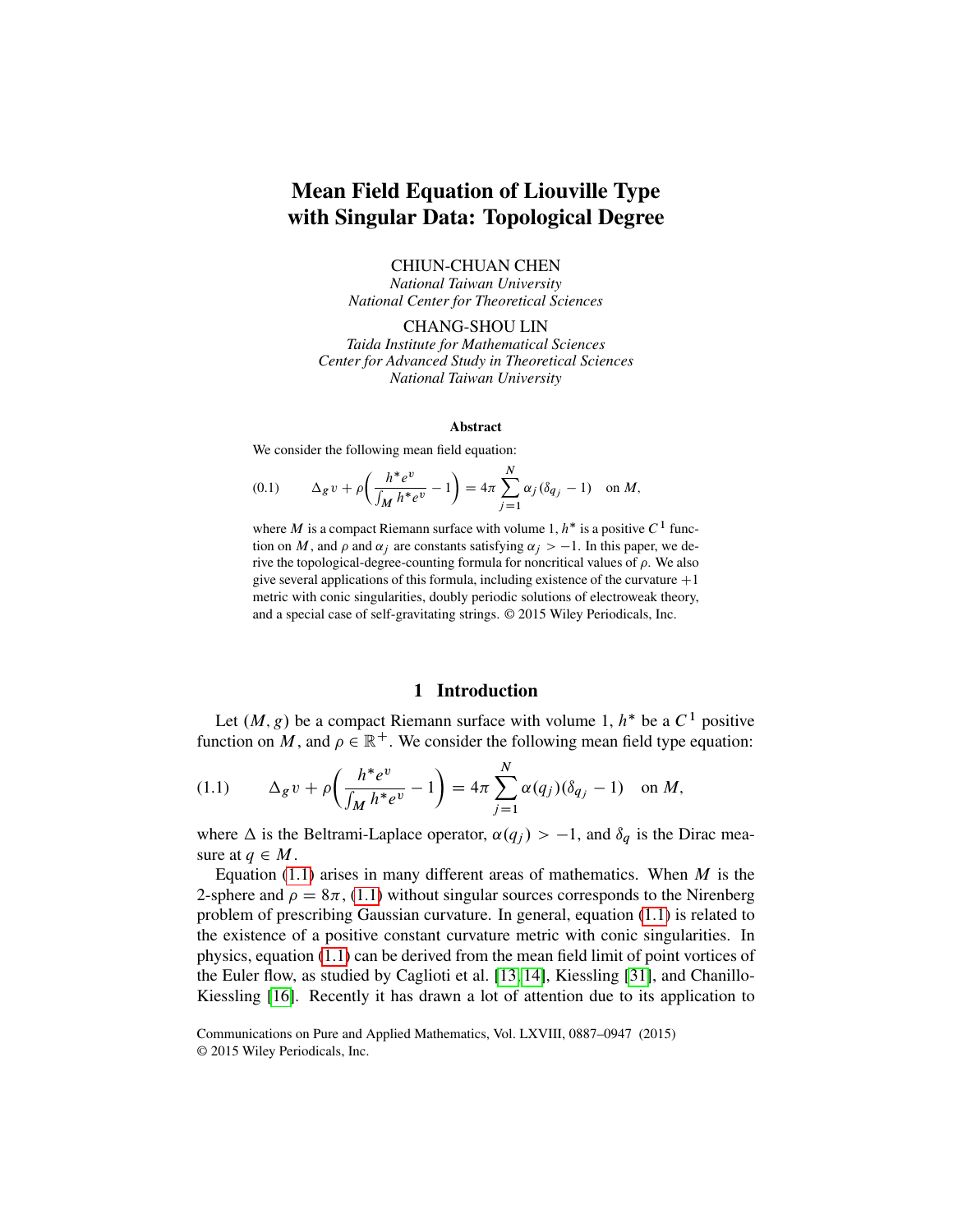# Mean Field Equation of Liouville Type with Singular Data: Topological Degree

CHIUN-CHUAN CHEN
*National Taiwan University*
*National Center for Theoretical Sciences*

CHANG-SHOU LIN
*Taida Institute for Mathematical Sciences*
*Center for Advanced Study in Theoretical Sciences*
*National Taiwan University*

**Abstract**

We consider the following mean field equation:

$$\Delta_g v + \rho\left(\frac{h^* e^v}{\int_M h^* e^v} - 1\right) = 4\pi \sum_{j=1}^{N} \alpha_j (\delta_{q_j} - 1) \quad \text{on } M, \tag{0.1}$$

where $M$ is a compact Riemann surface with volume 1, $h^*$ is a positive $C^1$ function on $M$, and $\rho$ and $\alpha_j$ are constants satisfying $\alpha_j > -1$. In this paper, we derive the topological-degree-counting formula for noncritical values of $\rho$. We also give several applications of this formula, including existence of the curvature $+1$ metric with conic singularities, doubly periodic solutions of electroweak theory, and a special case of self-gravitating strings. © 2015 Wiley Periodicals, Inc.

## 1 Introduction

Let $(M, g)$ be a compact Riemann surface with volume 1, $h^*$ be a $C^1$ positive function on $M$, and $\rho \in \mathbb{R}^+$. We consider the following mean field type equation:

$$\Delta_g v + \rho\left(\frac{h^* e^v}{\int_M h^* e^v} - 1\right) = 4\pi \sum_{j=1}^{N} \alpha(q_j)(\delta_{q_j} - 1) \quad \text{on } M, \tag{1.1}$$

where $\Delta$ is the Beltrami-Laplace operator, $\alpha(q_j) > -1$, and $\delta_q$ is the Dirac measure at $q \in M$.

Equation (1.1) arises in many different areas of mathematics. When $M$ is the 2-sphere and $\rho = 8\pi$, (1.1) without singular sources corresponds to the Nirenberg problem of prescribing Gaussian curvature. In general, equation (1.1) is related to the existence of a positive constant curvature metric with conic singularities. In physics, equation (1.1) can be derived from the mean field limit of point vortices of the Euler flow, as studied by Caglioti et al. [13, 14], Kiessling [31], and Chanillo-Kiessling [16]. Recently it has drawn a lot of attention due to its application to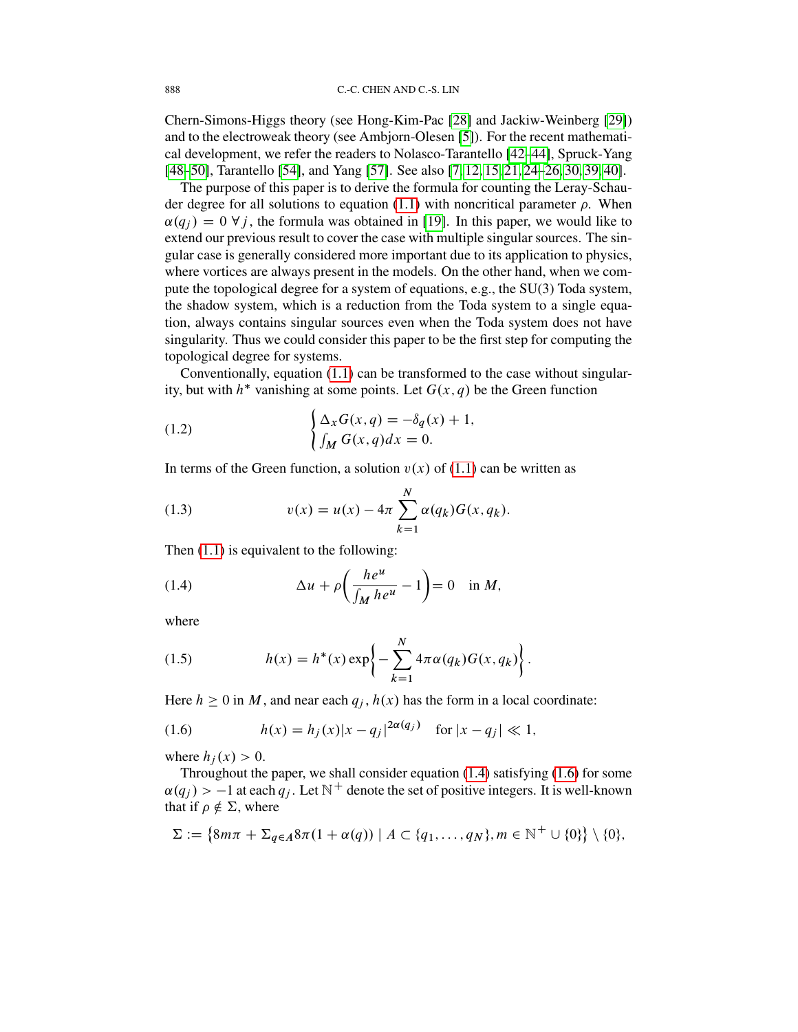Chern-Simons-Higgs theory (see Hong-Kim-Pac [28] and Jackiw-Weinberg [29]) and to the electroweak theory (see Ambjorn-Olesen [5]). For the recent mathematical development, we refer the readers to Nolasco-Tarantello [42–44], Spruck-Yang [48–50], Tarantello [54], and Yang [57]. See also [7, 12, 15, 21, 24–26, 30, 39, 40].

The purpose of this paper is to derive the formula for counting the Leray-Schauder degree for all solutions to equation (1.1) with noncritical parameter $\rho$. When $\alpha(q_j) = 0 \; \forall j$, the formula was obtained in [19]. In this paper, we would like to extend our previous result to cover the case with multiple singular sources. The singular case is generally considered more important due to its application to physics, where vortices are always present in the models. On the other hand, when we compute the topological degree for a system of equations, e.g., the SU(3) Toda system, the shadow system, which is a reduction from the Toda system to a single equation, always contains singular sources even when the Toda system does not have singularity. Thus we could consider this paper to be the first step for computing the topological degree for systems.

Conventionally, equation (1.1) can be transformed to the case without singularity, but with $h^*$ vanishing at some points. Let $G(x,q)$ be the Green function

$$
\begin{cases} \Delta_x G(x,q) = -\delta_q(x) + 1, \\ \int_M G(x,q)dx = 0. \end{cases} \tag{1.2}
$$

In terms of the Green function, a solution $v(x)$ of (1.1) can be written as

$$
v(x) = u(x) - 4\pi \sum_{k=1}^{N} \alpha(q_k) G(x,q_k). \tag{1.3}
$$

Then (1.1) is equivalent to the following:

$$
\Delta u + \rho \left( \frac{he^u}{\int_M he^u} - 1 \right) = 0 \quad \text{in } M, \tag{1.4}
$$

where

$$
h(x) = h^*(x) \exp\left\{ -\sum_{k=1}^{N} 4\pi \alpha(q_k) G(x,q_k) \right\}. \tag{1.5}
$$

Here $h \geq 0$ in $M$, and near each $q_j$, $h(x)$ has the form in a local coordinate:

$$
h(x) = h_j(x)|x - q_j|^{2\alpha(q_j)} \quad \text{for } |x - q_j| \ll 1, \tag{1.6}
$$

where $h_j(x) > 0$.

Throughout the paper, we shall consider equation (1.4) satisfying (1.6) for some $\alpha(q_j) > -1$ at each $q_j$. Let $\mathbb{N}^+$ denote the set of positive integers. It is well-known that if $\rho \notin \Sigma$, where

$$
\Sigma := \left\{ 8m\pi + \Sigma_{q \in A} 8\pi(1 + \alpha(q)) \mid A \subset \{q_1, \ldots, q_N\}, m \in \mathbb{N}^+ \cup \{0\} \right\} \setminus \{0\},
$$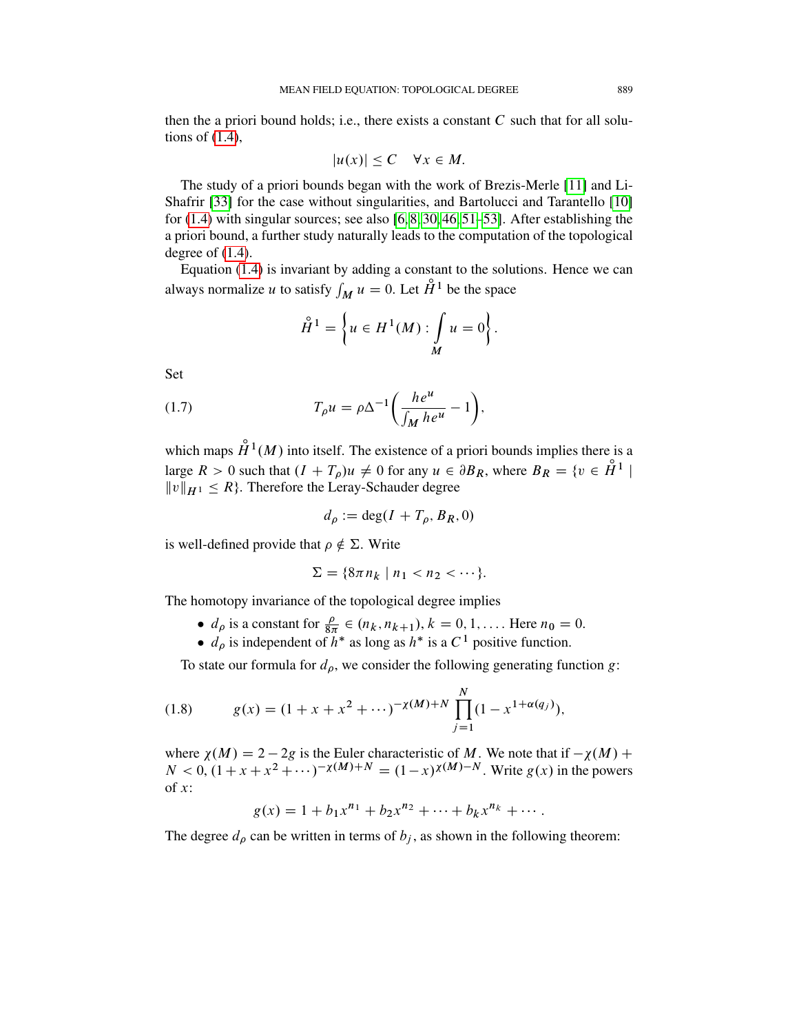then the a priori bound holds; i.e., there exists a constant $C$ such that for all solutions of (1.4),

$$|u(x)| \leq C \quad \forall x \in M.$$

The study of a priori bounds began with the work of Brezis-Merle [11] and Li-Shafrir [33] for the case without singularities, and Bartolucci and Tarantello [10] for (1.4) with singular sources; see also [6, 8, 30, 46, 51–53]. After establishing the a priori bound, a further study naturally leads to the computation of the topological degree of (1.4).

Equation (1.4) is invariant by adding a constant to the solutions. Hence we can always normalize $u$ to satisfy $\int_M u = 0$. Let $\mathring{H}^1$ be the space

$$\mathring{H}^1 = \left\{ u \in H^1(M) : \int_M u = 0 \right\}.$$

Set

$$T_\rho u = \rho \Delta^{-1}\left( \frac{he^u}{\int_M he^u} - 1 \right), \tag{1.7}$$

which maps $\mathring{H}^1(M)$ into itself. The existence of a priori bounds implies there is a large $R > 0$ such that $(I + T_\rho)u \neq 0$ for any $u \in \partial B_R$, where $B_R = \{v \in \mathring{H}^1 \mid \|v\|_{H^1} \leq R\}$. Therefore the Leray-Schauder degree

$$d_\rho := \deg(I + T_\rho, B_R, 0)$$

is well-defined provide that $\rho \notin \Sigma$. Write

$$\Sigma = \{8\pi n_k \mid n_1 < n_2 < \cdots\}.$$

The homotopy invariance of the topological degree implies

- $d_\rho$ is a constant for $\frac{\rho}{8\pi} \in (n_k, n_{k+1})$, $k = 0, 1, \ldots$. Here $n_0 = 0$.
- $d_\rho$ is independent of $h^*$ as long as $h^*$ is a $C^1$ positive function.

To state our formula for $d_\rho$, we consider the following generating function $g$:

$$g(x) = (1 + x + x^2 + \cdots)^{-\chi(M)+N} \prod_{j=1}^{N} (1 - x^{1+\alpha(q_j)}), \tag{1.8}$$

where $\chi(M) = 2 - 2g$ is the Euler characteristic of $M$. We note that if $-\chi(M) + N < 0$, $(1 + x + x^2 + \cdots)^{-\chi(M)+N} = (1 - x)^{\chi(M)-N}$. Write $g(x)$ in the powers of $x$:

$$g(x) = 1 + b_1 x^{n_1} + b_2 x^{n_2} + \cdots + b_k x^{n_k} + \cdots.$$

The degree $d_\rho$ can be written in terms of $b_j$, as shown in the following theorem: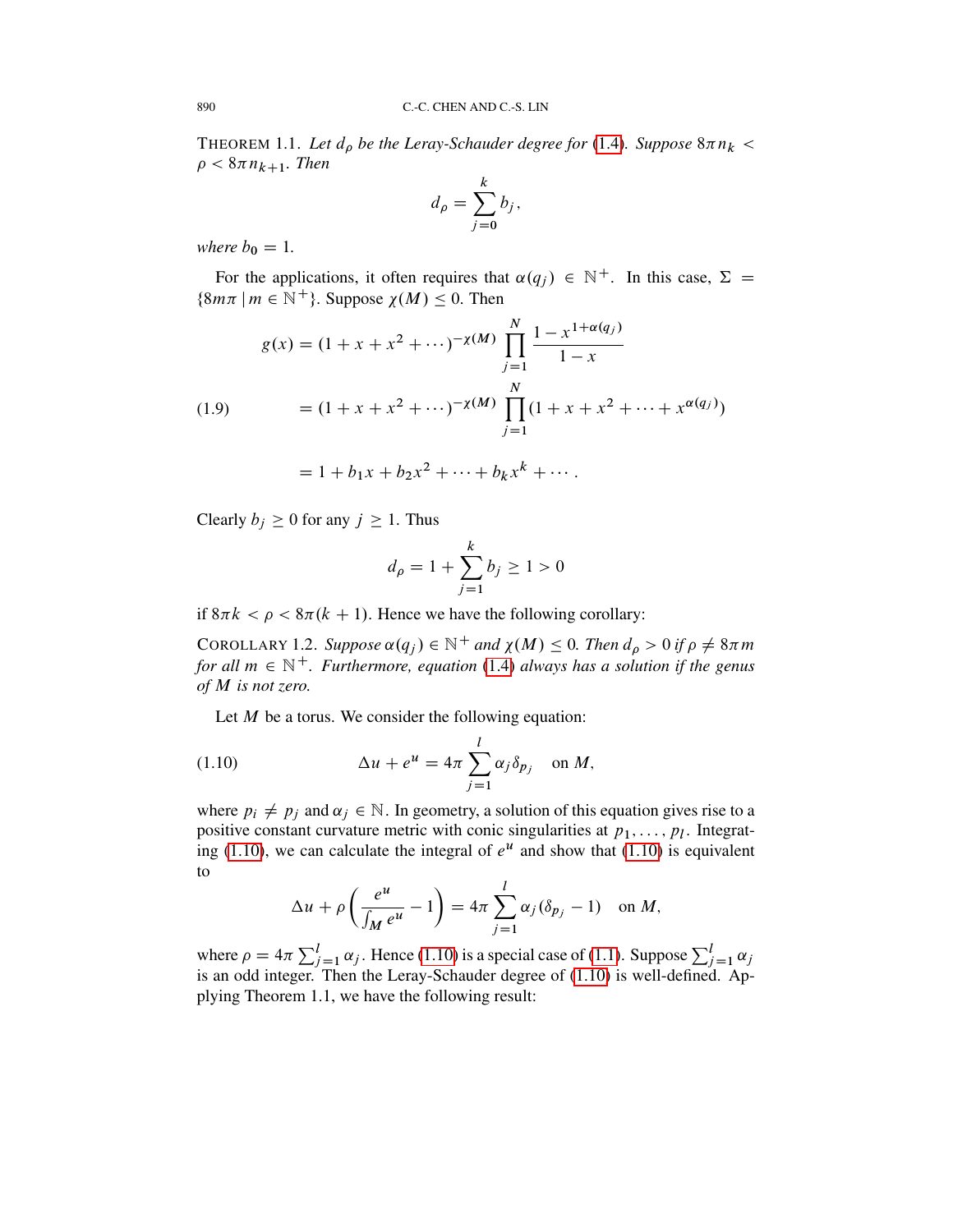THEOREM 1.1. *Let $d_\rho$ be the Leray-Schauder degree for (1.4). Suppose $8\pi n_k < \rho < 8\pi n_{k+1}$. Then*

$$d_\rho = \sum_{j=0}^{k} b_j,$$

*where $b_0 = 1$.*

For the applications, it often requires that $\alpha(q_j) \in \mathbb{N}^+$. In this case, $\Sigma = \{8m\pi \mid m \in \mathbb{N}^+\}$. Suppose $\chi(M) \leq 0$. Then

$$\begin{aligned}
g(x) &= (1 + x + x^2 + \cdots)^{-\chi(M)} \prod_{j=1}^{N} \frac{1 - x^{1+\alpha(q_j)}}{1 - x} \\
&= (1 + x + x^2 + \cdots)^{-\chi(M)} \prod_{j=1}^{N} (1 + x + x^2 + \cdots + x^{\alpha(q_j)}) \qquad (1.9) \\
&= 1 + b_1 x + b_2 x^2 + \cdots + b_k x^k + \cdots.
\end{aligned}$$

Clearly $b_j \geq 0$ for any $j \geq 1$. Thus

$$d_\rho = 1 + \sum_{j=1}^{k} b_j \geq 1 > 0$$

if $8\pi k < \rho < 8\pi(k+1)$. Hence we have the following corollary:

COROLLARY 1.2. *Suppose $\alpha(q_j) \in \mathbb{N}^+$ and $\chi(M) \leq 0$. Then $d_\rho > 0$ if $\rho \neq 8\pi m$ for all $m \in \mathbb{N}^+$. Furthermore, equation (1.4) always has a solution if the genus of $M$ is not zero.*

Let $M$ be a torus. We consider the following equation:

$$\Delta u + e^u = 4\pi \sum_{j=1}^{l} \alpha_j \delta_{p_j} \quad \text{on } M, \tag{1.10}$$

where $p_i \neq p_j$ and $\alpha_j \in \mathbb{N}$. In geometry, a solution of this equation gives rise to a positive constant curvature metric with conic singularities at $p_1, \ldots, p_l$. Integrating (1.10), we can calculate the integral of $e^u$ and show that (1.10) is equivalent to

$$\Delta u + \rho \left( \frac{e^u}{\int_M e^u} - 1 \right) = 4\pi \sum_{j=1}^{l} \alpha_j (\delta_{p_j} - 1) \quad \text{on } M,$$

where $\rho = 4\pi \sum_{j=1}^{l} \alpha_j$. Hence (1.10) is a special case of (1.1). Suppose $\sum_{j=1}^{l} \alpha_j$ is an odd integer. Then the Leray-Schauder degree of (1.10) is well-defined. Applying Theorem 1.1, we have the following result: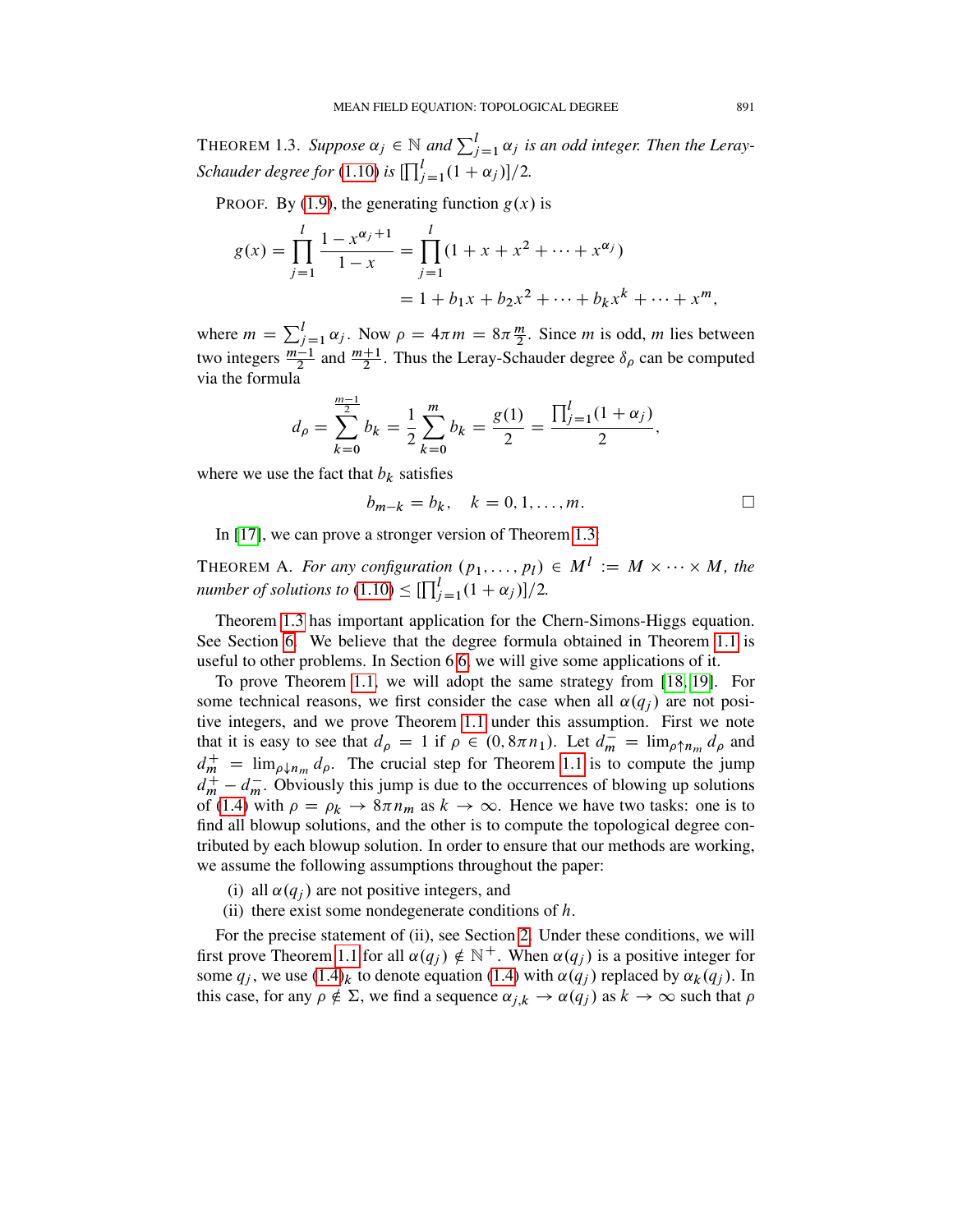THEOREM 1.3. *Suppose $\alpha_j \in \mathbb{N}$ and $\sum_{j=1}^{l} \alpha_j$ is an odd integer. Then the Leray-Schauder degree for (1.10) is $[\prod_{j=1}^{l}(1+\alpha_j)]/2$.*

PROOF. By (1.9), the generating function $g(x)$ is

$$g(x) = \prod_{j=1}^{l} \frac{1 - x^{\alpha_j+1}}{1-x} = \prod_{j=1}^{l} (1 + x + x^2 + \cdots + x^{\alpha_j})$$
$$= 1 + b_1 x + b_2 x^2 + \cdots + b_k x^k + \cdots + x^m,$$

where $m = \sum_{j=1}^{l} \alpha_j$. Now $\rho = 4\pi m = 8\pi \frac{m}{2}$. Since $m$ is odd, $m$ lies between two integers $\frac{m-1}{2}$ and $\frac{m+1}{2}$. Thus the Leray-Schauder degree $\delta_\rho$ can be computed via the formula

$$d_\rho = \sum_{k=0}^{\frac{m-1}{2}} b_k = \frac{1}{2} \sum_{k=0}^{m} b_k = \frac{g(1)}{2} = \frac{\prod_{j=1}^{l}(1+\alpha_j)}{2},$$

where we use the fact that $b_k$ satisfies

$$b_{m-k} = b_k, \quad k = 0, 1, \ldots, m. \qquad \square$$

In [17], we can prove a stronger version of Theorem 1.3:

THEOREM A. *For any configuration $(p_1, \ldots, p_l) \in M^l := M \times \cdots \times M$, the number of solutions to (1.10) $\leq [\prod_{j=1}^{l}(1+\alpha_j)]/2$.*

Theorem 1.3 has important application for the Chern-Simons-Higgs equation. See Section 6. We believe that the degree formula obtained in Theorem 1.1 is useful to other problems. In Section 6 6, we will give some applications of it.

To prove Theorem 1.1, we will adopt the same strategy from [18, 19]. For some technical reasons, we first consider the case when all $\alpha(q_j)$ are not positive integers, and we prove Theorem 1.1 under this assumption. First we note that it is easy to see that $d_\rho = 1$ if $\rho \in (0, 8\pi n_1)$. Let $d_m^- = \lim_{\rho \uparrow n_m} d_\rho$ and $d_m^+ = \lim_{\rho \downarrow n_m} d_\rho$. The crucial step for Theorem 1.1 is to compute the jump $d_m^+ - d_m^-$. Obviously this jump is due to the occurrences of blowing up solutions of (1.4) with $\rho = \rho_k \to 8\pi n_m$ as $k \to \infty$. Hence we have two tasks: one is to find all blowup solutions, and the other is to compute the topological degree contributed by each blowup solution. In order to ensure that our methods are working, we assume the following assumptions throughout the paper:

(i) all $\alpha(q_j)$ are not positive integers, and

(ii) there exist some nondegenerate conditions of $h$.

For the precise statement of (ii), see Section 2. Under these conditions, we will first prove Theorem 1.1 for all $\alpha(q_j) \notin \mathbb{N}^+$. When $\alpha(q_j)$ is a positive integer for some $q_j$, we use (1.4)$_k$ to denote equation (1.4) with $\alpha(q_j)$ replaced by $\alpha_k(q_j)$. In this case, for any $\rho \notin \Sigma$, we find a sequence $\alpha_{j,k} \to \alpha(q_j)$ as $k \to \infty$ such that $\rho$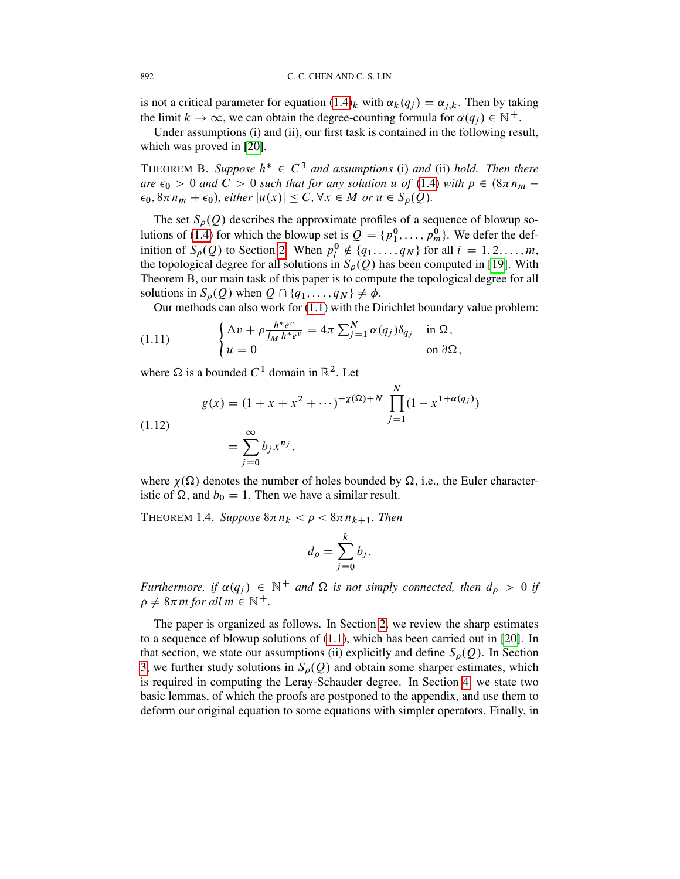is not a critical parameter for equation (1.4)$_k$ with $\alpha_k(q_j) = \alpha_{j,k}$. Then by taking the limit $k \to \infty$, we can obtain the degree-counting formula for $\alpha(q_j) \in \mathbb{N}^+$.

Under assumptions (i) and (ii), our first task is contained in the following result, which was proved in [20].

THEOREM B. *Suppose $h^* \in C^3$ and assumptions* (i) *and* (ii) *hold. Then there are $\epsilon_0 > 0$ and $C > 0$ such that for any solution $u$ of* (1.4) *with $\rho \in (8\pi n_m - \epsilon_0, 8\pi n_m + \epsilon_0)$, either $|u(x)| \leq C, \forall x \in M$ or $u \in S_\rho(Q)$.*

The set $S_\rho(Q)$ describes the approximate profiles of a sequence of blowup solutions of (1.4) for which the blowup set is $Q = \{p_1^0, \ldots, p_m^0\}$. We defer the definition of $S_\rho(Q)$ to Section 2. When $p_i^0 \notin \{q_1, \ldots, q_N\}$ for all $i = 1, 2, \ldots, m$, the topological degree for all solutions in $S_\rho(Q)$ has been computed in [19]. With Theorem B, our main task of this paper is to compute the topological degree for all solutions in $S_\rho(Q)$ when $Q \cap \{q_1, \ldots, q_N\} \neq \phi$.

Our methods can also work for (1.1) with the Dirichlet boundary value problem:

$$
\begin{cases} \Delta v + \rho \frac{h^* e^v}{\int_M h^* e^v} = 4\pi \sum_{j=1}^N \alpha(q_j)\delta_{q_j} & \text{in } \Omega, \\ u = 0 & \text{on } \partial\Omega, \end{cases} \tag{1.11}
$$

where $\Omega$ is a bounded $C^1$ domain in $\mathbb{R}^2$. Let

$$
\begin{aligned}
g(x) &= (1 + x + x^2 + \cdots)^{-\chi(\Omega)+N} \prod_{j=1}^N (1 - x^{1+\alpha(q_j)}) \\
&= \sum_{j=0}^\infty b_j x^{n_j},
\end{aligned} \tag{1.12}
$$

where $\chi(\Omega)$ denotes the number of holes bounded by $\Omega$, i.e., the Euler characteristic of $\Omega$, and $b_0 = 1$. Then we have a similar result.

THEOREM 1.4. *Suppose $8\pi n_k < \rho < 8\pi n_{k+1}$. Then*

$$
d_\rho = \sum_{j=0}^k b_j.
$$

*Furthermore, if $\alpha(q_j) \in \mathbb{N}^+$ and $\Omega$ is not simply connected, then $d_\rho > 0$ if $\rho \neq 8\pi m$ for all $m \in \mathbb{N}^+$.*

The paper is organized as follows. In Section 2, we review the sharp estimates to a sequence of blowup solutions of (1.1), which has been carried out in [20]. In that section, we state our assumptions (ii) explicitly and define $S_\rho(Q)$. In Section 3, we further study solutions in $S_\rho(Q)$ and obtain some sharper estimates, which is required in computing the Leray-Schauder degree. In Section 4, we state two basic lemmas, of which the proofs are postponed to the appendix, and use them to deform our original equation to some equations with simpler operators. Finally, in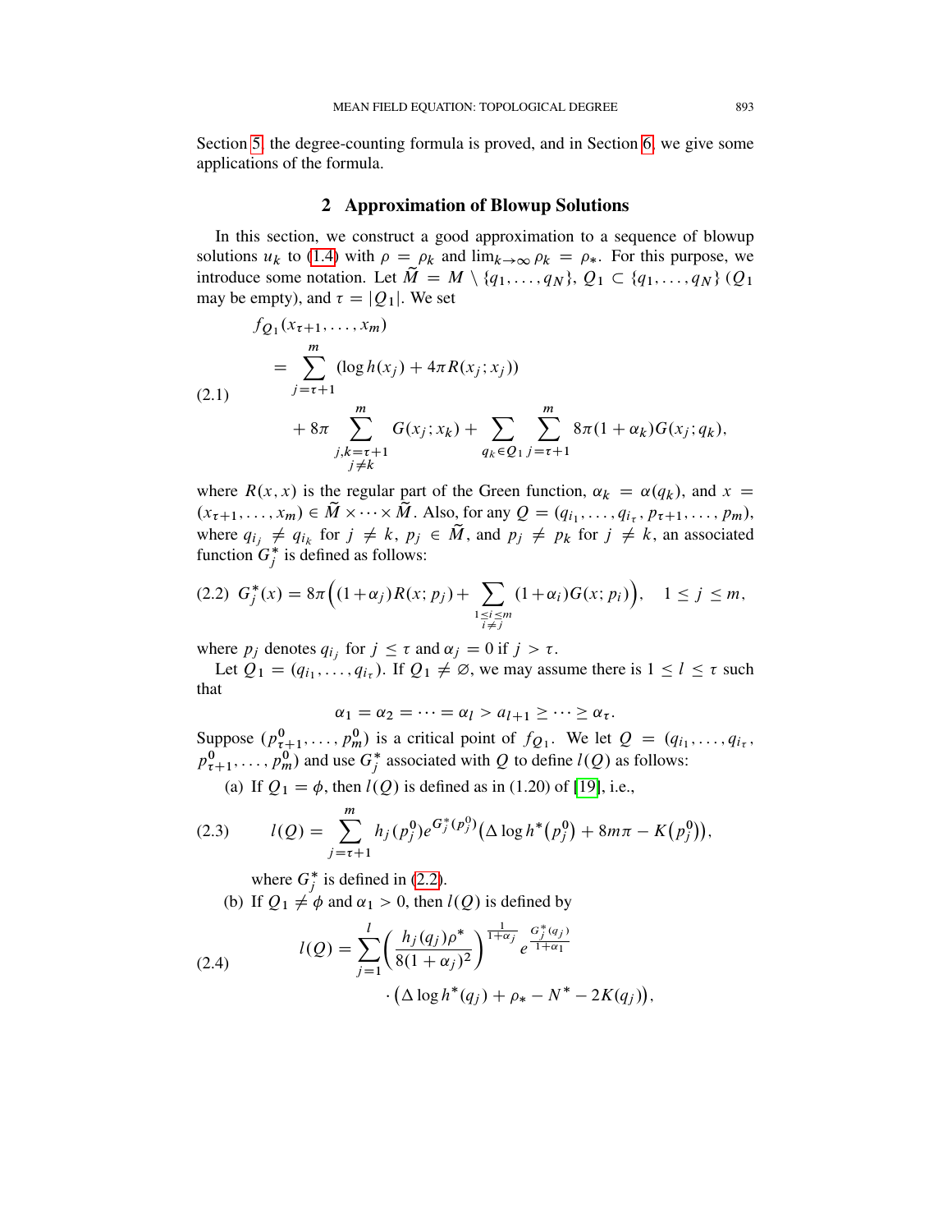Section 5, the degree-counting formula is proved, and in Section 6, we give some applications of the formula.

## 2 Approximation of Blowup Solutions

In this section, we construct a good approximation to a sequence of blowup solutions $u_k$ to (1.4) with $\rho = \rho_k$ and $\lim_{k\to\infty} \rho_k = \rho_*$. For this purpose, we introduce some notation. Let $\widetilde{M} = M \setminus \{q_1, \dots, q_N\}$, $Q_1 \subset \{q_1, \dots, q_N\}$ ($Q_1$ may be empty), and $\tau = |Q_1|$. We set

$$
\begin{aligned}
&f_{Q_1}(x_{\tau+1}, \dots, x_m) \\
&\quad = \sum_{j=\tau+1}^{m} (\log h(x_j) + 4\pi R(x_j; x_j)) \\
&\qquad + 8\pi \sum_{\substack{j,k=\tau+1 \\ j\neq k}}^{m} G(x_j; x_k) + \sum_{q_k \in Q_1} \sum_{j=\tau+1}^{m} 8\pi(1+\alpha_k) G(x_j; q_k),
\end{aligned}
\tag{2.1}
$$

where $R(x, x)$ is the regular part of the Green function, $\alpha_k = \alpha(q_k)$, and $x = (x_{\tau+1}, \dots, x_m) \in \widetilde{M} \times \dots \times \widetilde{M}$. Also, for any $Q = (q_{i_1}, \dots, q_{i_\tau}, p_{\tau+1}, \dots, p_m)$, where $q_{i_j} \neq q_{i_k}$ for $j \neq k$, $p_j \in \widetilde{M}$, and $p_j \neq p_k$ for $j \neq k$, an associated function $G_j^*$ is defined as follows:

$$
G_j^*(x) = 8\pi\Big((1+\alpha_j) R(x; p_j) + \sum_{\substack{1\le i\le m \\ i\neq j}} (1+\alpha_i) G(x; p_i)\Big), \quad 1 \le j \le m,
\tag{2.2}
$$

where $p_j$ denotes $q_{i_j}$ for $j \le \tau$ and $\alpha_j = 0$ if $j > \tau$.

Let $Q_1 = (q_{i_1}, \dots, q_{i_\tau})$. If $Q_1 \neq \varnothing$, we may assume there is $1 \le l \le \tau$ such that

$$
\alpha_1 = \alpha_2 = \dots = \alpha_l > a_{l+1} \ge \dots \ge \alpha_\tau .
$$

Suppose $(p^0_{\tau+1}, \dots, p^0_m)$ is a critical point of $f_{Q_1}$. We let $Q = (q_{i_1}, \dots, q_{i_\tau}, p^0_{\tau+1}, \dots, p^0_m)$ and use $G_j^*$ associated with $Q$ to define $l(Q)$ as follows:

(a) If $Q_1 = \phi$, then $l(Q)$ is defined as in (1.20) of [19], i.e.,

$$
l(Q) = \sum_{j=\tau+1}^{m} h_j(p_j^0) e^{G_j^*(p_j^0)} \big(\Delta \log h^*(p_j^0) + 8m\pi - K(p_j^0)\big),
\tag{2.3}
$$

where $G_j^*$ is defined in (2.2).

(b) If $Q_1 \neq \phi$ and $\alpha_1 > 0$, then $l(Q)$ is defined by

$$
\begin{aligned}
l(Q) = \sum_{j=1}^{l} &\left(\frac{h_j(q_j)\rho^*}{8(1+\alpha_j)^2}\right)^{\frac{1}{1+\alpha_j}} e^{\frac{G_j^*(q_j)}{1+\alpha_1}} \\
&\cdot \big(\Delta \log h^*(q_j) + \rho_* - N^* - 2K(q_j)\big),
\end{aligned}
\tag{2.4}
$$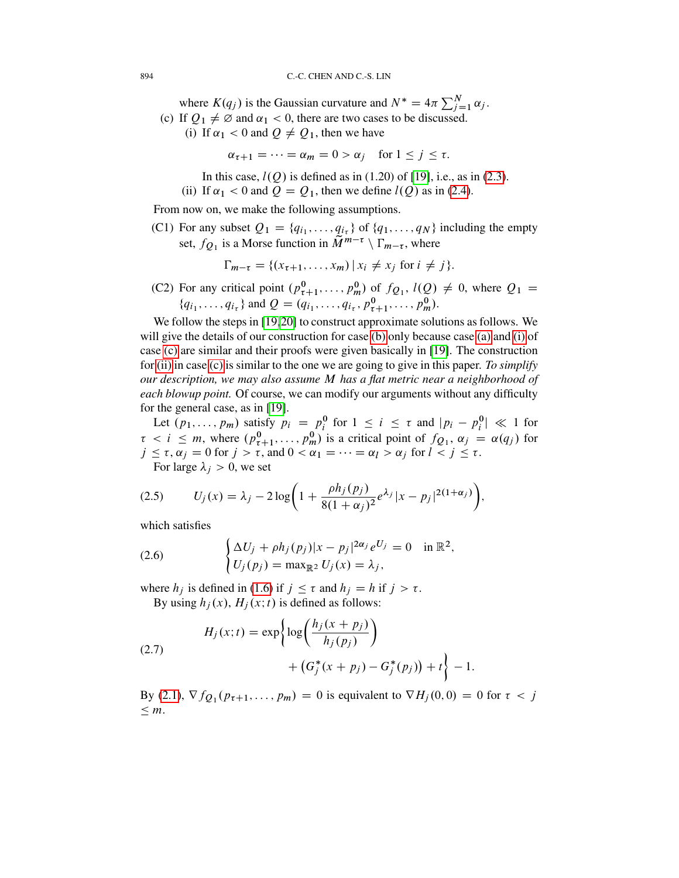where $K(q_j)$ is the Gaussian curvature and $N^* = 4\pi \sum_{j=1}^{N} \alpha_j$.

(c) If $Q_1 \neq \varnothing$ and $\alpha_1 < 0$, there are two cases to be discussed.

(i) If $\alpha_1 < 0$ and $Q \neq Q_1$, then we have

$$\alpha_{\tau+1} = \cdots = \alpha_m = 0 > \alpha_j \quad \text{for } 1 \leq j \leq \tau.$$

In this case, $l(Q)$ is defined as in (1.20) of [19], i.e., as in (2.3).

(ii) If $\alpha_1 < 0$ and $Q = Q_1$, then we define $l(Q)$ as in (2.4).

From now on, we make the following assumptions.

(C1) For any subset $Q_1 = \{q_{i_1}, \ldots, q_{i_\tau}\}$ of $\{q_1, \ldots, q_N\}$ including the empty set, $f_{Q_1}$ is a Morse function in $\widetilde{M}^{m-\tau} \setminus \Gamma_{m-\tau}$, where

$$\Gamma_{m-\tau} = \{(x_{\tau+1}, \ldots, x_m) \mid x_i \neq x_j \text{ for } i \neq j\}.$$

(C2) For any critical point $(p^0_{\tau+1}, \ldots, p^0_m)$ of $f_{Q_1}$, $l(Q) \neq 0$, where $Q_1 = \{q_{i_1}, \ldots, q_{i_\tau}\}$ and $Q = (q_{i_1}, \ldots, q_{i_\tau}, p^0_{\tau+1}, \ldots, p^0_m)$.

We follow the steps in [19,20] to construct approximate solutions as follows. We will give the details of our construction for case (b) only because case (a) and (i) of case (c) are similar and their proofs were given basically in [19]. The construction for (ii) in case (c) is similar to the one we are going to give in this paper. *To simplify our description, we may also assume $M$ has a flat metric near a neighborhood of each blowup point.* Of course, we can modify our arguments without any difficulty for the general case, as in [19].

Let $(p_1, \ldots, p_m)$ satisfy $p_i = p^0_i$ for $1 \leq i \leq \tau$ and $|p_i - p^0_i| \ll 1$ for $\tau < i \leq m$, where $(p^0_{\tau+1}, \ldots, p^0_m)$ is a critical point of $f_{Q_1}$, $\alpha_j = \alpha(q_j)$ for $j \leq \tau$, $\alpha_j = 0$ for $j > \tau$, and $0 < \alpha_1 = \cdots = \alpha_l > \alpha_j$ for $l < j \leq \tau$.

For large $\lambda_j > 0$, we set

$$U_j(x) = \lambda_j - 2\log\left(1 + \frac{\rho h_j(p_j)}{8(1+\alpha_j)^2} e^{\lambda_j} |x - p_j|^{2(1+\alpha_j)}\right), \tag{2.5}$$

which satisfies

$$\begin{cases} \Delta U_j + \rho h_j(p_j) |x - p_j|^{2\alpha_j} e^{U_j} = 0 & \text{in } \mathbb{R}^2, \\ U_j(p_j) = \max_{\mathbb{R}^2} U_j(x) = \lambda_j, \end{cases} \tag{2.6}$$

where $h_j$ is defined in (1.6) if $j \leq \tau$ and $h_j = h$ if $j > \tau$.

By using $h_j(x)$, $H_j(x; t)$ is defined as follows:

$$\begin{aligned} H_j(x; t) = \exp\bigg\{ &\log\left(\frac{h_j(x + p_j)}{h_j(p_j)}\right) \\ &+ \left(G^*_j(x + p_j) - G^*_j(p_j)\right) + t \bigg\} - 1. \end{aligned} \tag{2.7}$$

By (2.1), $\nabla f_{Q_1}(p_{\tau+1}, \ldots, p_m) = 0$ is equivalent to $\nabla H_j(0, 0) = 0$ for $\tau < j \leq m$.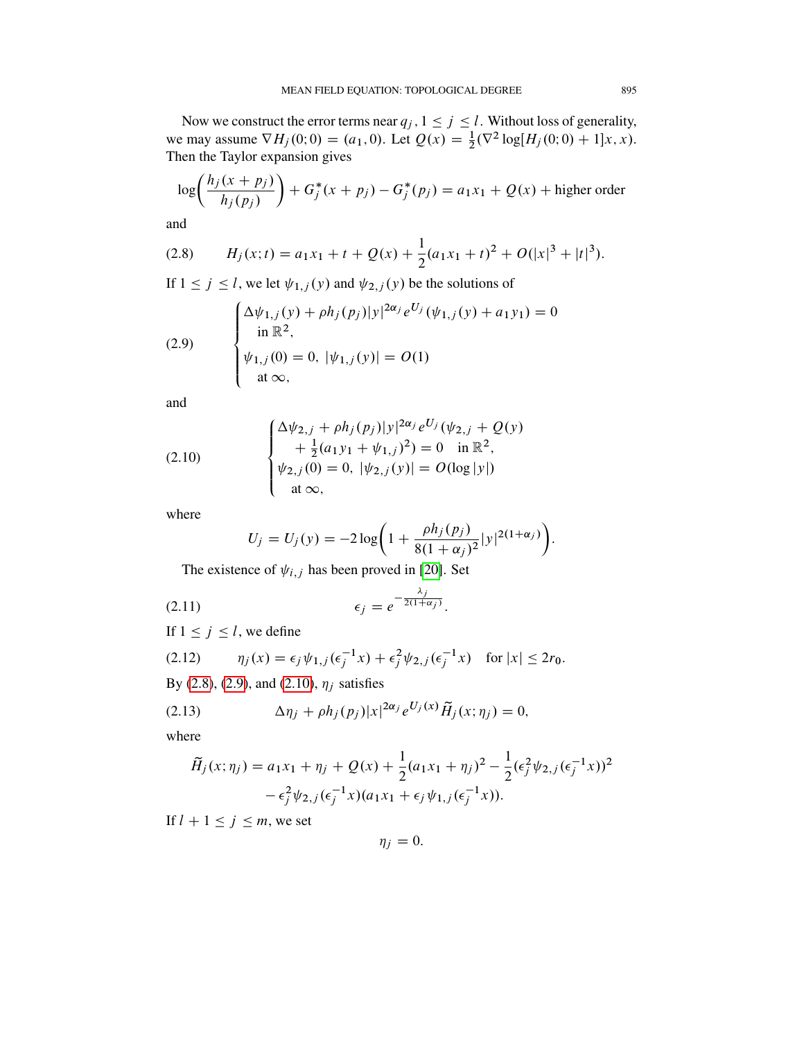Now we construct the error terms near $q_j$, $1 \le j \le l$. Without loss of generality, we may assume $\nabla H_j(0;0) = (a_1, 0)$. Let $Q(x) = \frac{1}{2}(\nabla^2 \log[H_j(0;0)+1]x, x)$. Then the Taylor expansion gives

$$\log\left(\frac{h_j(x+p_j)}{h_j(p_j)}\right) + G_j^*(x+p_j) - G_j^*(p_j) = a_1 x_1 + Q(x) + \text{higher order}$$

and

$$H_j(x;t) = a_1 x_1 + t + Q(x) + \frac{1}{2}(a_1 x_1 + t)^2 + O(|x|^3 + |t|^3). \tag{2.8}$$

If $1 \le j \le l$, we let $\psi_{1,j}(y)$ and $\psi_{2,j}(y)$ be the solutions of

$$\begin{cases} \Delta \psi_{1,j}(y) + \rho h_j(p_j)|y|^{2\alpha_j} e^{U_j}(\psi_{1,j}(y) + a_1 y_1) = 0 \\ \quad \text{in } \mathbb{R}^2, \\ \psi_{1,j}(0) = 0,\ |\psi_{1,j}(y)| = O(1) \\ \quad \text{at } \infty, \end{cases} \tag{2.9}$$

and

$$\begin{cases} \Delta \psi_{2,j} + \rho h_j(p_j)|y|^{2\alpha_j} e^{U_j}(\psi_{2,j} + Q(y) \\ \quad + \frac{1}{2}(a_1 y_1 + \psi_{1,j})^2) = 0 \quad \text{in } \mathbb{R}^2, \\ \psi_{2,j}(0) = 0,\ |\psi_{2,j}(y)| = O(\log|y|) \\ \quad \text{at } \infty, \end{cases} \tag{2.10}$$

where

$$U_j = U_j(y) = -2\log\left(1 + \frac{\rho h_j(p_j)}{8(1+\alpha_j)^2}|y|^{2(1+\alpha_j)}\right).$$

The existence of $\psi_{i,j}$ has been proved in [20]. Set

$$\epsilon_j = e^{-\frac{\lambda_j}{2(1+\alpha_j)}}. \tag{2.11}$$

If $1 \le j \le l$, we define

$$\eta_j(x) = \epsilon_j \psi_{1,j}(\epsilon_j^{-1}x) + \epsilon_j^2 \psi_{2,j}(\epsilon_j^{-1}x) \quad \text{for } |x| \le 2r_0. \tag{2.12}$$

By (2.8), (2.9), and (2.10), $\eta_j$ satisfies

$$\Delta \eta_j + \rho h_j(p_j)|x|^{2\alpha_j} e^{U_j(x)} \widetilde{H}_j(x;\eta_j) = 0, \tag{2.13}$$

where

$$\begin{aligned} \widetilde{H}_j(x;\eta_j) = a_1 x_1 + \eta_j + Q(x) + \frac{1}{2}(a_1 x_1 + \eta_j)^2 - \frac{1}{2}(\epsilon_j^2 \psi_{2,j}(\epsilon_j^{-1}x))^2 \\ - \epsilon_j^2 \psi_{2,j}(\epsilon_j^{-1}x)(a_1 x_1 + \epsilon_j \psi_{1,j}(\epsilon_j^{-1}x)). \end{aligned}$$

If $l+1 \le j \le m$, we set

$$\eta_j = 0.$$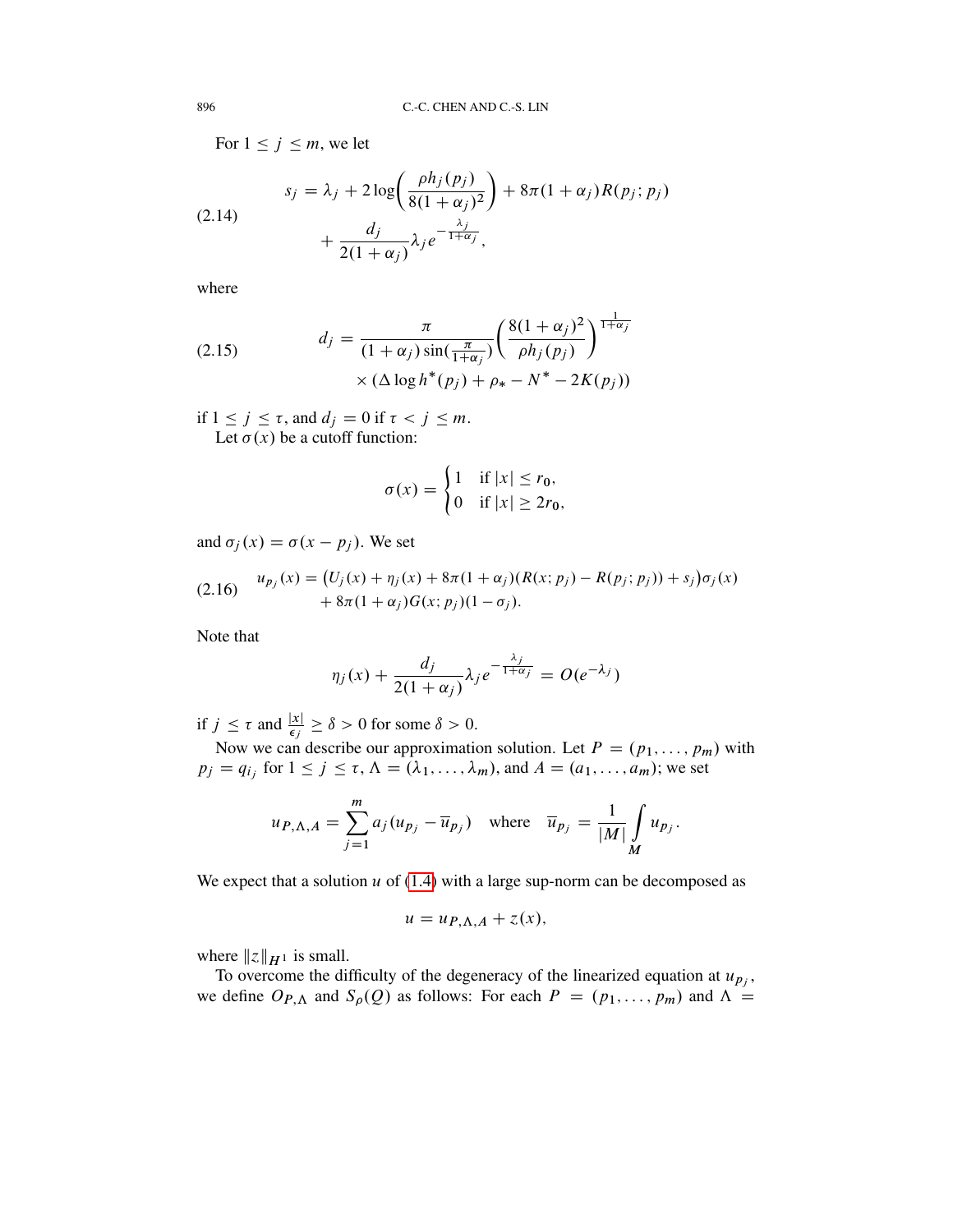For $1 \le j \le m$, we let

$$
\begin{aligned}
s_j &= \lambda_j + 2\log\left(\frac{\rho h_j(p_j)}{8(1+\alpha_j)^2}\right) + 8\pi(1+\alpha_j)R(p_j;p_j) \\
&\quad + \frac{d_j}{2(1+\alpha_j)}\lambda_j e^{-\frac{\lambda_j}{1+\alpha_j}},
\end{aligned}
\tag{2.14}
$$

where

$$
\begin{aligned}
d_j &= \frac{\pi}{(1+\alpha_j)\sin(\frac{\pi}{1+\alpha_j})}\left(\frac{8(1+\alpha_j)^2}{\rho h_j(p_j)}\right)^{\frac{1}{1+\alpha_j}} \\
&\quad \times (\Delta \log h^*(p_j) + \rho_* - N^* - 2K(p_j))
\end{aligned}
\tag{2.15}
$$

if $1 \le j \le \tau$, and $d_j = 0$ if $\tau < j \le m$.

Let $\sigma(x)$ be a cutoff function:

$$
\sigma(x) = \begin{cases} 1 & \text{if } |x| \le r_0, \\ 0 & \text{if } |x| \ge 2r_0, \end{cases}
$$

and $\sigma_j(x) = \sigma(x - p_j)$. We set

$$
\begin{aligned}
u_{p_j}(x) &= \big(U_j(x) + \eta_j(x) + 8\pi(1+\alpha_j)(R(x;p_j) - R(p_j;p_j)) + s_j\big)\sigma_j(x) \\
&\quad + 8\pi(1+\alpha_j)G(x;p_j)(1-\sigma_j).
\end{aligned}
\tag{2.16}
$$

Note that

$$
\eta_j(x) + \frac{d_j}{2(1+\alpha_j)}\lambda_j e^{-\frac{\lambda_j}{1+\alpha_j}} = O(e^{-\lambda_j})
$$

if $j \le \tau$ and $\frac{|x|}{\epsilon_j} \ge \delta > 0$ for some $\delta > 0$.

Now we can describe our approximation solution. Let $P = (p_1, \dots, p_m)$ with $p_j = q_{i_j}$ for $1 \le j \le \tau$, $\Lambda = (\lambda_1, \dots, \lambda_m)$, and $A = (a_1, \dots, a_m)$; we set

$$
u_{P,\Lambda,A} = \sum_{j=1}^{m} a_j(u_{p_j} - \overline{u}_{p_j}) \quad \text{where} \quad \overline{u}_{p_j} = \frac{1}{|M|}\int_M u_{p_j}.
$$

We expect that a solution $u$ of (1.4) with a large sup-norm can be decomposed as

$$
u = u_{P,\Lambda,A} + z(x),
$$

where $\|z\|_{H^1}$ is small.

To overcome the difficulty of the degeneracy of the linearized equation at $u_{p_j}$, we define $O_{P,\Lambda}$ and $S_\rho(Q)$ as follows: For each $P = (p_1, \dots, p_m)$ and $\Lambda =$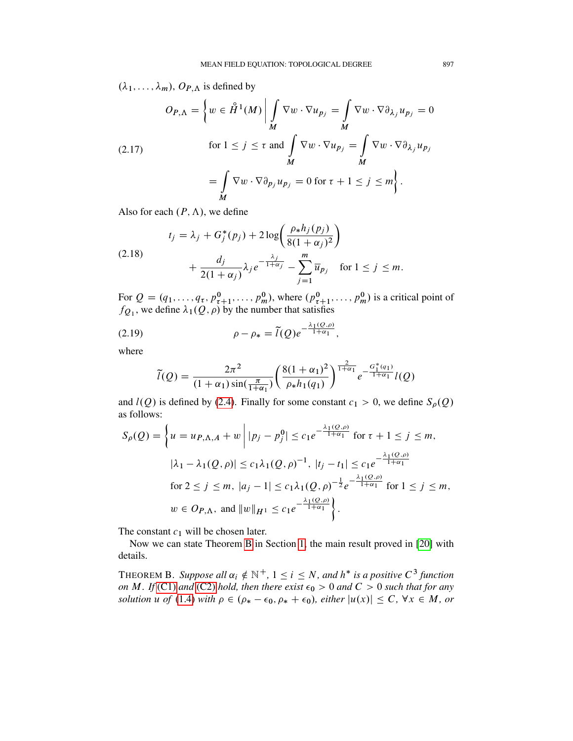$(\lambda_1, \ldots, \lambda_m)$, $O_{P,\Lambda}$ is defined by

$$
O_{P,\Lambda} = \Big\{ w \in \mathring{H}^1(M) \,\Big|\, \int_M \nabla w \cdot \nabla u_{p_j} = \int_M \nabla w \cdot \nabla \partial_{\lambda_j} u_{p_j} = 0 \text{ for } 1 \le j \le \tau \text{ and } \int_M \nabla w \cdot \nabla u_{p_j} = \int_M \nabla w \cdot \nabla \partial_{\lambda_j} u_{p_j} = \int_M \nabla w \cdot \nabla \partial_{p_j} u_{p_j} = 0 \text{ for } \tau+1 \le j \le m \Big\}. \tag{2.17}
$$

Also for each $(P, \Lambda)$, we define

$$
t_j = \lambda_j + G_j^*(p_j) + 2\log\left(\frac{\rho_* h_j(p_j)}{8(1+\alpha_j)^2}\right) + \frac{d_j}{2(1+\alpha_j)} \lambda_j e^{-\frac{\lambda_j}{1+\alpha_j}} - \sum_{j=1}^m \overline{u}_{p_j} \quad \text{for } 1 \le j \le m. \tag{2.18}
$$

For $Q = (q_1, \ldots, q_\tau, p_{\tau+1}^0, \ldots, p_m^0)$, where $(p_{\tau+1}^0, \ldots, p_m^0)$ is a critical point of $f_{Q_1}$, we define $\lambda_1(Q, \rho)$ by the number that satisfies

$$
\rho - \rho_* = \widetilde{l}(Q) e^{-\frac{\lambda_1(Q,\rho)}{1+\alpha_1}}, \tag{2.19}
$$

where

$$
\widetilde{l}(Q) = \frac{2\pi^2}{(1+\alpha_1)\sin(\frac{\pi}{1+\alpha_1})} \left(\frac{8(1+\alpha_1)^2}{\rho_* h_1(q_1)}\right)^{\frac{2}{1+\alpha_1}} e^{-\frac{G_1^*(q_1)}{1+\alpha_1}} l(Q)
$$

and $l(Q)$ is defined by (2.4). Finally for some constant $c_1 > 0$, we define $S_\rho(Q)$ as follows:

$$
\begin{aligned}
S_\rho(Q) = \Big\{ u = u_{P,\Lambda,A} + w \,\Big|\, & |p_j - p_j^0| \le c_1 e^{-\frac{\lambda_1(Q,\rho)}{1+\alpha_1}} \text{ for } \tau+1 \le j \le m, \\
& |\lambda_1 - \lambda_1(Q,\rho)| \le c_1 \lambda_1(Q,\rho)^{-1}, \ |t_j - t_1| \le c_1 e^{-\frac{\lambda_1(Q,\rho)}{1+\alpha_1}} \\
& \text{for } 2 \le j \le m, \ |a_j - 1| \le c_1 \lambda_1(Q,\rho)^{-\frac{1}{2}} e^{-\frac{\lambda_1(Q,\rho)}{1+\alpha_1}} \text{ for } 1 \le j \le m, \\
& w \in O_{P,\Lambda}, \text{ and } \|w\|_{H^1} \le c_1 e^{-\frac{\lambda_1(Q,\rho)}{1+\alpha_1}} \Big\}.
\end{aligned}
$$

The constant $c_1$ will be chosen later.

Now we can state Theorem B in Section 1, the main result proved in [20] with details.

THEOREM B. *Suppose all $\alpha_i \notin \mathbb{N}^+$, $1 \le i \le N$, and $h^*$ is a positive $C^3$ function on $M$. If (C1) and (C2) hold, then there exist $\epsilon_0 > 0$ and $C > 0$ such that for any solution $u$ of (1.4) with $\rho \in (\rho_* - \epsilon_0, \rho_* + \epsilon_0)$, either $|u(x)| \le C$, $\forall x \in M$, or*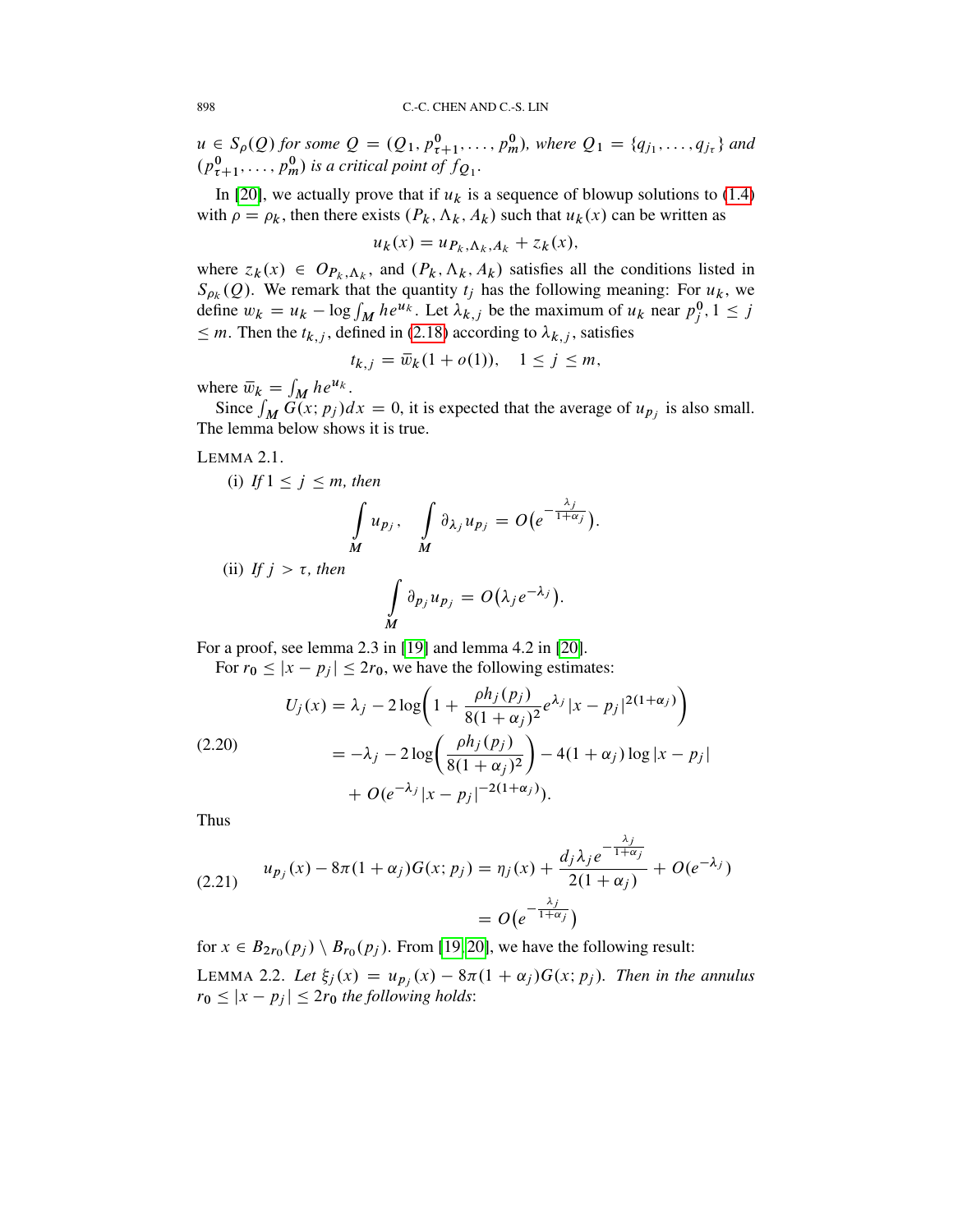$u \in S_\rho(Q)$ *for some* $Q = (Q_1, p^0_{\tau+1}, \dots, p^0_m)$, *where* $Q_1 = \{q_{j_1}, \dots, q_{j_\tau}\}$ *and* $(p^0_{\tau+1}, \dots, p^0_m)$ *is a critical point of* $f_{Q_1}$.

In [20], we actually prove that if $u_k$ is a sequence of blowup solutions to (1.4) with $\rho = \rho_k$, then there exists $(P_k, \Lambda_k, A_k)$ such that $u_k(x)$ can be written as

$$u_k(x) = u_{P_k, \Lambda_k, A_k} + z_k(x),$$

where $z_k(x) \in O_{P_k, \Lambda_k}$, and $(P_k, \Lambda_k, A_k)$ satisfies all the conditions listed in $S_{\rho_k}(Q)$. We remark that the quantity $t_j$ has the following meaning: For $u_k$, we define $w_k = u_k - \log \int_M h e^{u_k}$. Let $\lambda_{k,j}$ be the maximum of $u_k$ near $p^0_j$, $1 \le j \le m$. Then the $t_{k,j}$, defined in (2.18) according to $\lambda_{k,j}$, satisfies

$$t_{k,j} = \bar{w}_k(1 + o(1)), \quad 1 \le j \le m,$$

where $\bar{w}_k = \int_M h e^{u_k}$.

Since $\int_M G(x; p_j)dx = 0$, it is expected that the average of $u_{p_j}$ is also small. The lemma below shows it is true.

LEMMA 2.1.

(i) *If* $1 \le j \le m$, *then*

$$\int_M u_{p_j}, \quad \int_M \partial_{\lambda_j} u_{p_j} = O\big(e^{-\frac{\lambda_j}{1+\alpha_j}}\big).$$

(ii) *If* $j > \tau$, *then*

$$\int_M \partial_{p_j} u_{p_j} = O\big(\lambda_j e^{-\lambda_j}\big).$$

For a proof, see lemma 2.3 in [19] and lemma 4.2 in [20].

For $r_0 \le |x - p_j| \le 2r_0$, we have the following estimates:

$$\begin{aligned} U_j(x) &= \lambda_j - 2\log\left(1 + \frac{\rho h_j(p_j)}{8(1+\alpha_j)^2} e^{\lambda_j} |x - p_j|^{2(1+\alpha_j)}\right) \\ &= -\lambda_j - 2\log\left(\frac{\rho h_j(p_j)}{8(1+\alpha_j)^2}\right) - 4(1+\alpha_j)\log|x - p_j| \\ &\quad + O(e^{-\lambda_j}|x - p_j|^{-2(1+\alpha_j)}). \end{aligned} \tag{2.20}$$

Thus

$$\begin{aligned} u_{p_j}(x) - 8\pi(1+\alpha_j)G(x; p_j) &= \eta_j(x) + \frac{d_j \lambda_j e^{-\frac{\lambda_j}{1+\alpha_j}}}{2(1+\alpha_j)} + O(e^{-\lambda_j}) \\ &= O\big(e^{-\frac{\lambda_j}{1+\alpha_j}}\big) \end{aligned} \tag{2.21}$$

for $x \in B_{2r_0}(p_j) \setminus B_{r_0}(p_j)$. From [19, 20], we have the following result:

LEMMA 2.2. *Let* $\xi_j(x) = u_{p_j}(x) - 8\pi(1+\alpha_j)G(x; p_j)$. *Then in the annulus* $r_0 \le |x - p_j| \le 2r_0$ *the following holds*: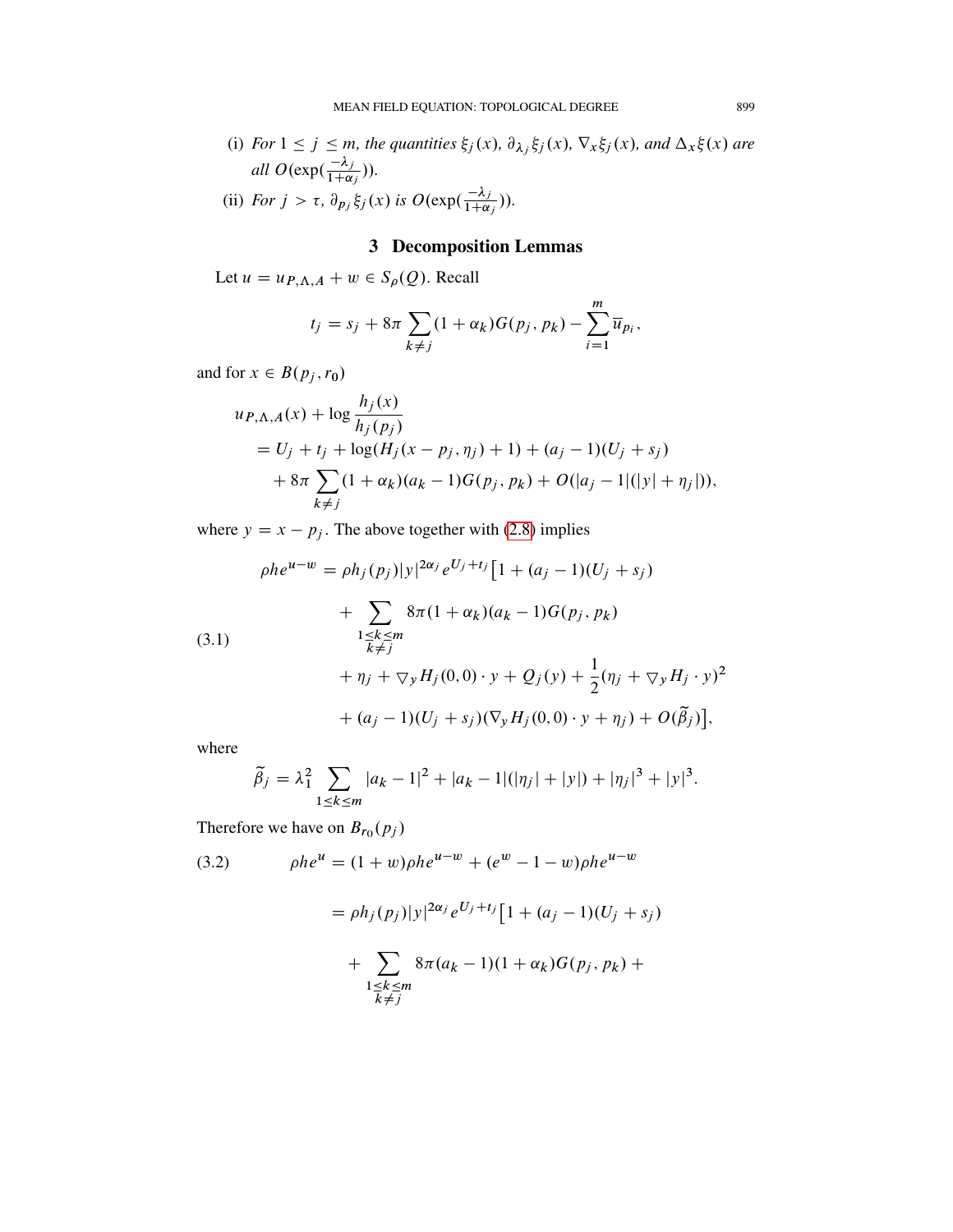(i) *For* $1 \le j \le m$*, the quantities* $\xi_j(x)$*,* $\partial_{\lambda_j}\xi_j(x)$*,* $\nabla_x \xi_j(x)$*, and* $\Delta_x \xi(x)$ *are all* $O(\exp(\frac{-\lambda_j}{1+\alpha_j}))$*.*

(ii) *For* $j > \tau$*,* $\partial_{p_j}\xi_j(x)$ *is* $O(\exp(\frac{-\lambda_j}{1+\alpha_j}))$*.*

## 3 Decomposition Lemmas

Let $u = u_{P,\Lambda,A} + w \in S_\rho(Q)$. Recall

$$t_j = s_j + 8\pi \sum_{k \ne j} (1+\alpha_k) G(p_j, p_k) - \sum_{i=1}^{m} \overline{u}_{p_i},$$

and for $x \in B(p_j, r_0)$

$$\begin{aligned}
u_{P,\Lambda,A}(x) &+ \log \frac{h_j(x)}{h_j(p_j)} \\
&= U_j + t_j + \log(H_j(x-p_j, \eta_j) + 1) + (a_j - 1)(U_j + s_j) \\
&\quad + 8\pi \sum_{k \ne j} (1+\alpha_k)(a_k - 1) G(p_j, p_k) + O(|a_j - 1|(|y| + \eta_j|)),
\end{aligned}$$

where $y = x - p_j$. The above together with (2.8) implies

$$\begin{aligned}
\rho h e^{u-w} &= \rho h_j(p_j)|y|^{2\alpha_j} e^{U_j + t_j}\big[1 + (a_j - 1)(U_j + s_j) \\
&\quad + \sum_{\substack{1 \le k \le m \\ k \ne j}} 8\pi(1+\alpha_k)(a_k - 1) G(p_j, p_k) \\
&\quad + \eta_j + \triangledown_y H_j(0,0)\cdot y + Q_j(y) + \frac{1}{2}(\eta_j + \triangledown_y H_j \cdot y)^2 \\
&\quad + (a_j - 1)(U_j + s_j)(\nabla_y H_j(0,0)\cdot y + \eta_j) + O(\widetilde{\beta}_j)\big],
\end{aligned} \tag{3.1}$$

where

$$\widetilde{\beta}_j = \lambda_1^2 \sum_{1 \le k \le m} |a_k - 1|^2 + |a_k - 1|(|\eta_j| + |y|) + |\eta_j|^3 + |y|^3.$$

Therefore we have on $B_{r_0}(p_j)$

$$\begin{aligned}
\rho h e^{u} &= (1+w)\rho h e^{u-w} + (e^w - 1 - w)\rho h e^{u-w} \\
&= \rho h_j(p_j)|y|^{2\alpha_j} e^{U_j + t_j}\big[1 + (a_j - 1)(U_j + s_j) \\
&\quad + \sum_{\substack{1 \le k \le m \\ k \ne j}} 8\pi(a_k - 1)(1+\alpha_k) G(p_j, p_k) +
\end{aligned} \tag{3.2}$$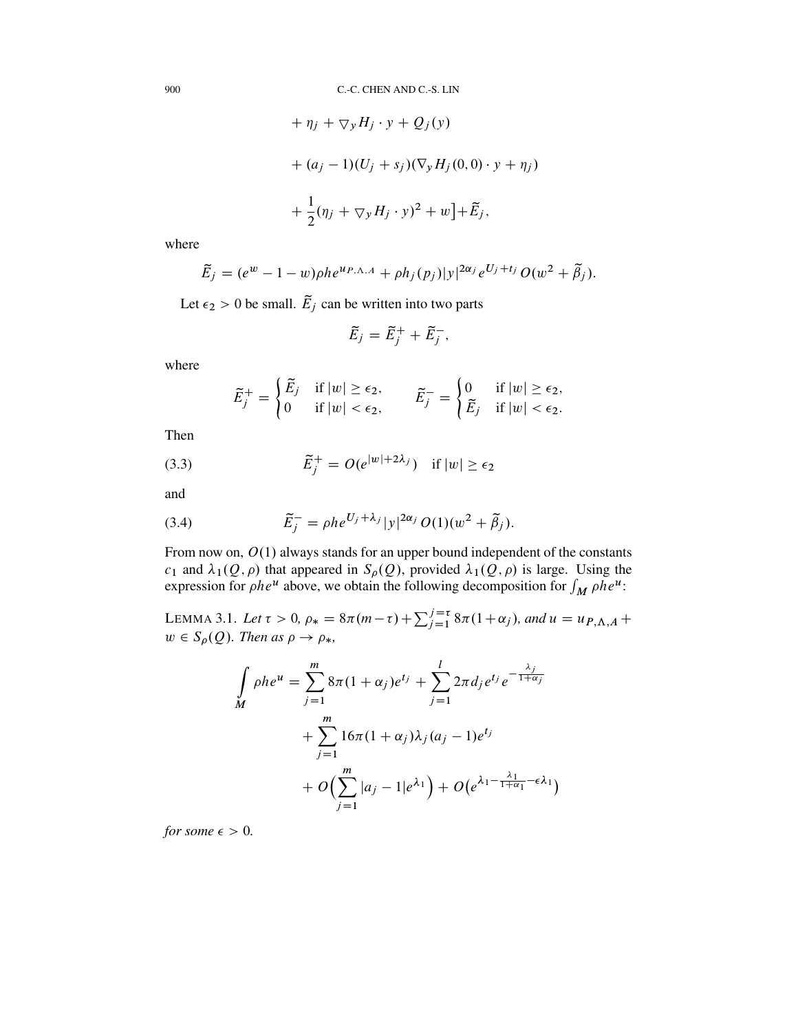$$
\begin{aligned}
&+ \eta_j + \nabla_y H_j \cdot y + Q_j(y) \\
&+ (a_j - 1)(U_j + s_j)(\nabla_y H_j(0,0) \cdot y + \eta_j) \\
&+ \frac{1}{2}(\eta_j + \nabla_y H_j \cdot y)^2 + w\big] + \widetilde{E}_j,
\end{aligned}
$$

where

$$
\widetilde{E}_j = (e^w - 1 - w)\rho h e^{u_{P,\Lambda,A}} + \rho h_j(p_j)|y|^{2\alpha_j} e^{U_j + t_j} O(w^2 + \widetilde{\beta}_j).
$$

Let $\epsilon_2 > 0$ be small. $\widetilde{E}_j$ can be written into two parts

$$
\widetilde{E}_j = \widetilde{E}_j^+ + \widetilde{E}_j^-,
$$

where

$$
\widetilde{E}_j^+ = \begin{cases} \widetilde{E}_j & \text{if } |w| \geq \epsilon_2, \\ 0 & \text{if } |w| < \epsilon_2, \end{cases} \qquad \widetilde{E}_j^- = \begin{cases} 0 & \text{if } |w| \geq \epsilon_2, \\ \widetilde{E}_j & \text{if } |w| < \epsilon_2. \end{cases}
$$

Then

$$
\widetilde{E}_j^+ = O(e^{|w| + 2\lambda_j}) \quad \text{if } |w| \geq \epsilon_2 \tag{3.3}
$$

and

$$
\widetilde{E}_j^- = \rho h e^{U_j + \lambda_j} |y|^{2\alpha_j} O(1)(w^2 + \widetilde{\beta}_j). \tag{3.4}
$$

From now on, $O(1)$ always stands for an upper bound independent of the constants $c_1$ and $\lambda_1(Q, \rho)$ that appeared in $S_\rho(Q)$, provided $\lambda_1(Q, \rho)$ is large. Using the expression for $\rho h e^u$ above, we obtain the following decomposition for $\int_M \rho h e^u$:

LEMMA 3.1. *Let $\tau > 0$, $\rho_* = 8\pi(m - \tau) + \sum_{j=1}^{j=\tau} 8\pi(1 + \alpha_j)$, and $u = u_{P,\Lambda,A} + w \in S_\rho(Q)$. Then as $\rho \to \rho_*$,*

$$
\begin{aligned}
\int_M \rho h e^u &= \sum_{j=1}^m 8\pi(1 + \alpha_j) e^{t_j} + \sum_{j=1}^l 2\pi d_j e^{t_j} e^{-\frac{\lambda_j}{1 + \alpha_j}} \\
&\quad + \sum_{j=1}^m 16\pi(1 + \alpha_j)\lambda_j(a_j - 1)e^{t_j} \\
&\quad + O\Big(\sum_{j=1}^m |a_j - 1| e^{\lambda_1}\Big) + O\big(e^{\lambda_1 - \frac{\lambda_1}{1 + \alpha_1} - \epsilon\lambda_1}\big)
\end{aligned}
$$

*for some $\epsilon > 0$.*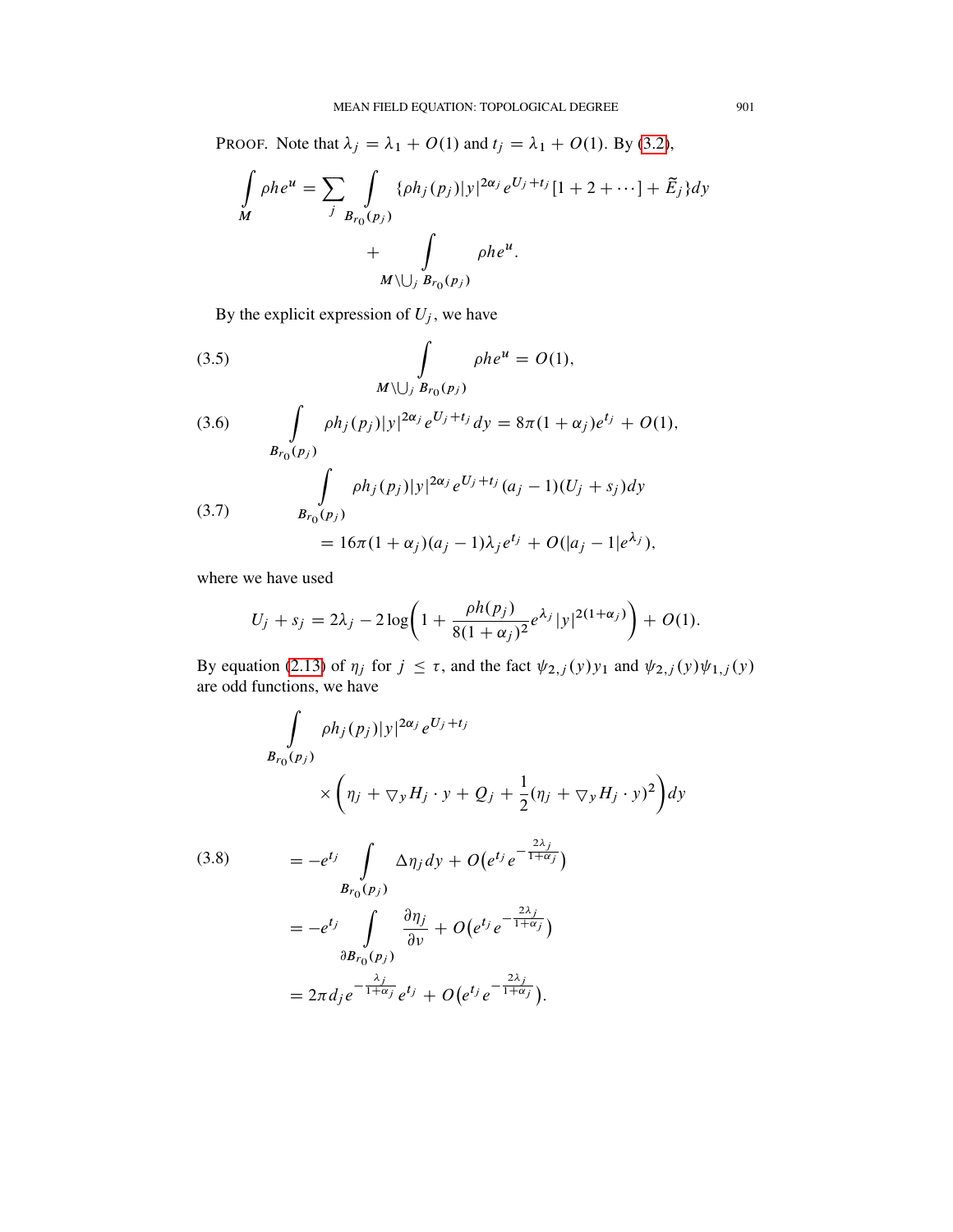PROOF. Note that $\lambda_j = \lambda_1 + O(1)$ and $t_j = \lambda_1 + O(1)$. By (3.2),

$$\int_M \rho h e^u = \sum_j \int_{B_{r_0}(p_j)} \{\rho h_j(p_j)|y|^{2\alpha_j} e^{U_j+t_j}[1+2+\cdots] + \widetilde{E}_j\} dy + \int_{M\setminus \bigcup_j B_{r_0}(p_j)} \rho h e^u.$$

By the explicit expression of $U_j$, we have

$$\int_{M\setminus \bigcup_j B_{r_0}(p_j)} \rho h e^u = O(1), \tag{3.5}$$

$$\int_{B_{r_0}(p_j)} \rho h_j(p_j)|y|^{2\alpha_j} e^{U_j+t_j} dy = 8\pi(1+\alpha_j)e^{t_j} + O(1), \tag{3.6}$$

$$\begin{aligned} &\int_{B_{r_0}(p_j)} \rho h_j(p_j)|y|^{2\alpha_j} e^{U_j+t_j}(a_j-1)(U_j+s_j)dy \\ &\quad = 16\pi(1+\alpha_j)(a_j-1)\lambda_j e^{t_j} + O(|a_j-1|e^{\lambda_j}), \end{aligned} \tag{3.7}$$

where we have used

$$U_j + s_j = 2\lambda_j - 2\log\left(1 + \frac{\rho h(p_j)}{8(1+\alpha_j)^2} e^{\lambda_j}|y|^{2(1+\alpha_j)}\right) + O(1).$$

By equation (2.13) of $\eta_j$ for $j \le \tau$, and the fact $\psi_{2,j}(y)y_1$ and $\psi_{2,j}(y)\psi_{1,j}(y)$ are odd functions, we have

$$\begin{aligned} &\int_{B_{r_0}(p_j)} \rho h_j(p_j)|y|^{2\alpha_j} e^{U_j+t_j} \\ &\qquad \times \left(\eta_j + \nabla_y H_j \cdot y + Q_j + \frac{1}{2}(\eta_j + \nabla_y H_j \cdot y)^2\right) dy \\ &= -e^{t_j} \int_{B_{r_0}(p_j)} \Delta \eta_j \, dy + O\big(e^{t_j} e^{-\frac{2\lambda_j}{1+\alpha_j}}\big) \\ &= -e^{t_j} \int_{\partial B_{r_0}(p_j)} \frac{\partial \eta_j}{\partial \nu} + O\big(e^{t_j} e^{-\frac{2\lambda_j}{1+\alpha_j}}\big) \\ &= 2\pi d_j e^{-\frac{\lambda_j}{1+\alpha_j}} e^{t_j} + O\big(e^{t_j} e^{-\frac{2\lambda_j}{1+\alpha_j}}\big). \end{aligned} \tag{3.8}$$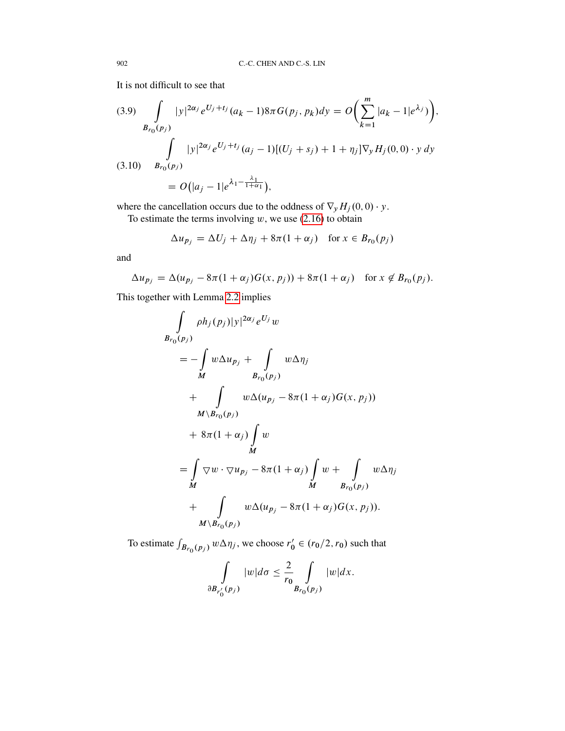It is not difficult to see that

$$
\int_{B_{r_0}(p_j)} |y|^{2\alpha_j} e^{U_j+t_j}(a_k-1)8\pi G(p_j,p_k)dy = O\Big(\sum_{k=1}^m |a_k-1|e^{\lambda_j}\Big), \tag{3.9}
$$

$$
\begin{aligned}
&\int_{B_{r_0}(p_j)} |y|^{2\alpha_j} e^{U_j+t_j}(a_j-1)[(U_j+s_j)+1+\eta_j]\nabla_y H_j(0,0)\cdot y\, dy \\
&\quad = O\big(|a_j-1|e^{\lambda_1-\frac{\lambda_1}{1+\alpha_1}}\big),
\end{aligned} \tag{3.10}
$$

where the cancellation occurs due to the oddness of $\nabla_y H_j(0,0)\cdot y$.

To estimate the terms involving $w$, we use (2.16) to obtain

$$
\Delta u_{p_j} = \Delta U_j + \Delta \eta_j + 8\pi(1+\alpha_j) \quad \text{for } x \in B_{r_0}(p_j)
$$

and

$$
\Delta u_{p_j} = \Delta(u_{p_j} - 8\pi(1+\alpha_j)G(x,p_j)) + 8\pi(1+\alpha_j) \quad \text{for } x \notin B_{r_0}(p_j).
$$

This together with Lemma 2.2 implies

$$
\begin{aligned}
&\int_{B_{r_0}(p_j)} \rho h_j(p_j)|y|^{2\alpha_j} e^{U_j} w \\
&\quad = -\int_M w\Delta u_{p_j} + \int_{B_{r_0}(p_j)} w\Delta\eta_j \\
&\qquad + \int_{M\setminus B_{r_0}(p_j)} w\Delta(u_{p_j} - 8\pi(1+\alpha_j)G(x,p_j)) \\
&\qquad + 8\pi(1+\alpha_j)\int_M w \\
&\quad = \int_M \nabla w\cdot\nabla u_{p_j} - 8\pi(1+\alpha_j)\int_M w + \int_{B_{r_0}(p_j)} w\Delta\eta_j \\
&\qquad + \int_{M\setminus B_{r_0}(p_j)} w\Delta(u_{p_j} - 8\pi(1+\alpha_j)G(x,p_j)).
\end{aligned}
$$

To estimate $\int_{B_{r_0}(p_j)} w\Delta\eta_j$, we choose $r_0' \in (r_0/2, r_0)$ such that

$$
\int_{\partial B_{r_0'}(p_j)} |w|d\sigma \le \frac{2}{r_0}\int_{B_{r_0}(p_j)} |w|dx.
$$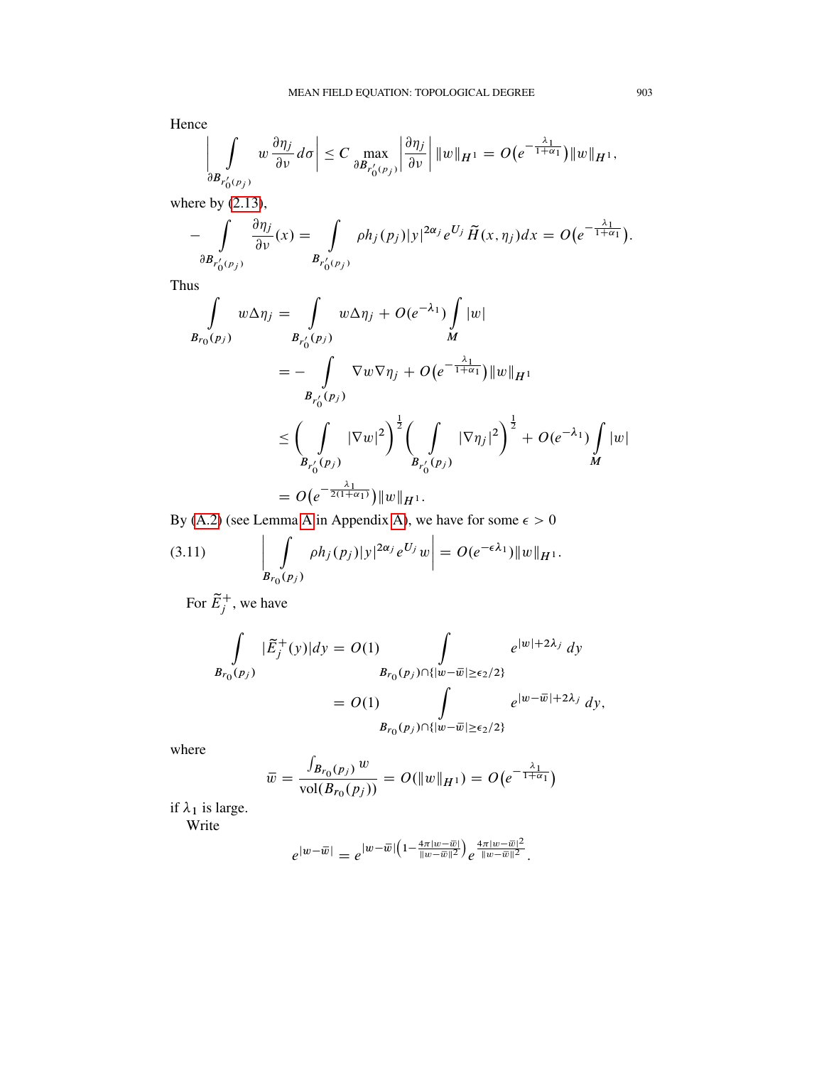Hence

$$\left| \int_{\partial B_{r_0'(p_j)}} w \frac{\partial \eta_j}{\partial \nu} d\sigma \right| \le C \max_{\partial B_{r_0'(p_j)}} \left| \frac{\partial \eta_j}{\partial \nu} \right| \|w\|_{H^1} = O\big(e^{-\frac{\lambda_1}{1+\alpha_1}}\big) \|w\|_{H^1},$$

where by (2.13),

$$-\int_{\partial B_{r_0'(p_j)}} \frac{\partial \eta_j}{\partial \nu}(x) = \int_{B_{r_0'(p_j)}} \rho h_j(p_j) |y|^{2\alpha_j} e^{U_j} \widetilde{H}(x, \eta_j) dx = O\big(e^{-\frac{\lambda_1}{1+\alpha_1}}\big).$$

Thus

$$\begin{aligned}
\int_{B_{r_0}(p_j)} w \Delta \eta_j &= \int_{B_{r_0'}(p_j)} w \Delta \eta_j + O(e^{-\lambda_1}) \int_M |w| \\
&= -\int_{B_{r_0'}(p_j)} \nabla w \nabla \eta_j + O\big(e^{-\frac{\lambda_1}{1+\alpha_1}}\big) \|w\|_{H^1} \\
&\le \Big( \int_{B_{r_0'}(p_j)} |\nabla w|^2 \Big)^{\frac{1}{2}} \Big( \int_{B_{r_0'}(p_j)} |\nabla \eta_j|^2 \Big)^{\frac{1}{2}} + O(e^{-\lambda_1}) \int_M |w| \\
&= O\big(e^{-\frac{\lambda_1}{2(1+\alpha_1)}}\big) \|w\|_{H^1}.
\end{aligned}$$

By (A.2) (see Lemma A in Appendix A), we have for some $\epsilon > 0$

$$\left| \int_{B_{r_0}(p_j)} \rho h_j(p_j) |y|^{2\alpha_j} e^{U_j} w \right| = O(e^{-\epsilon \lambda_1}) \|w\|_{H^1}. \tag{3.11}$$

For $\widetilde{E}_j^+$, we have

$$\begin{aligned}
\int_{B_{r_0}(p_j)} |\widetilde{E}_j^+(y)| dy &= O(1) \int_{B_{r_0}(p_j) \cap \{|w - \bar{w}| \ge \epsilon_2/2\}} e^{|w| + 2\lambda_j} dy \\
&= O(1) \int_{B_{r_0}(p_j) \cap \{|w - \bar{w}| \ge \epsilon_2/2\}} e^{|w - \bar{w}| + 2\lambda_j} dy,
\end{aligned}$$

where

$$\bar{w} = \frac{\int_{B_{r_0}(p_j)} w}{\operatorname{vol}(B_{r_0}(p_j))} = O(\|w\|_{H^1}) = O\big(e^{-\frac{\lambda_1}{1+\alpha_1}}\big)$$

if $\lambda_1$ is large.

Write

$$e^{|w - \bar{w}|} = e^{|w - \bar{w}| \left(1 - \frac{4\pi |w - \bar{w}|}{\|w - \bar{w}\|^2}\right)} e^{\frac{4\pi |w - \bar{w}|^2}{\|w - \bar{w}\|^2}}.$$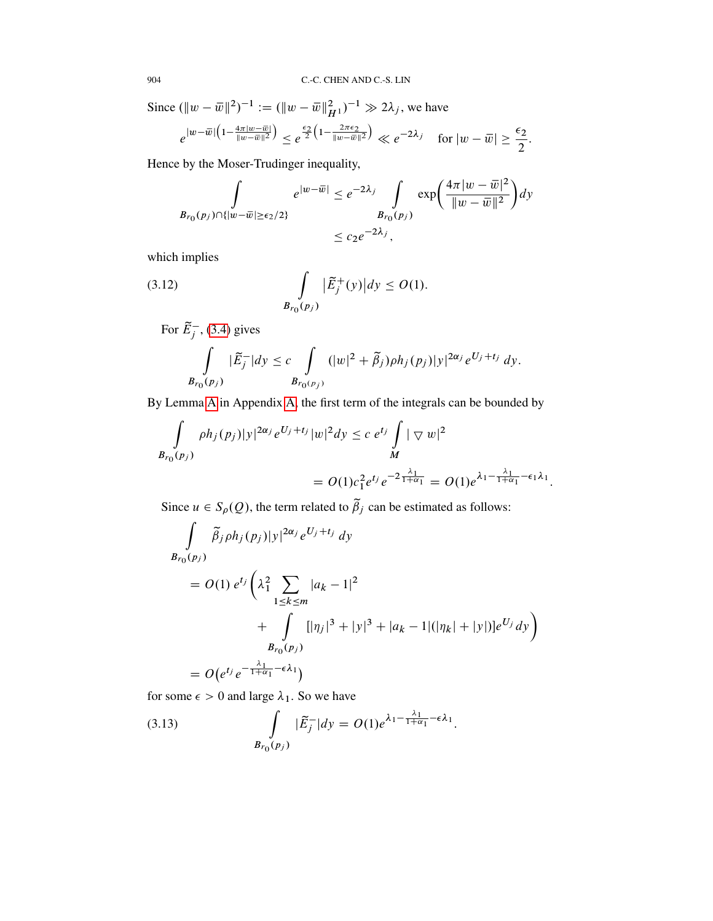Since $(\|w-\bar{w}\|^2)^{-1} := (\|w-\bar{w}\|^2_{H^1})^{-1} \gg 2\lambda_j$, we have

$$e^{|w-\bar{w}|\left(1-\frac{4\pi|w-\bar{w}|}{\|w-\bar{w}\|^2}\right)} \le e^{\frac{\epsilon_2}{2}\left(1-\frac{2\pi\epsilon_2}{\|w-\bar{w}\|^2}\right)} \ll e^{-2\lambda_j} \quad \text{for } |w-\bar{w}| \ge \frac{\epsilon_2}{2}.$$

Hence by the Moser-Trudinger inequality,

$$\int_{B_{r_0}(p_j)\cap\{|w-\bar{w}|\ge\epsilon_2/2\}} e^{|w-\bar{w}|} \le e^{-2\lambda_j} \int_{B_{r_0}(p_j)} \exp\left(\frac{4\pi|w-\bar{w}|^2}{\|w-\bar{w}\|^2}\right)dy \le c_2 e^{-2\lambda_j},$$

which implies

$$\int_{B_{r_0}(p_j)} \left|\widetilde{E}_j^+(y)\right| dy \le O(1). \tag{3.12}$$

For $\widetilde{E}_j^-$, (3.4) gives

$$\int_{B_{r_0}(p_j)} |\widetilde{E}_j^-| dy \le c \int_{B_{r_0}(p_j)} (|w|^2 + \widetilde{\beta}_j)\rho h_j(p_j)|y|^{2\alpha_j} e^{U_j+t_j}\, dy.$$

By Lemma A in Appendix A, the first term of the integrals can be bounded by

$$\int_{B_{r_0}(p_j)} \rho h_j(p_j)|y|^{2\alpha_j} e^{U_j+t_j}|w|^2 dy \le c\, e^{t_j}\int_M |\nabla w|^2$$
$$= O(1)c_1^2 e^{t_j} e^{-2\frac{\lambda_1}{1+\alpha_1}} = O(1)e^{\lambda_1-\frac{\lambda_1}{1+\alpha_1}-\epsilon_1\lambda_1}.$$

Since $u \in S_\rho(Q)$, the term related to $\widetilde{\beta}_j$ can be estimated as follows:

$$\int_{B_{r_0}(p_j)} \widetilde{\beta}_j \rho h_j(p_j)|y|^{2\alpha_j} e^{U_j+t_j}\, dy$$
$$= O(1)\, e^{t_j}\Bigg(\lambda_1^2 \sum_{1\le k\le m} |a_k-1|^2 + \int_{B_{r_0}(p_j)} [|\eta_j|^3 + |y|^3 + |a_k-1|(|\eta_k|+|y|)]e^{U_j}\, dy\Bigg)$$
$$= O\big(e^{t_j} e^{-\frac{\lambda_1}{1+\alpha_1}-\epsilon\lambda_1}\big)$$

for some $\epsilon > 0$ and large $\lambda_1$. So we have

$$\int_{B_{r_0}(p_j)} |\widetilde{E}_j^-| dy = O(1)e^{\lambda_1-\frac{\lambda_1}{1+\alpha_1}-\epsilon\lambda_1}. \tag{3.13}$$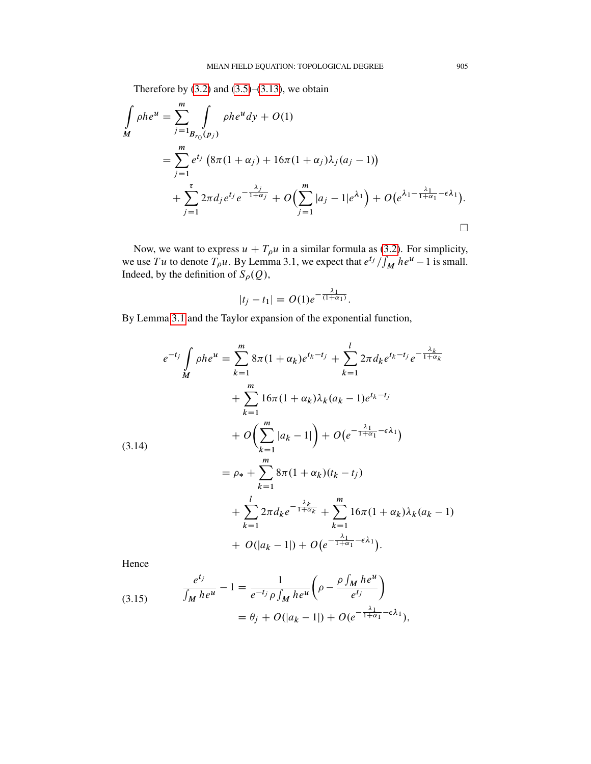Therefore by (3.2) and (3.5)–(3.13), we obtain

$$
\begin{aligned}
\int_M \rho h e^u &= \sum_{j=1}^m \int_{B_{r_0}(p_j)} \rho h e^u dy + O(1) \\
&= \sum_{j=1}^m e^{t_j}\left(8\pi(1+\alpha_j) + 16\pi(1+\alpha_j)\lambda_j(a_j-1)\right) \\
&\quad + \sum_{j=1}^{\tau} 2\pi d_j e^{t_j} e^{-\frac{\lambda_j}{1+\alpha_j}} + O\Big(\sum_{j=1}^m |a_j - 1| e^{\lambda_1}\Big) + O\big(e^{\lambda_1 - \frac{\lambda_1}{1+\alpha_1} - \epsilon\lambda_1}\big).
\end{aligned}
$$

□

Now, we want to express $u + T_\rho u$ in a similar formula as (3.2). For simplicity, we use $Tu$ to denote $T_\rho u$. By Lemma 3.1, we expect that $e^{t_j}/\int_M he^u - 1$ is small. Indeed, by the definition of $S_\rho(Q)$,

$$
|t_j - t_1| = O(1)e^{-\frac{\lambda_1}{(1+\alpha_1)}}.
$$

By Lemma 3.1 and the Taylor expansion of the exponential function,

$$
\begin{aligned}
e^{-t_j}\int_M \rho h e^u &= \sum_{k=1}^m 8\pi(1+\alpha_k)e^{t_k - t_j} + \sum_{k=1}^l 2\pi d_k e^{t_k - t_j} e^{-\frac{\lambda_k}{1+\alpha_k}} \\
&\quad + \sum_{k=1}^m 16\pi(1+\alpha_k)\lambda_k(a_k - 1)e^{t_k - t_j} \\
&\quad + O\Big(\sum_{k=1}^m |a_k - 1|\Big) + O\big(e^{-\frac{\lambda_1}{1+\alpha_1} - \epsilon\lambda_1}\big) \\
&= \rho_* + \sum_{k=1}^m 8\pi(1+\alpha_k)(t_k - t_j) \\
&\quad + \sum_{k=1}^l 2\pi d_k e^{-\frac{\lambda_k}{1+\alpha_k}} + \sum_{k=1}^m 16\pi(1+\alpha_k)\lambda_k(a_k - 1) \\
&\quad + O(|a_k - 1|) + O\big(e^{-\frac{\lambda_1}{1+\alpha_1} - \epsilon\lambda_1}\big).
\end{aligned}
\tag{3.14}
$$

Hence

$$
\begin{aligned}
\frac{e^{t_j}}{\int_M he^u} - 1 &= \frac{1}{e^{-t_j}\rho\int_M he^u}\left(\rho - \frac{\rho\int_M he^u}{e^{t_j}}\right) \\
&= \theta_j + O(|a_k - 1|) + O(e^{-\frac{\lambda_1}{1+\alpha_1} - \epsilon\lambda_1}),
\end{aligned}
\tag{3.15}
$$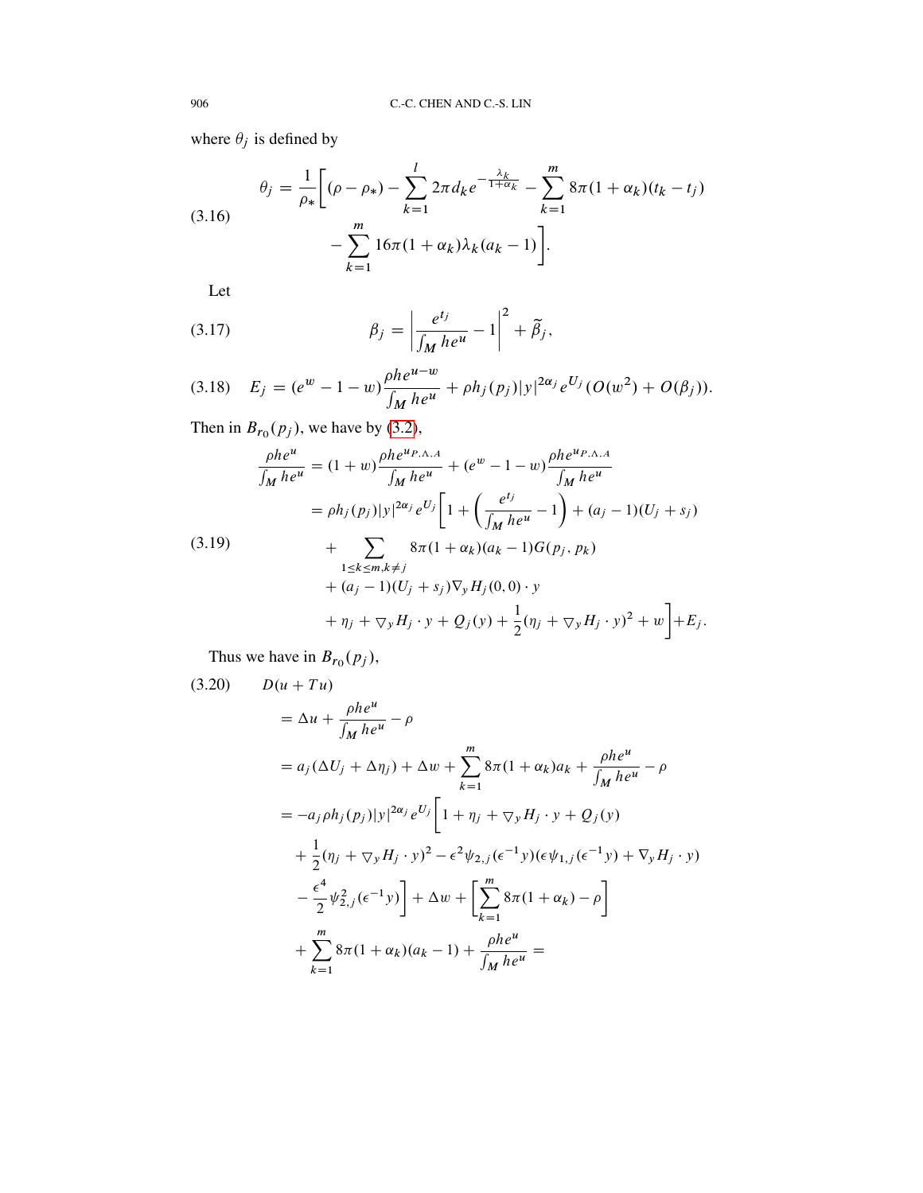where $\theta_j$ is defined by

$$
\theta_j = \frac{1}{\rho_*}\bigg[(\rho - \rho_*) - \sum_{k=1}^{l} 2\pi d_k e^{-\frac{\lambda_k}{1+\alpha_k}} - \sum_{k=1}^{m} 8\pi(1+\alpha_k)(t_k - t_j)
- \sum_{k=1}^{m} 16\pi(1+\alpha_k)\lambda_k(a_k - 1)\bigg]. \tag{3.16}
$$

Let

$$
\beta_j = \left|\frac{e^{t_j}}{\int_M he^u} - 1\right|^2 + \widetilde{\beta}_j, \tag{3.17}
$$

$$
E_j = (e^w - 1 - w)\frac{\rho h e^{u-w}}{\int_M he^u} + \rho h_j(p_j)|y|^{2\alpha_j} e^{U_j}(O(w^2) + O(\beta_j)). \tag{3.18}
$$

Then in $B_{r_0}(p_j)$, we have by (3.2),

$$
\begin{aligned}
\frac{\rho h e^u}{\int_M he^u} &= (1+w)\frac{\rho h e^{u_{P.\Lambda.A}}}{\int_M he^u} + (e^w - 1 - w)\frac{\rho h e^{u_{P.\Lambda.A}}}{\int_M he^u} \\
&= \rho h_j(p_j)|y|^{2\alpha_j} e^{U_j}\bigg[1 + \left(\frac{e^{t_j}}{\int_M he^u} - 1\right) + (a_j - 1)(U_j + s_j) \\
&\quad + \sum_{1\le k\le m, k\ne j} 8\pi(1+\alpha_k)(a_k - 1)G(p_j, p_k) \\
&\quad + (a_j - 1)(U_j + s_j)\nabla_y H_j(0,0)\cdot y \\
&\quad + \eta_j + \nabla_y H_j \cdot y + Q_j(y) + \frac{1}{2}(\eta_j + \nabla_y H_j\cdot y)^2 + w\bigg] + E_j.
\end{aligned} \tag{3.19}
$$

Thus we have in $B_{r_0}(p_j)$,

$$
\begin{aligned}
&D(u + Tu) \\
&= \Delta u + \frac{\rho h e^u}{\int_M he^u} - \rho \\
&= a_j(\Delta U_j + \Delta \eta_j) + \Delta w + \sum_{k=1}^{m} 8\pi(1+\alpha_k)a_k + \frac{\rho h e^u}{\int_M he^u} - \rho \\
&= -a_j \rho h_j(p_j)|y|^{2\alpha_j} e^{U_j}\bigg[1 + \eta_j + \nabla_y H_j\cdot y + Q_j(y) \\
&\quad + \frac{1}{2}(\eta_j + \nabla_y H_j \cdot y)^2 - \epsilon^2 \psi_{2,j}(\epsilon^{-1}y)(\epsilon\psi_{1,j}(\epsilon^{-1}y) + \nabla_y H_j\cdot y) \\
&\quad - \frac{\epsilon^4}{2}\psi_{2,j}^2(\epsilon^{-1}y)\bigg] + \Delta w + \left[\sum_{k=1}^{m} 8\pi(1+\alpha_k) - \rho\right] \\
&\quad + \sum_{k=1}^{m} 8\pi(1+\alpha_k)(a_k - 1) + \frac{\rho h e^u}{\int_M he^u} =
\end{aligned} \tag{3.20}
$$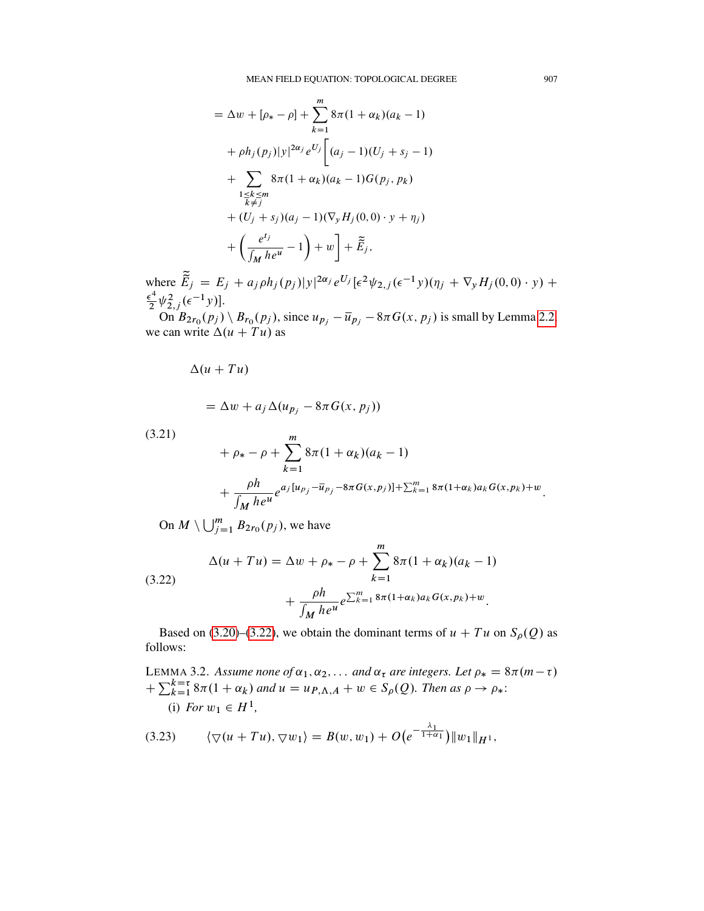$$
\begin{aligned}
&= \Delta w + [\rho_* - \rho] + \sum_{k=1}^{m} 8\pi(1+\alpha_k)(a_k - 1) \\
&\quad + \rho h_j(p_j)|y|^{2\alpha_j} e^{U_j}\Bigg[(a_j - 1)(U_j + s_j - 1) \\
&\quad + \sum_{\substack{1\le k\le m \\ k\ne j}} 8\pi(1+\alpha_k)(a_k - 1)G(p_j, p_k) \\
&\quad + (U_j + s_j)(a_j - 1)(\nabla_y H_j(0,0)\cdot y + \eta_j) \\
&\quad + \left(\frac{e^{t_j}}{\int_M he^u} - 1\right) + w\Bigg] + \tilde{\tilde{E}}_j,
\end{aligned}
$$

where $\tilde{\tilde{E}}_j = E_j + a_j \rho h_j(p_j)|y|^{2\alpha_j} e^{U_j}[\epsilon^2 \psi_{2,j}(\epsilon^{-1}y)(\eta_j + \nabla_y H_j(0,0)\cdot y) + \frac{\epsilon^4}{2}\psi_{2,j}^2(\epsilon^{-1}y)]$.

On $B_{2r_0}(p_j)\setminus B_{r_0}(p_j)$, since $u_{p_j} - \bar{u}_{p_j} - 8\pi G(x,p_j)$ is small by Lemma 2.2, we can write $\Delta(u+Tu)$ as

$$
\begin{aligned}
&\Delta(u+Tu) \\
&\quad = \Delta w + a_j \Delta(u_{p_j} - 8\pi G(x,p_j)) \\
&\qquad + \rho_* - \rho + \sum_{k=1}^{m} 8\pi(1+\alpha_k)(a_k - 1) \\
&\qquad + \frac{\rho h}{\int_M he^u} e^{a_j[u_{p_j} - \bar{u}_{p_j} - 8\pi G(x,p_j)] + \sum_{k=1}^{m} 8\pi(1+\alpha_k)a_k G(x,p_k) + w}.
\end{aligned}
\tag{3.21}
$$

On $M\setminus \bigcup_{j=1}^{m} B_{2r_0}(p_j)$, we have

$$
\begin{aligned}
\Delta(u+Tu) &= \Delta w + \rho_* - \rho + \sum_{k=1}^{m} 8\pi(1+\alpha_k)(a_k - 1) \\
&\qquad + \frac{\rho h}{\int_M he^u} e^{\sum_{k=1}^{m} 8\pi(1+\alpha_k)a_k G(x,p_k) + w}.
\end{aligned}
\tag{3.22}
$$

Based on (3.20)–(3.22), we obtain the dominant terms of $u+Tu$ on $S_\rho(Q)$ as follows:

LEMMA 3.2. *Assume none of $\alpha_1, \alpha_2, \ldots$ and $\alpha_\tau$ are integers. Let $\rho_* = 8\pi(m-\tau) + \sum_{k=1}^{k=\tau} 8\pi(1+\alpha_k)$ and $u = u_{P,\Lambda,A} + w \in S_\rho(Q)$. Then as $\rho \to \rho_*$:*

(i) *For $w_1 \in H^1$,*

$$
\langle \nabla(u+Tu), \nabla w_1\rangle = B(w,w_1) + O\big(e^{-\frac{\lambda_1}{1+\alpha_1}}\big)\|w_1\|_{H^1},
\tag{3.23}
$$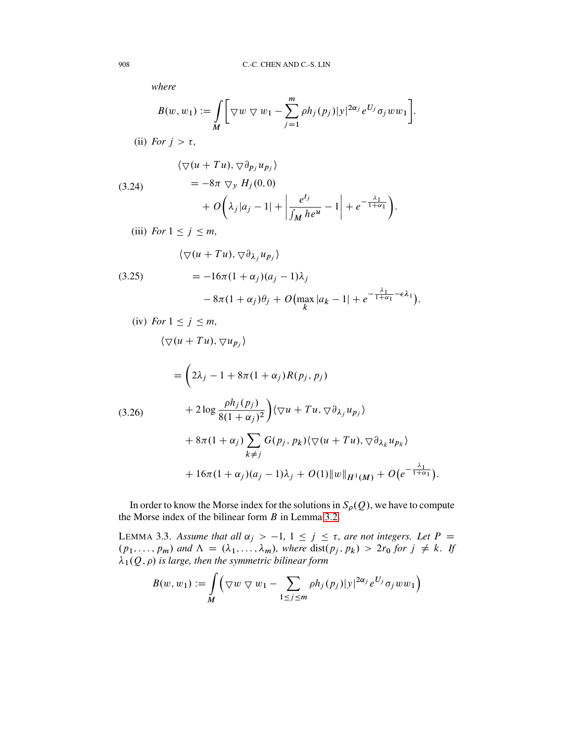*where*

$$B(w, w_1) := \int_M \left[ \nabla w \, \nabla \, w_1 - \sum_{j=1}^{m} \rho h_j(p_j) |y|^{2\alpha_j} e^{U_j} \sigma_j w w_1 \right].$$

(ii) *For* $j > \tau$,

$$\begin{aligned}
&\langle \nabla(u + Tu), \nabla \partial_{p_j} u_{p_j} \rangle \\
&\quad = -8\pi \, \nabla_y \, H_j(0, 0) \\
&\qquad + O\left( \lambda_j |a_j - 1| + \left| \frac{e^{t_j}}{\int_M h e^u} - 1 \right| + e^{-\frac{\lambda_1}{1+\alpha_1}} \right).
\end{aligned} \tag{3.24}$$

(iii) *For* $1 \le j \le m$,

$$\begin{aligned}
&\langle \nabla(u + Tu), \nabla \partial_{\lambda_j} u_{p_j} \rangle \\
&\quad = -16\pi(1 + \alpha_j)(a_j - 1)\lambda_j \\
&\qquad - 8\pi(1 + \alpha_j)\theta_j + O\big( \max_k |a_k - 1| + e^{-\frac{\lambda_1}{1+\alpha_1} - \epsilon\lambda_1} \big).
\end{aligned} \tag{3.25}$$

(iv) *For* $1 \le j \le m$,

$$\begin{aligned}
&\langle \nabla(u + Tu), \nabla u_{p_j} \rangle \\
&\quad = \bigg( 2\lambda_j - 1 + 8\pi(1 + \alpha_j) R(p_j, p_j) \\
&\qquad + 2 \log \frac{\rho h_j(p_j)}{8(1 + \alpha_j)^2} \bigg) \langle \nabla u + Tu, \nabla \partial_{\lambda_j} u_{p_j} \rangle \\
&\qquad + 8\pi(1 + \alpha_j) \sum_{k \ne j} G(p_j, p_k) \langle \nabla(u + Tu), \nabla \partial_{\lambda_k} u_{p_k} \rangle \\
&\qquad + 16\pi(1 + \alpha_j)(a_j - 1)\lambda_j + O(1)\|w\|_{H^1(M)} + O\big(e^{-\frac{\lambda_1}{1+\alpha_1}}\big).
\end{aligned} \tag{3.26}$$

In order to know the Morse index for the solutions in $S_\rho(Q)$, we have to compute the Morse index of the bilinear form $B$ in Lemma 3.2.

LEMMA 3.3. *Assume that all* $\alpha_j > -1$, $1 \le j \le \tau$, *are not integers. Let* $P = (p_1, \ldots, p_m)$ *and* $\Lambda = (\lambda_1, \ldots, \lambda_m)$, *where* $\text{dist}(p_j, p_k) > 2r_0$ *for* $j \ne k$. *If* $\lambda_1(Q, \rho)$ *is large, then the symmetric bilinear form*

$$B(w, w_1) := \int_M \Big( \nabla w \, \nabla \, w_1 - \sum_{1 \le j \le m} \rho h_j(p_j) |y|^{2\alpha_j} e^{U_j} \sigma_j w w_1 \Big)$$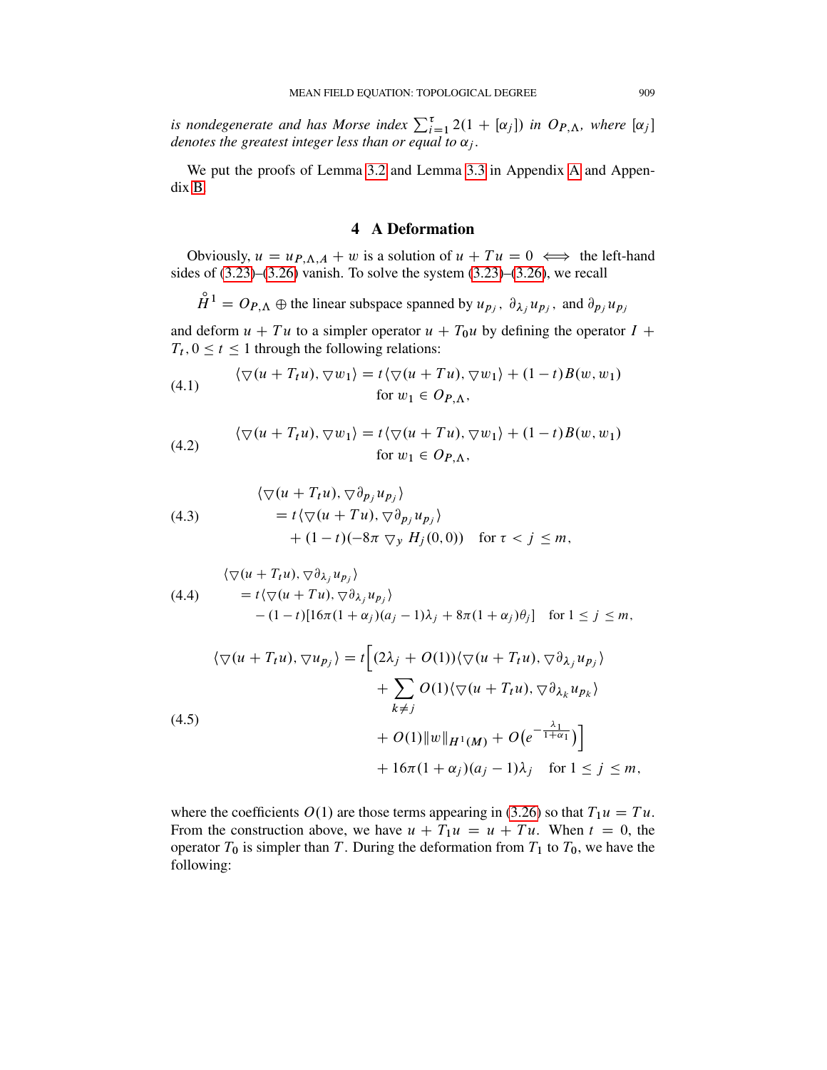*is nondegenerate and has Morse index* $\sum_{i=1}^{\tau} 2(1 + [\alpha_j])$ *in* $O_{P,\Lambda}$*, where* $[\alpha_j]$ *denotes the greatest integer less than or equal to* $\alpha_j$*.*

We put the proofs of Lemma 3.2 and Lemma 3.3 in Appendix A and Appendix B.

## 4 A Deformation

Obviously, $u = u_{P,\Lambda,A} + w$ is a solution of $u + Tu = 0 \iff$ the left-hand sides of (3.23)–(3.26) vanish. To solve the system (3.23)–(3.26), we recall

$$\mathring{H}^1 = O_{P,\Lambda} \oplus \text{the linear subspace spanned by } u_{p_j},\ \partial_{\lambda_j} u_{p_j},\ \text{and } \partial_{p_j} u_{p_j}$$

and deform $u + Tu$ to a simpler operator $u + T_0 u$ by defining the operator $I + T_t, 0 \le t \le 1$ through the following relations:

$$\langle \nabla(u + T_t u), \nabla w_1 \rangle = t\langle \nabla(u + Tu), \nabla w_1 \rangle + (1-t)B(w, w_1) \quad \text{for } w_1 \in O_{P,\Lambda}, \tag{4.1}$$

$$\langle \nabla(u + T_t u), \nabla w_1 \rangle = t\langle \nabla(u + Tu), \nabla w_1 \rangle + (1-t)B(w, w_1) \quad \text{for } w_1 \in O_{P,\Lambda}, \tag{4.2}$$

$$\begin{aligned}\langle \nabla(u + T_t u), \nabla \partial_{p_j} u_{p_j} \rangle &= t\langle \nabla(u + Tu), \nabla \partial_{p_j} u_{p_j} \rangle \\ &\quad + (1-t)(-8\pi \nabla_y H_j(0,0)) \quad \text{for } \tau < j \le m,\end{aligned} \tag{4.3}$$

$$\begin{aligned}\langle \nabla(u + T_t u), \nabla \partial_{\lambda_j} u_{p_j} \rangle &= t\langle \nabla(u + Tu), \nabla \partial_{\lambda_j} u_{p_j} \rangle \\ &\quad - (1-t)[16\pi(1+\alpha_j)(a_j - 1)\lambda_j + 8\pi(1+\alpha_j)\theta_j] \quad \text{for } 1 \le j \le m,\end{aligned} \tag{4.4}$$

$$\begin{aligned}\langle \nabla(u + T_t u), \nabla u_{p_j} \rangle = t\Big[&(2\lambda_j + O(1))\langle \nabla(u + T_t u), \nabla \partial_{\lambda_j} u_{p_j} \rangle \\ &+ \sum_{k \ne j} O(1)\langle \nabla(u + T_t u), \nabla \partial_{\lambda_k} u_{p_k} \rangle \\ &+ O(1)\|w\|_{H^1(M)} + O\big(e^{-\frac{\lambda_1}{1+\alpha_1}}\big)\Big] \\ &+ 16\pi(1+\alpha_j)(a_j - 1)\lambda_j \quad \text{for } 1 \le j \le m,\end{aligned} \tag{4.5}$$

where the coefficients $O(1)$ are those terms appearing in (3.26) so that $T_1 u = Tu$. From the construction above, we have $u + T_1 u = u + Tu$. When $t = 0$, the operator $T_0$ is simpler than $T$. During the deformation from $T_1$ to $T_0$, we have the following: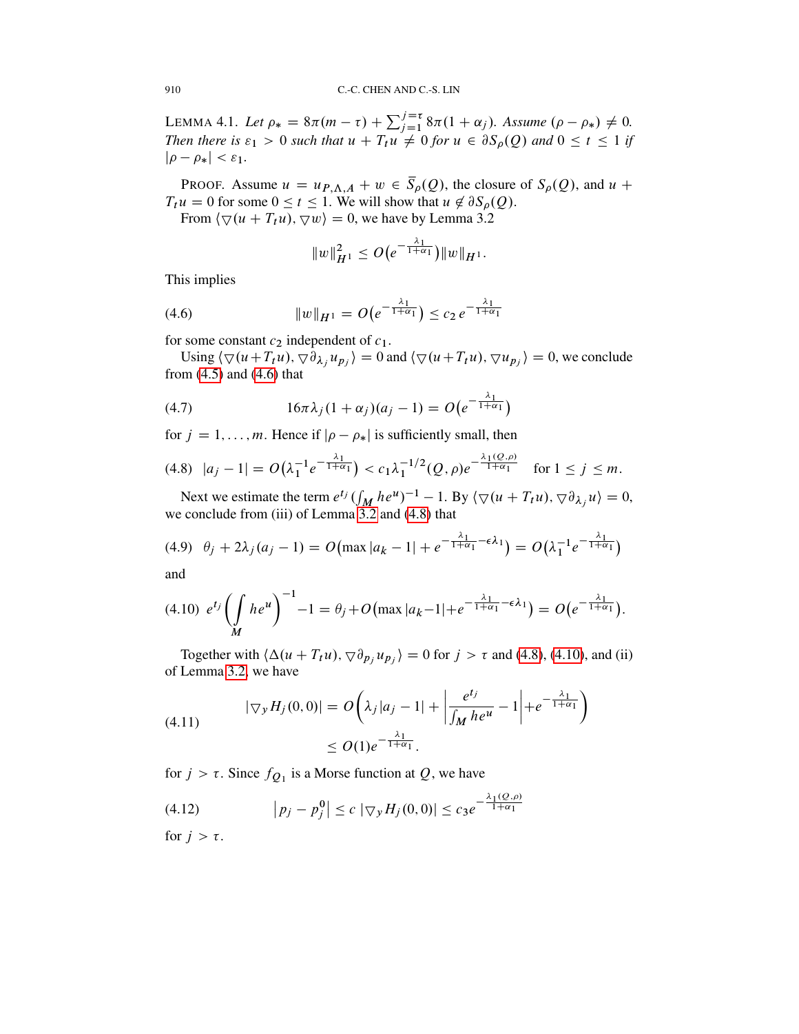LEMMA 4.1. *Let $\rho_* = 8\pi(m-\tau) + \sum_{j=1}^{j=\tau} 8\pi(1+\alpha_j)$. Assume $(\rho - \rho_*) \neq 0$. Then there is $\varepsilon_1 > 0$ such that $u + T_t u \neq 0$ for $u \in \partial S_\rho(Q)$ and $0 \le t \le 1$ if $|\rho - \rho_*| < \varepsilon_1$.*

PROOF. Assume $u = u_{P,\Lambda,A} + w \in \bar{S}_\rho(Q)$, the closure of $S_\rho(Q)$, and $u + T_t u = 0$ for some $0 \le t \le 1$. We will show that $u \notin \partial S_\rho(Q)$.

From $\langle \nabla(u + T_t u), \nabla w\rangle = 0$, we have by Lemma 3.2

$$\|w\|_{H^1}^2 \le O\big(e^{-\frac{\lambda_1}{1+\alpha_1}}\big)\|w\|_{H^1}.$$

This implies

$$\|w\|_{H^1} = O\big(e^{-\frac{\lambda_1}{1+\alpha_1}}\big) \le c_2\, e^{-\frac{\lambda_1}{1+\alpha_1}} \tag{4.6}$$

for some constant $c_2$ independent of $c_1$.

Using $\langle \nabla(u+T_t u), \nabla \partial_{\lambda_j} u_{p_j}\rangle = 0$ and $\langle \nabla(u+T_t u), \nabla u_{p_j}\rangle = 0$, we conclude from (4.5) and (4.6) that

$$16\pi\lambda_j(1+\alpha_j)(a_j - 1) = O\big(e^{-\frac{\lambda_1}{1+\alpha_1}}\big) \tag{4.7}$$

for $j = 1, \ldots, m$. Hence if $|\rho - \rho_*|$ is sufficiently small, then

$$|a_j - 1| = O\big(\lambda_1^{-1} e^{-\frac{\lambda_1}{1+\alpha_1}}\big) < c_1 \lambda_1^{-1/2}(Q,\rho) e^{-\frac{\lambda_1(Q,\rho)}{1+\alpha_1}} \quad \text{for } 1 \le j \le m. \tag{4.8}$$

Next we estimate the term $e^{t_j}\big(\int_M h e^u\big)^{-1} - 1$. By $\langle \nabla(u + T_t u), \nabla \partial_{\lambda_j} u\rangle = 0$, we conclude from (iii) of Lemma 3.2 and (4.8) that

$$\theta_j + 2\lambda_j(a_j - 1) = O\big(\max|a_k - 1| + e^{-\frac{\lambda_1}{1+\alpha_1} - \epsilon\lambda_1}\big) = O\big(\lambda_1^{-1} e^{-\frac{\lambda_1}{1+\alpha_1}}\big) \tag{4.9}$$

and

$$e^{t_j}\bigg(\int_M h e^u\bigg)^{-1} - 1 = \theta_j + O\big(\max|a_k - 1| + e^{-\frac{\lambda_1}{1+\alpha_1} - \epsilon\lambda_1}\big) = O\big(e^{-\frac{\lambda_1}{1+\alpha_1}}\big). \tag{4.10}$$

Together with $\langle \Delta(u + T_t u), \nabla \partial_{p_j} u_{p_j}\rangle = 0$ for $j > \tau$ and (4.8), (4.10), and (ii) of Lemma 3.2, we have

$$\begin{aligned} |\nabla_y H_j(0,0)| &= O\bigg(\lambda_j|a_j - 1| + \bigg|\frac{e^{t_j}}{\int_M h e^u} - 1\bigg| + e^{-\frac{\lambda_1}{1+\alpha_1}}\bigg) \\ &\le O(1) e^{-\frac{\lambda_1}{1+\alpha_1}}. \end{aligned} \tag{4.11}$$

for $j > \tau$. Since $f_{Q_1}$ is a Morse function at $Q$, we have

$$\big|p_j - p_j^0\big| \le c\,|\nabla_y H_j(0,0)| \le c_3 e^{-\frac{\lambda_1(Q,\rho)}{1+\alpha_1}} \tag{4.12}$$

for $j > \tau$.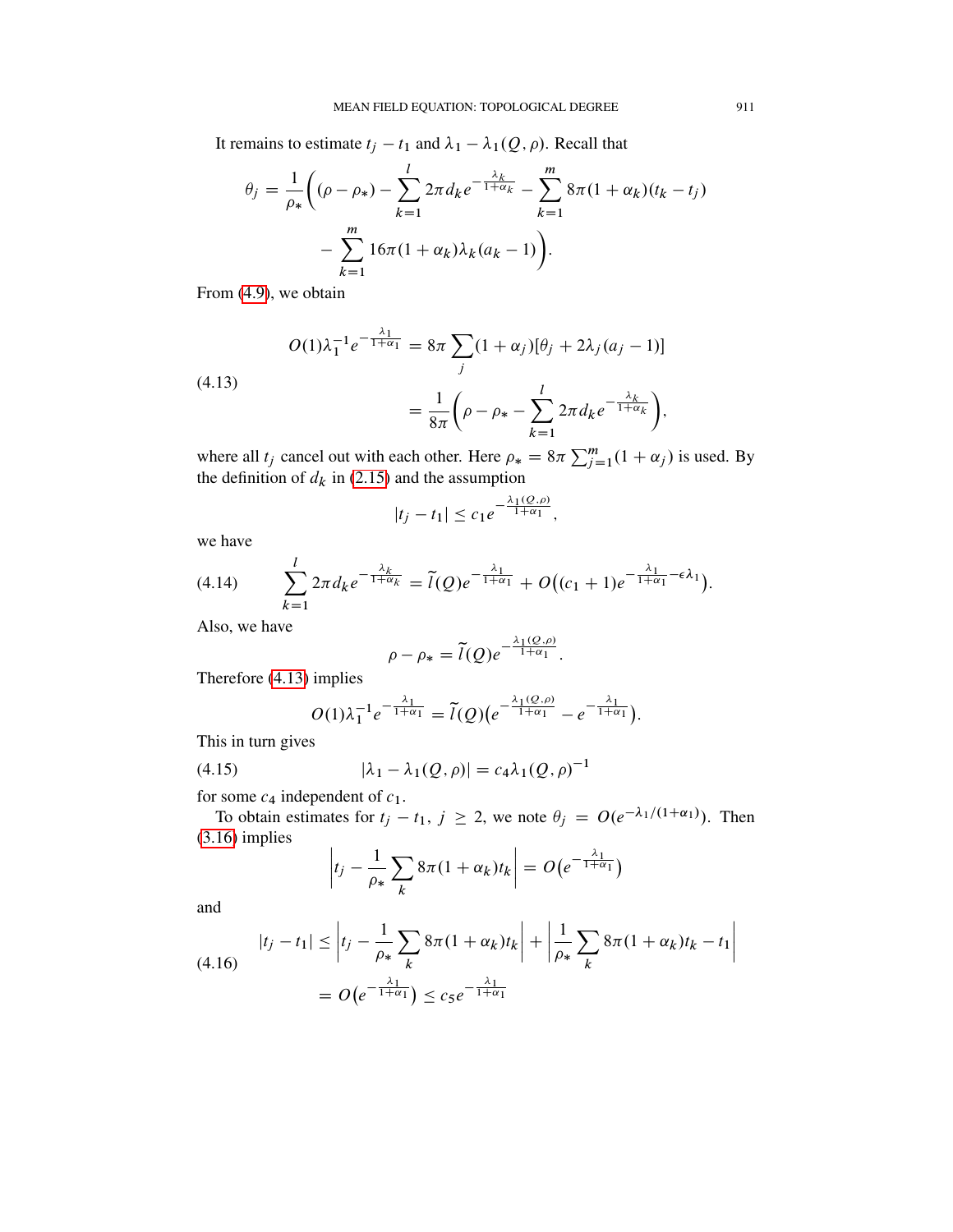It remains to estimate $t_j - t_1$ and $\lambda_1 - \lambda_1(Q,\rho)$. Recall that

$$\theta_j = \frac{1}{\rho_*}\bigg((\rho - \rho_*) - \sum_{k=1}^{l} 2\pi d_k e^{-\frac{\lambda_k}{1+\alpha_k}} - \sum_{k=1}^{m} 8\pi(1+\alpha_k)(t_k - t_j) - \sum_{k=1}^{m} 16\pi(1+\alpha_k)\lambda_k(a_k - 1)\bigg).$$

From (4.9), we obtain

$$O(1)\lambda_1^{-1} e^{-\frac{\lambda_1}{1+\alpha_1}} = 8\pi \sum_j (1+\alpha_j)[\theta_j + 2\lambda_j(a_j - 1)] = \frac{1}{8\pi}\bigg(\rho - \rho_* - \sum_{k=1}^{l} 2\pi d_k e^{-\frac{\lambda_k}{1+\alpha_k}}\bigg), \tag{4.13}$$

where all $t_j$ cancel out with each other. Here $\rho_* = 8\pi \sum_{j=1}^{m}(1+\alpha_j)$ is used. By the definition of $d_k$ in (2.15) and the assumption

$$|t_j - t_1| \le c_1 e^{-\frac{\lambda_1(Q,\rho)}{1+\alpha_1}},$$

we have

$$\sum_{k=1}^{l} 2\pi d_k e^{-\frac{\lambda_k}{1+\alpha_k}} = \tilde{l}(Q) e^{-\frac{\lambda_1}{1+\alpha_1}} + O\big((c_1+1)e^{-\frac{\lambda_1}{1+\alpha_1} - \epsilon\lambda_1}\big). \tag{4.14}$$

Also, we have

$$\rho - \rho_* = \tilde{l}(Q) e^{-\frac{\lambda_1(Q,\rho)}{1+\alpha_1}}.$$

Therefore (4.13) implies

$$O(1)\lambda_1^{-1} e^{-\frac{\lambda_1}{1+\alpha_1}} = \tilde{l}(Q)\big(e^{-\frac{\lambda_1(Q,\rho)}{1+\alpha_1}} - e^{-\frac{\lambda_1}{1+\alpha_1}}\big).$$

This in turn gives

$$|\lambda_1 - \lambda_1(Q,\rho)| = c_4 \lambda_1(Q,\rho)^{-1} \tag{4.15}$$

for some $c_4$ independent of $c_1$.

To obtain estimates for $t_j - t_1$, $j \ge 2$, we note $\theta_j = O(e^{-\lambda_1/(1+\alpha_1)})$. Then (3.16) implies

$$\bigg| t_j - \frac{1}{\rho_*}\sum_k 8\pi(1+\alpha_k)t_k \bigg| = O\big(e^{-\frac{\lambda_1}{1+\alpha_1}}\big)$$

and

$$|t_j - t_1| \le \bigg| t_j - \frac{1}{\rho_*}\sum_k 8\pi(1+\alpha_k)t_k \bigg| + \bigg| \frac{1}{\rho_*}\sum_k 8\pi(1+\alpha_k)t_k - t_1 \bigg| = O\big(e^{-\frac{\lambda_1}{1+\alpha_1}}\big) \le c_5 e^{-\frac{\lambda_1}{1+\alpha_1}} \tag{4.16}$$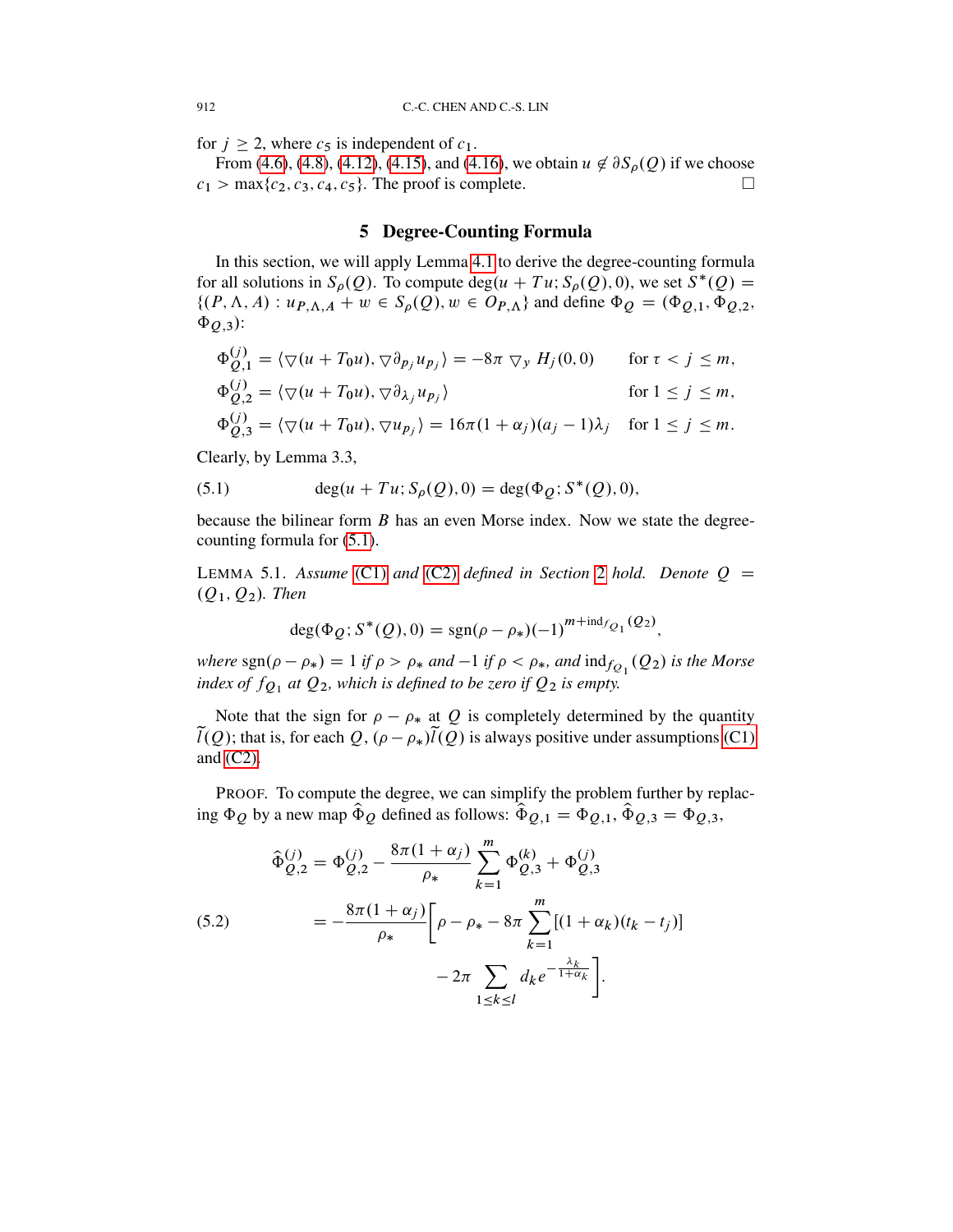for $j \geq 2$, where $c_5$ is independent of $c_1$.

From (4.6), (4.8), (4.12), (4.15), and (4.16), we obtain $u \notin \partial S_\rho(Q)$ if we choose $c_1 > \max\{c_2, c_3, c_4, c_5\}$. The proof is complete. □

## 5 Degree-Counting Formula

In this section, we will apply Lemma 4.1 to derive the degree-counting formula for all solutions in $S_\rho(Q)$. To compute $\deg(u + Tu; S_\rho(Q), 0)$, we set $S^*(Q) = \{(P, \Lambda, A) : u_{P,\Lambda,A} + w \in S_\rho(Q), w \in O_{P,\Lambda}\}$ and define $\Phi_Q = (\Phi_{Q,1}, \Phi_{Q,2}, \Phi_{Q,3})$:

$$
\begin{aligned}
\Phi_{Q,1}^{(j)} &= \langle \nabla(u + T_0 u), \nabla \partial_{p_j} u_{p_j} \rangle = -8\pi \nabla_y H_j(0,0) && \text{for } \tau < j \leq m,\\
\Phi_{Q,2}^{(j)} &= \langle \nabla(u + T_0 u), \nabla \partial_{\lambda_j} u_{p_j} \rangle && \text{for } 1 \leq j \leq m,\\
\Phi_{Q,3}^{(j)} &= \langle \nabla(u + T_0 u), \nabla u_{p_j} \rangle = 16\pi(1+\alpha_j)(a_j - 1)\lambda_j && \text{for } 1 \leq j \leq m.
\end{aligned}
$$

Clearly, by Lemma 3.3,

$$
\deg(u + Tu; S_\rho(Q), 0) = \deg(\Phi_Q; S^*(Q), 0), \tag{5.1}
$$

because the bilinear form $B$ has an even Morse index. Now we state the degree-counting formula for (5.1).

LEMMA 5.1. *Assume (C1) and (C2) defined in Section 2 hold. Denote $Q = (Q_1, Q_2)$. Then*

$$
\deg(\Phi_Q; S^*(Q), 0) = \operatorname{sgn}(\rho - \rho_*)(-1)^{m + \operatorname{ind}_{f_{Q_1}}(Q_2)},
$$

*where $\operatorname{sgn}(\rho - \rho_*) = 1$ if $\rho > \rho_*$ and $-1$ if $\rho < \rho_*$, and $\operatorname{ind}_{f_{Q_1}}(Q_2)$ is the Morse index of $f_{Q_1}$ at $Q_2$, which is defined to be zero if $Q_2$ is empty.*

Note that the sign for $\rho - \rho_*$ at $Q$ is completely determined by the quantity $\widetilde{l}(Q)$; that is, for each $Q$, $(\rho - \rho_*)\widetilde{l}(Q)$ is always positive under assumptions (C1) and (C2).

PROOF. To compute the degree, we can simplify the problem further by replacing $\Phi_Q$ by a new map $\widehat{\Phi}_Q$ defined as follows: $\widehat{\Phi}_{Q,1} = \Phi_{Q,1}$, $\widehat{\Phi}_{Q,3} = \Phi_{Q,3}$,

$$
\begin{aligned}
\widehat{\Phi}_{Q,2}^{(j)} &= \Phi_{Q,2}^{(j)} - \frac{8\pi(1+\alpha_j)}{\rho_*} \sum_{k=1}^{m} \Phi_{Q,3}^{(k)} + \Phi_{Q,3}^{(j)}\\
&= -\frac{8\pi(1+\alpha_j)}{\rho_*}\Bigg[\rho - \rho_* - 8\pi \sum_{k=1}^{m} [(1+\alpha_k)(t_k - t_j)]\\
&\qquad\qquad - 2\pi \sum_{1 \leq k \leq l} d_k e^{-\frac{\lambda_k}{1+\alpha_k}}\Bigg].
\end{aligned} \tag{5.2}
$$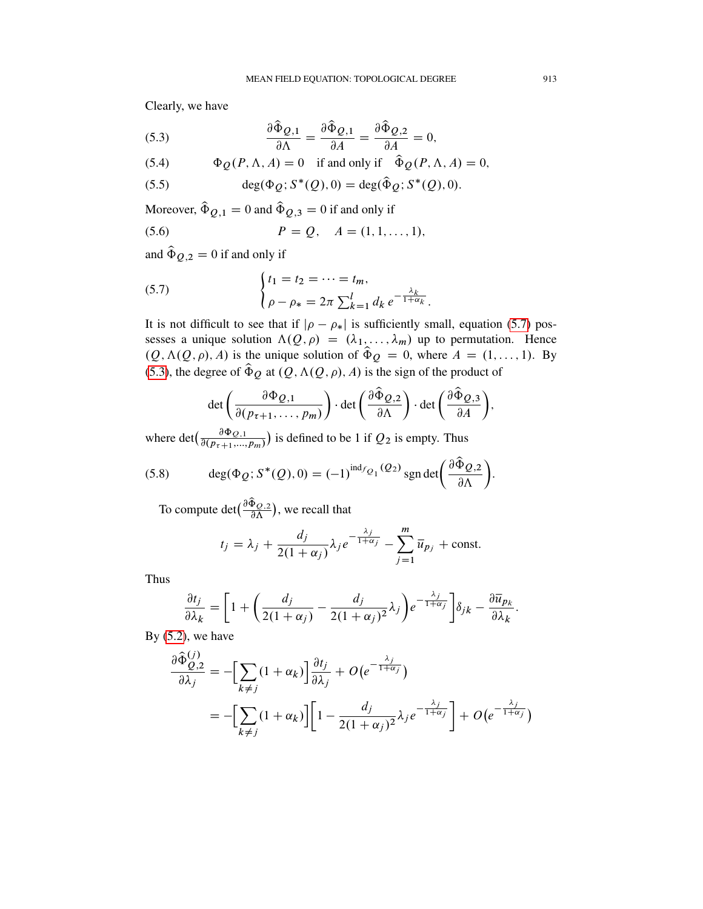Clearly, we have

$$\frac{\partial \widehat{\Phi}_{Q,1}}{\partial \Lambda} = \frac{\partial \widehat{\Phi}_{Q,1}}{\partial A} = \frac{\partial \widehat{\Phi}_{Q,2}}{\partial A} = 0, \tag{5.3}$$

$$\Phi_Q(P, \Lambda, A) = 0 \quad \text{if and only if} \quad \widehat{\Phi}_Q(P, \Lambda, A) = 0, \tag{5.4}$$

$$\deg(\Phi_Q; S^*(Q), 0) = \deg(\widehat{\Phi}_Q; S^*(Q), 0). \tag{5.5}$$

Moreover, $\widehat{\Phi}_{Q,1} = 0$ and $\widehat{\Phi}_{Q,3} = 0$ if and only if

$$P = Q, \quad A = (1, 1, \ldots, 1), \tag{5.6}$$

and $\widehat{\Phi}_{Q,2} = 0$ if and only if

$$\begin{cases} t_1 = t_2 = \cdots = t_m, \\ \rho - \rho_* = 2\pi \sum_{k=1}^{l} d_k \, e^{-\frac{\lambda_k}{1+\alpha_k}}. \end{cases} \tag{5.7}$$

It is not difficult to see that if $|\rho - \rho_*|$ is sufficiently small, equation (5.7) possesses a unique solution $\Lambda(Q, \rho) = (\lambda_1, \ldots, \lambda_m)$ up to permutation. Hence $(Q, \Lambda(Q, \rho), A)$ is the unique solution of $\widehat{\Phi}_Q = 0$, where $A = (1, \ldots, 1)$. By (5.3), the degree of $\widehat{\Phi}_Q$ at $(Q, \Lambda(Q, \rho), A)$ is the sign of the product of

$$\det\left(\frac{\partial \Phi_{Q,1}}{\partial(p_{\tau+1}, \ldots, p_m)}\right) \cdot \det\left(\frac{\partial \widehat{\Phi}_{Q,2}}{\partial \Lambda}\right) \cdot \det\left(\frac{\partial \widehat{\Phi}_{Q,3}}{\partial A}\right),$$

where $\det\left(\frac{\partial \Phi_{Q,1}}{\partial(p_{\tau+1}, \ldots, p_m)}\right)$ is defined to be 1 if $Q_2$ is empty. Thus

$$\deg(\Phi_Q; S^*(Q), 0) = (-1)^{\mathrm{ind}_{f_{Q_1}}(Q_2)} \operatorname{sgn} \det\left(\frac{\partial \widehat{\Phi}_{Q,2}}{\partial \Lambda}\right). \tag{5.8}$$

To compute $\det\left(\frac{\partial \widehat{\Phi}_{Q,2}}{\partial \Lambda}\right)$, we recall that

$$t_j = \lambda_j + \frac{d_j}{2(1+\alpha_j)} \lambda_j e^{-\frac{\lambda_j}{1+\alpha_j}} - \sum_{j=1}^{m} \overline{u}_{p_j} + \text{const}.$$

Thus

$$\frac{\partial t_j}{\partial \lambda_k} = \left[1 + \left(\frac{d_j}{2(1+\alpha_j)} - \frac{d_j}{2(1+\alpha_j)^2}\lambda_j\right) e^{-\frac{\lambda_j}{1+\alpha_j}}\right] \delta_{jk} - \frac{\partial \overline{u}_{p_k}}{\partial \lambda_k}.$$

By (5.2), we have

$$\begin{aligned}
\frac{\partial \widehat{\Phi}_{Q,2}^{(j)}}{\partial \lambda_j} &= -\Big[\sum_{k \neq j} (1+\alpha_k)\Big] \frac{\partial t_j}{\partial \lambda_j} + O\big(e^{-\frac{\lambda_j}{1+\alpha_j}}\big) \\
&= -\Big[\sum_{k \neq j} (1+\alpha_k)\Big]\left[1 - \frac{d_j}{2(1+\alpha_j)^2} \lambda_j e^{-\frac{\lambda_j}{1+\alpha_j}}\right] + O\big(e^{-\frac{\lambda_j}{1+\alpha_j}}\big)
\end{aligned}$$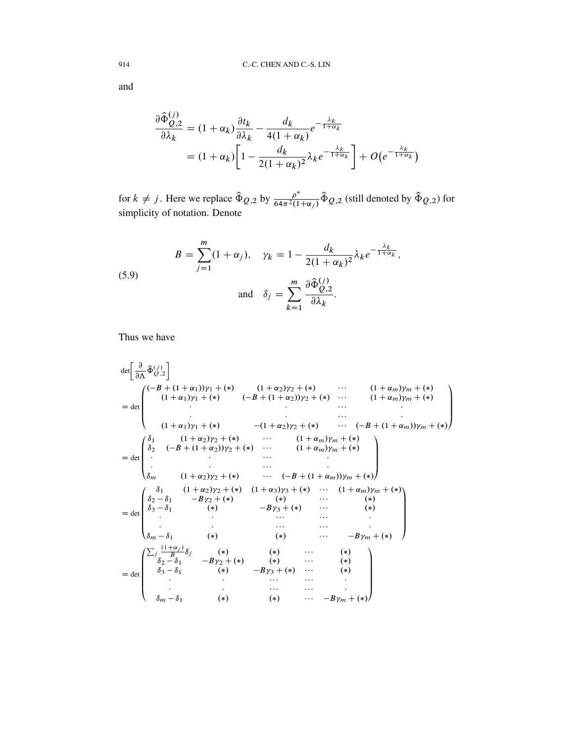and

$$
\begin{aligned}
\frac{\partial \widehat{\Phi}_{Q,2}^{(j)}}{\partial \lambda_k} &= (1+\alpha_k)\frac{\partial t_k}{\partial \lambda_k} - \frac{d_k}{4(1+\alpha_k)} e^{-\frac{\lambda_k}{1+\alpha_k}} \\
&= (1+\alpha_k)\left[1 - \frac{d_k}{2(1+\alpha_k)^2}\lambda_k e^{-\frac{\lambda_k}{1+\alpha_k}}\right] + O\big(e^{-\frac{\lambda_k}{1+\alpha_k}}\big)
\end{aligned}
$$

for $k \neq j$. Here we replace $\widehat{\Phi}_{Q,2}$ by $\frac{\rho^*}{64\pi^2(1+\alpha_j)}\widehat{\Phi}_{Q,2}$ (still denoted by $\widehat{\Phi}_{Q,2}$) for simplicity of notation. Denote

$$
B = \sum_{j=1}^{m}(1+\alpha_j), \quad \gamma_k = 1 - \frac{d_k}{2(1+\alpha_k)^2}\lambda_k e^{-\frac{\lambda_k}{1+\alpha_k}}, \quad \text{and} \quad \delta_j = \sum_{k=1}^{m}\frac{\partial \widehat{\Phi}_{Q,2}^{(j)}}{\partial \lambda_k}. \tag{5.9}
$$

Thus we have

$$
\begin{aligned}
&\det\left[\frac{\partial}{\partial \Lambda}\widehat{\Phi}_{Q,2}^{(j)}\right] \\
&= \det\begin{pmatrix}
(-B+(1+\alpha_1))\gamma_1+(*) & (1+\alpha_2)\gamma_2+(*) & \cdots & (1+\alpha_m)\gamma_m+(*) \\
(1+\alpha_1)\gamma_1+(*) & (-B+(1+\alpha_2))\gamma_2+(*) & \cdots & (1+\alpha_m)\gamma_m+(*) \\
\cdot & \cdot & \cdots & \cdot \\
\cdot & \cdot & \cdots & \cdot \\
(1+\alpha_1)\gamma_1+(*) & -(1+\alpha_2)\gamma_2+(*) & \cdots & (-B+(1+\alpha_m))\gamma_m+(*)
\end{pmatrix} \\
&= \det\begin{pmatrix}
\delta_1 & (1+\alpha_2)\gamma_2+(*) & \cdots & (1+\alpha_m)\gamma_m+(*) \\
\delta_2 & (-B+(1+\alpha_2))\gamma_2+(*) & \cdots & (1+\alpha_m)\gamma_m+(*) \\
\cdot & \cdot & \cdots & \cdot \\
\cdot & \cdot & \cdots & \cdot \\
\delta_m & (1+\alpha_2)\gamma_2+(*) & \cdots & (-B+(1+\alpha_m))\gamma_m+(*)
\end{pmatrix} \\
&= \det\begin{pmatrix}
\delta_1 & (1+\alpha_2)\gamma_2+(*) & (1+\alpha_3)\gamma_3+(*) & \cdots & (1+\alpha_m)\gamma_m+(*) \\
\delta_2-\delta_1 & -B\gamma_2+(*) & (*) & \cdots & (*) \\
\delta_3-\delta_1 & (*) & -B\gamma_3+(*) & \cdots & (*) \\
\cdot & \cdot & \cdots & \cdots & \cdot \\
\cdot & \cdot & \cdots & \cdots & \cdot \\
\delta_m-\delta_1 & (*) & (*) & \cdots & -B\gamma_m+(*)
\end{pmatrix} \\
&= \det\begin{pmatrix}
\sum_j \frac{(1+\alpha_j)}{B}\delta_j & (*) & (*) & \cdots & (*) \\
\delta_2-\delta_1 & -B\gamma_2+(*) & (*) & \cdots & (*) \\
\delta_3-\delta_1 & (*) & -B\gamma_3+(*) & \cdots & (*) \\
\cdot & \cdot & \cdots & \cdots & \cdot \\
\cdot & \cdot & \cdots & \cdots & \cdot \\
\delta_m-\delta_1 & (*) & (*) & \cdots & -B\gamma_m+(*)
\end{pmatrix}
\end{aligned}
$$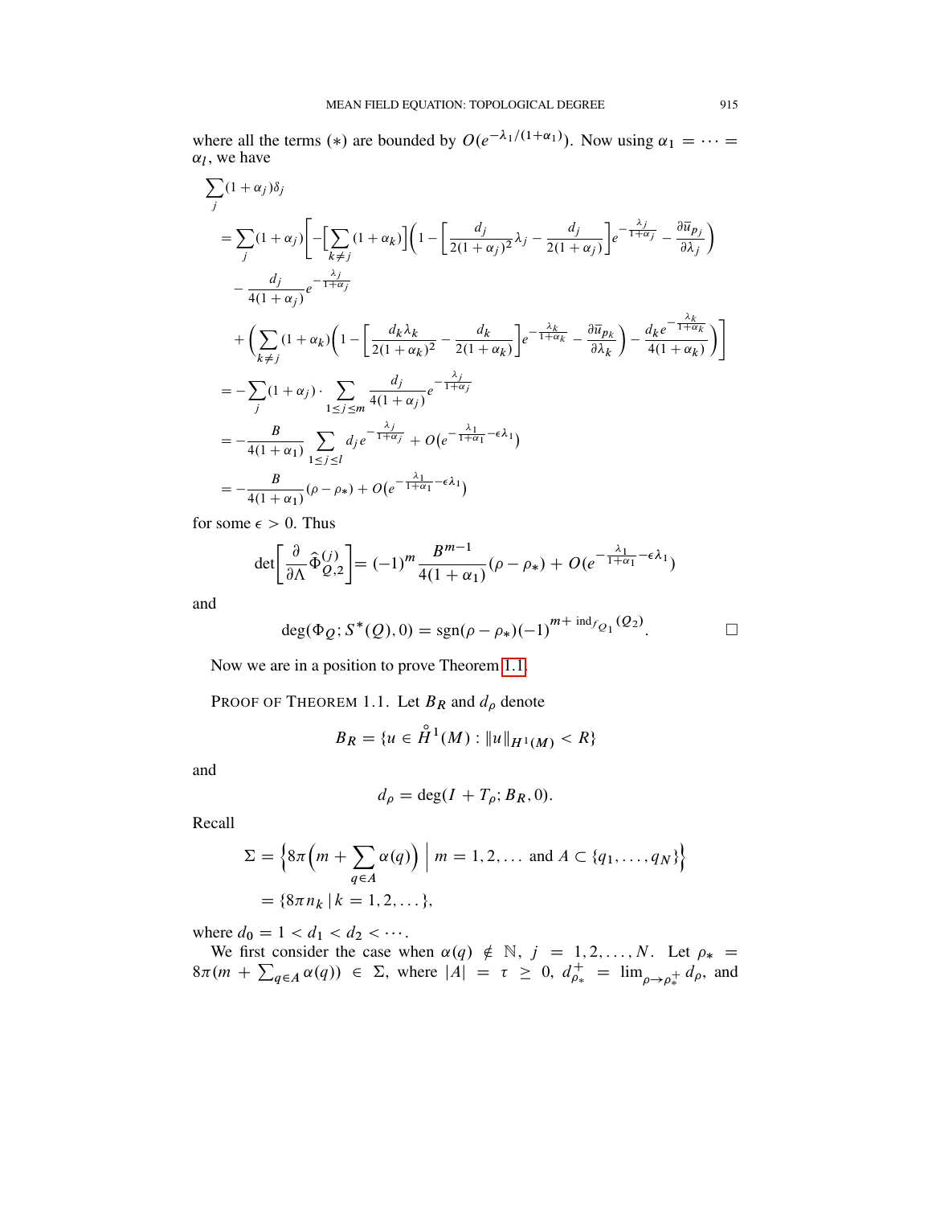where all the terms $(*)$ are bounded by $O(e^{-\lambda_1/(1+\alpha_1)})$. Now using $\alpha_1 = \cdots = \alpha_l$, we have

$$
\begin{aligned}
&\sum_j (1+\alpha_j)\delta_j \\
&= \sum_j (1+\alpha_j)\Bigg[-\Big[\sum_{k\neq j}(1+\alpha_k)\Big]\Big(1-\Big[\frac{d_j}{2(1+\alpha_j)^2}\lambda_j - \frac{d_j}{2(1+\alpha_j)}\Big]e^{-\frac{\lambda_j}{1+\alpha_j}} - \frac{\partial \bar{u}_{p_j}}{\partial \lambda_j}\Big) \\
&\quad - \frac{d_j}{4(1+\alpha_j)}e^{-\frac{\lambda_j}{1+\alpha_j}} \\
&\quad + \Big(\sum_{k\neq j}(1+\alpha_k)\Big(1-\Big[\frac{d_k\lambda_k}{2(1+\alpha_k)^2} - \frac{d_k}{2(1+\alpha_k)}\Big]e^{-\frac{\lambda_k}{1+\alpha_k}} - \frac{\partial \bar{u}_{p_k}}{\partial \lambda_k}\Big) - \frac{d_k e^{-\frac{\lambda_k}{1+\alpha_k}}}{4(1+\alpha_k)}\Big)\Bigg] \\
&= -\sum_j (1+\alpha_j)\cdot \sum_{1\le j\le m}\frac{d_j}{4(1+\alpha_j)}e^{-\frac{\lambda_j}{1+\alpha_j}} \\
&= -\frac{B}{4(1+\alpha_1)}\sum_{1\le j\le l} d_j e^{-\frac{\lambda_j}{1+\alpha_j}} + O\big(e^{-\frac{\lambda_1}{1+\alpha_1}-\epsilon\lambda_1}\big) \\
&= -\frac{B}{4(1+\alpha_1)}(\rho-\rho_*) + O\big(e^{-\frac{\lambda_1}{1+\alpha_1}-\epsilon\lambda_1}\big)
\end{aligned}
$$

for some $\epsilon > 0$. Thus

$$
\det\bigg[\frac{\partial}{\partial \Lambda}\widehat{\Phi}^{(j)}_{Q,2}\bigg] = (-1)^m \frac{B^{m-1}}{4(1+\alpha_1)}(\rho-\rho_*) + O(e^{-\frac{\lambda_1}{1+\alpha_1}-\epsilon\lambda_1})
$$

and

$$
\deg(\Phi_Q; S^*(Q), 0) = \operatorname{sgn}(\rho-\rho_*)(-1)^{m+\operatorname{ind}_{f_{Q_1}}(Q_2)}. \qquad \square
$$

Now we are in a position to prove Theorem 1.1.

PROOF OF THEOREM 1.1. Let $B_R$ and $d_\rho$ denote

$$
B_R = \{u \in \mathring{H}^1(M) : \|u\|_{H^1(M)} < R\}
$$

and

$$
d_\rho = \deg(I + T_\rho; B_R, 0).
$$

Recall

$$
\begin{aligned}
\Sigma &= \Big\{8\pi\Big(m + \sum_{q\in A}\alpha(q)\Big) \;\Big|\; m = 1, 2, \ldots \text{ and } A \subset \{q_1, \ldots, q_N\}\Big\} \\
&= \{8\pi n_k \mid k = 1, 2, \ldots\},
\end{aligned}
$$

where $d_0 = 1 < d_1 < d_2 < \cdots$.

We first consider the case when $\alpha(q) \notin \mathbb{N}$, $j = 1, 2, \ldots, N$. Let $\rho_* = 8\pi(m + \sum_{q\in A}\alpha(q)) \in \Sigma$, where $|A| = \tau \ge 0$, $d^+_{\rho_*} = \lim_{\rho\to\rho_*^+} d_\rho$, and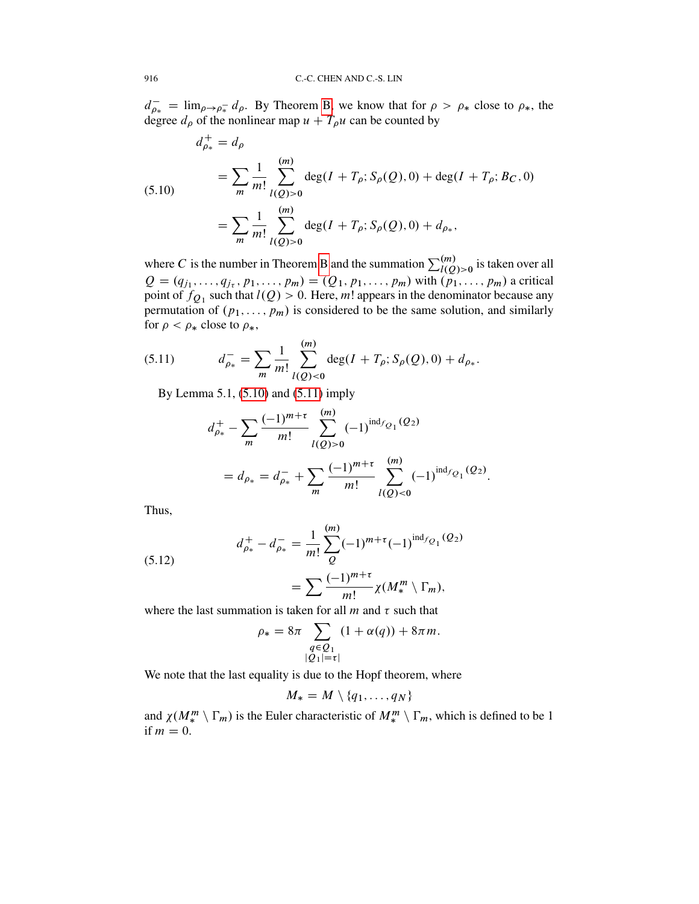$d^-_{\rho_*} = \lim_{\rho \to \rho_*^-} d_\rho$. By Theorem B, we know that for $\rho > \rho_*$ close to $\rho_*$, the degree $d_\rho$ of the nonlinear map $u + T_\rho u$ can be counted by

$$
\begin{aligned}
d^+_{\rho_*} &= d_\rho \\
&= \sum_m \frac{1}{m!} \sum_{l(Q)>0}^{(m)} \deg(I + T_\rho; S_\rho(Q), 0) + \deg(I + T_\rho; B_C, 0) \\
&= \sum_m \frac{1}{m!} \sum_{l(Q)>0}^{(m)} \deg(I + T_\rho; S_\rho(Q), 0) + d_{\rho_*},
\end{aligned}
\tag{5.10}
$$

where $C$ is the number in Theorem B and the summation $\sum_{l(Q)>0}^{(m)}$ is taken over all $Q = (q_{j_1}, \ldots, q_{j_\tau}, p_1, \ldots, p_m) = (Q_1, p_1, \ldots, p_m)$ with $(p_1, \ldots, p_m)$ a critical point of $f_{Q_1}$ such that $l(Q) > 0$. Here, $m!$ appears in the denominator because any permutation of $(p_1, \ldots, p_m)$ is considered to be the same solution, and similarly for $\rho < \rho_*$ close to $\rho_*$,

$$
d^-_{\rho_*} = \sum_m \frac{1}{m!} \sum_{l(Q)<0}^{(m)} \deg(I + T_\rho; S_\rho(Q), 0) + d_{\rho_*}.
\tag{5.11}
$$

By Lemma 5.1, (5.10) and (5.11) imply

$$
\begin{aligned}
d^+_{\rho_*} &- \sum_m \frac{(-1)^{m+\tau}}{m!} \sum_{l(Q)>0}^{(m)} (-1)^{\mathrm{ind}_{f_{Q_1}}(Q_2)} \\
&= d_{\rho_*} = d^-_{\rho_*} + \sum_m \frac{(-1)^{m+\tau}}{m!} \sum_{l(Q)<0}^{(m)} (-1)^{\mathrm{ind}_{f_{Q_1}}(Q_2)}.
\end{aligned}
$$

Thus,

$$
\begin{aligned}
d^+_{\rho_*} - d^-_{\rho_*} &= \frac{1}{m!} \sum_Q^{(m)} (-1)^{m+\tau} (-1)^{\mathrm{ind}_{f_{Q_1}}(Q_2)} \\
&= \sum \frac{(-1)^{m+\tau}}{m!} \chi(M^m_* \setminus \Gamma_m),
\end{aligned}
\tag{5.12}
$$

where the last summation is taken for all $m$ and $\tau$ such that

$$
\rho_* = 8\pi \sum_{\substack{q \in Q_1 \\ |Q_1| = \tau}} (1 + \alpha(q)) + 8\pi m.
$$

We note that the last equality is due to the Hopf theorem, where

$$
M_* = M \setminus \{q_1, \ldots, q_N\}
$$

and $\chi(M^m_* \setminus \Gamma_m)$ is the Euler characteristic of $M^m_* \setminus \Gamma_m$, which is defined to be 1 if $m = 0$.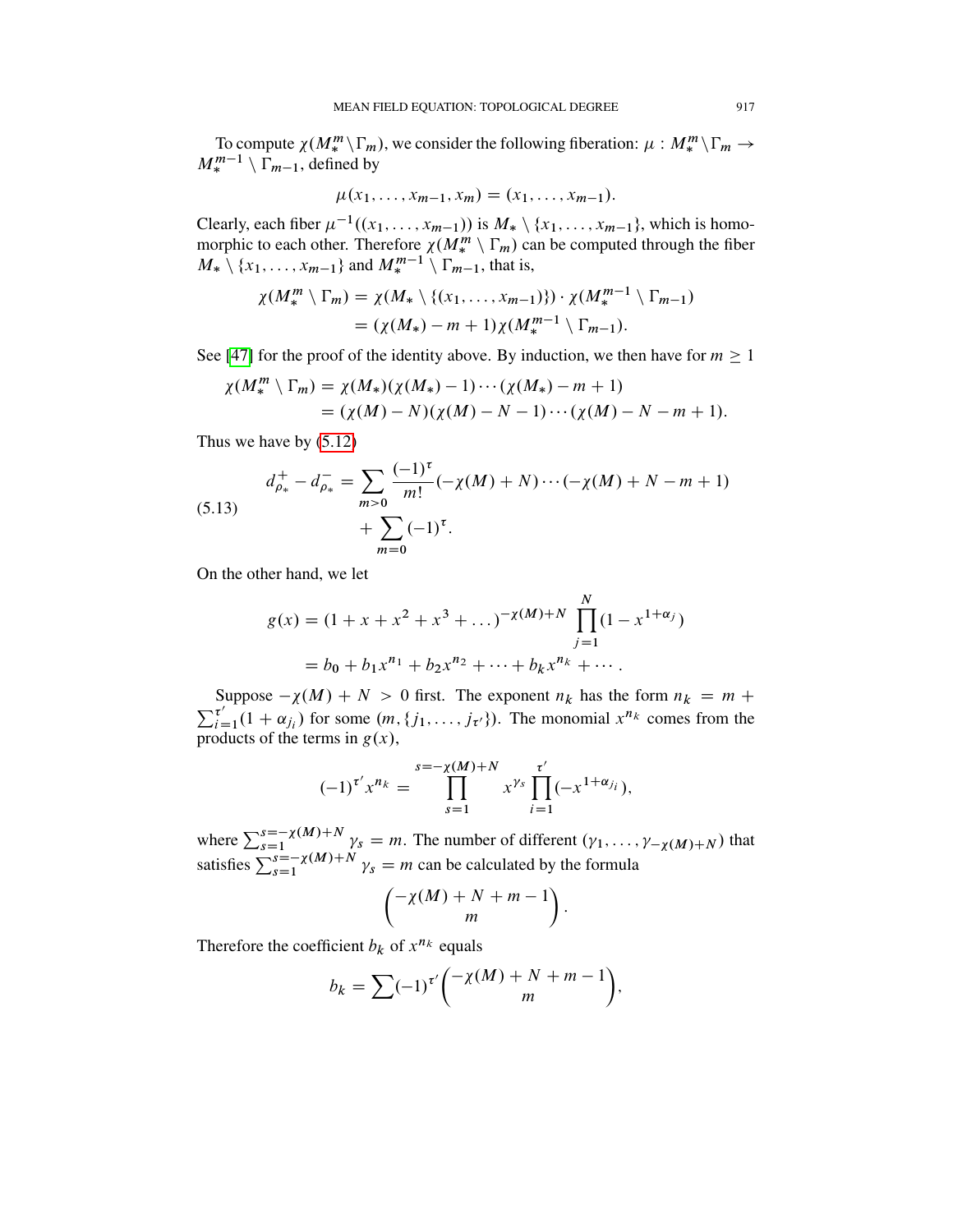To compute $\chi(M_*^m \setminus \Gamma_m)$, we consider the following fiberation: $\mu : M_*^m \setminus \Gamma_m \to M_*^{m-1} \setminus \Gamma_{m-1}$, defined by

$$\mu(x_1, \dots, x_{m-1}, x_m) = (x_1, \dots, x_{m-1}).$$

Clearly, each fiber $\mu^{-1}((x_1, \dots, x_{m-1}))$ is $M_* \setminus \{x_1, \dots, x_{m-1}\}$, which is homomorphic to each other. Therefore $\chi(M_*^m \setminus \Gamma_m)$ can be computed through the fiber $M_* \setminus \{x_1, \dots, x_{m-1}\}$ and $M_*^{m-1} \setminus \Gamma_{m-1}$, that is,

$$\begin{aligned}
\chi(M_*^m \setminus \Gamma_m) &= \chi(M_* \setminus \{(x_1, \dots, x_{m-1})\}) \cdot \chi(M_*^{m-1} \setminus \Gamma_{m-1}) \\
&= (\chi(M_*) - m + 1)\chi(M_*^{m-1} \setminus \Gamma_{m-1}).
\end{aligned}$$

See [47] for the proof of the identity above. By induction, we then have for $m \geq 1$

$$\begin{aligned}
\chi(M_*^m \setminus \Gamma_m) &= \chi(M_*)(\chi(M_*) - 1) \cdots (\chi(M_*) - m + 1) \\
&= (\chi(M) - N)(\chi(M) - N - 1) \cdots (\chi(M) - N - m + 1).
\end{aligned}$$

Thus we have by (5.12)

$$\begin{aligned}
d^+_{\rho_*} - d^-_{\rho_*} = &\sum_{m>0} \frac{(-1)^\tau}{m!}(-\chi(M) + N) \cdots (-\chi(M) + N - m + 1) \\
&+ \sum_{m=0} (-1)^\tau.
\end{aligned} \tag{5.13}$$

On the other hand, we let

$$\begin{aligned}
g(x) &= (1 + x + x^2 + x^3 + \dots)^{-\chi(M)+N} \prod_{j=1}^{N} (1 - x^{1+\alpha_j}) \\
&= b_0 + b_1 x^{n_1} + b_2 x^{n_2} + \dots + b_k x^{n_k} + \cdots .
\end{aligned}$$

Suppose $-\chi(M) + N > 0$ first. The exponent $n_k$ has the form $n_k = m + \sum_{i=1}^{\tau'} (1 + \alpha_{j_i})$ for some $(m, \{j_1, \dots, j_{\tau'}\})$. The monomial $x^{n_k}$ comes from the products of the terms in $g(x)$,

$$(-1)^{\tau'} x^{n_k} = \prod_{s=1}^{s=-\chi(M)+N} x^{\gamma_s} \prod_{i=1}^{\tau'} (-x^{1+\alpha_{j_i}}),$$

where $\sum_{s=1}^{s=-\chi(M)+N} \gamma_s = m$. The number of different $(\gamma_1, \dots, \gamma_{-\chi(M)+N})$ that satisfies $\sum_{s=1}^{s=-\chi(M)+N} \gamma_s = m$ can be calculated by the formula

$$\binom{-\chi(M) + N + m - 1}{m}.$$

Therefore the coefficient $b_k$ of $x^{n_k}$ equals

$$b_k = \sum (-1)^{\tau'} \binom{-\chi(M) + N + m - 1}{m},$$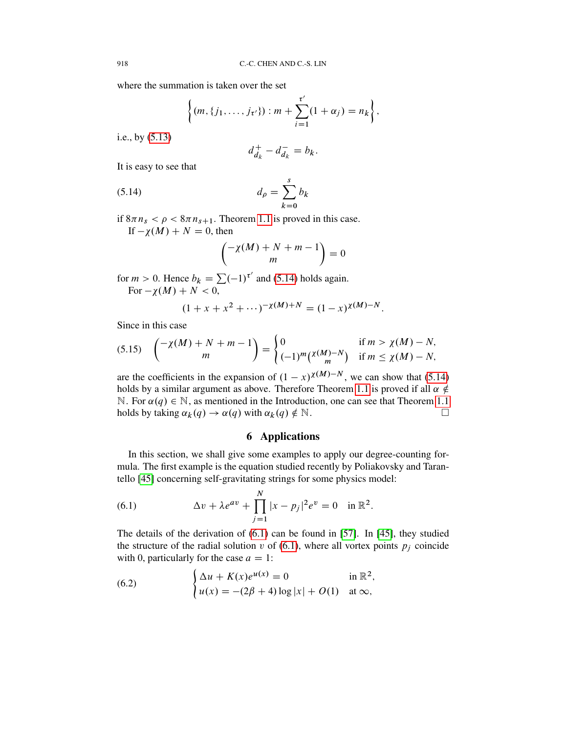where the summation is taken over the set

$$\left\{ (m, \{j_1, \ldots, j_{\tau'}\}) : m + \sum_{i=1}^{\tau'} (1 + \alpha_j) = n_k \right\},$$

i.e., by (5.13)

$$d_{d_k}^{+} - d_{d_k}^{-} = b_k.$$

It is easy to see that

$$d_\rho = \sum_{k=0}^{s} b_k \tag{5.14}$$

if $8\pi n_s < \rho < 8\pi n_{s+1}$. Theorem 1.1 is proved in this case.

If $-\chi(M) + N = 0$, then

$$\binom{-\chi(M) + N + m - 1}{m} = 0$$

for $m > 0$. Hence $b_k = \sum (-1)^{\tau'}$ and (5.14) holds again.

For $-\chi(M) + N < 0$,

$$(1 + x + x^2 + \cdots)^{-\chi(M)+N} = (1 - x)^{\chi(M)-N}.$$

Since in this case

$$\binom{-\chi(M) + N + m - 1}{m} = \begin{cases} 0 & \text{if } m > \chi(M) - N, \\ (-1)^m \binom{\chi(M)-N}{m} & \text{if } m \le \chi(M) - N, \end{cases} \tag{5.15}$$

are the coefficients in the expansion of $(1 - x)^{\chi(M)-N}$, we can show that (5.14) holds by a similar argument as above. Therefore Theorem 1.1 is proved if all $\alpha \notin \mathbb{N}$. For $\alpha(q) \in \mathbb{N}$, as mentioned in the Introduction, one can see that Theorem 1.1 holds by taking $\alpha_k(q) \to \alpha(q)$ with $\alpha_k(q) \notin \mathbb{N}$. $\square$

## 6 Applications

In this section, we shall give some examples to apply our degree-counting formula. The first example is the equation studied recently by Poliakovsky and Tarantello [45] concerning self-gravitating strings for some physics model:

$$\Delta v + \lambda e^{av} + \prod_{j=1}^{N} |x - p_j|^2 e^v = 0 \quad \text{in } \mathbb{R}^2. \tag{6.1}$$

The details of the derivation of (6.1) can be found in [57]. In [45], they studied the structure of the radial solution $v$ of (6.1), where all vortex points $p_j$ coincide with 0, particularly for the case $a = 1$:

$$\begin{cases} \Delta u + K(x) e^{u(x)} = 0 & \text{in } \mathbb{R}^2, \\ u(x) = -(2\beta + 4) \log |x| + O(1) & \text{at } \infty, \end{cases} \tag{6.2}$$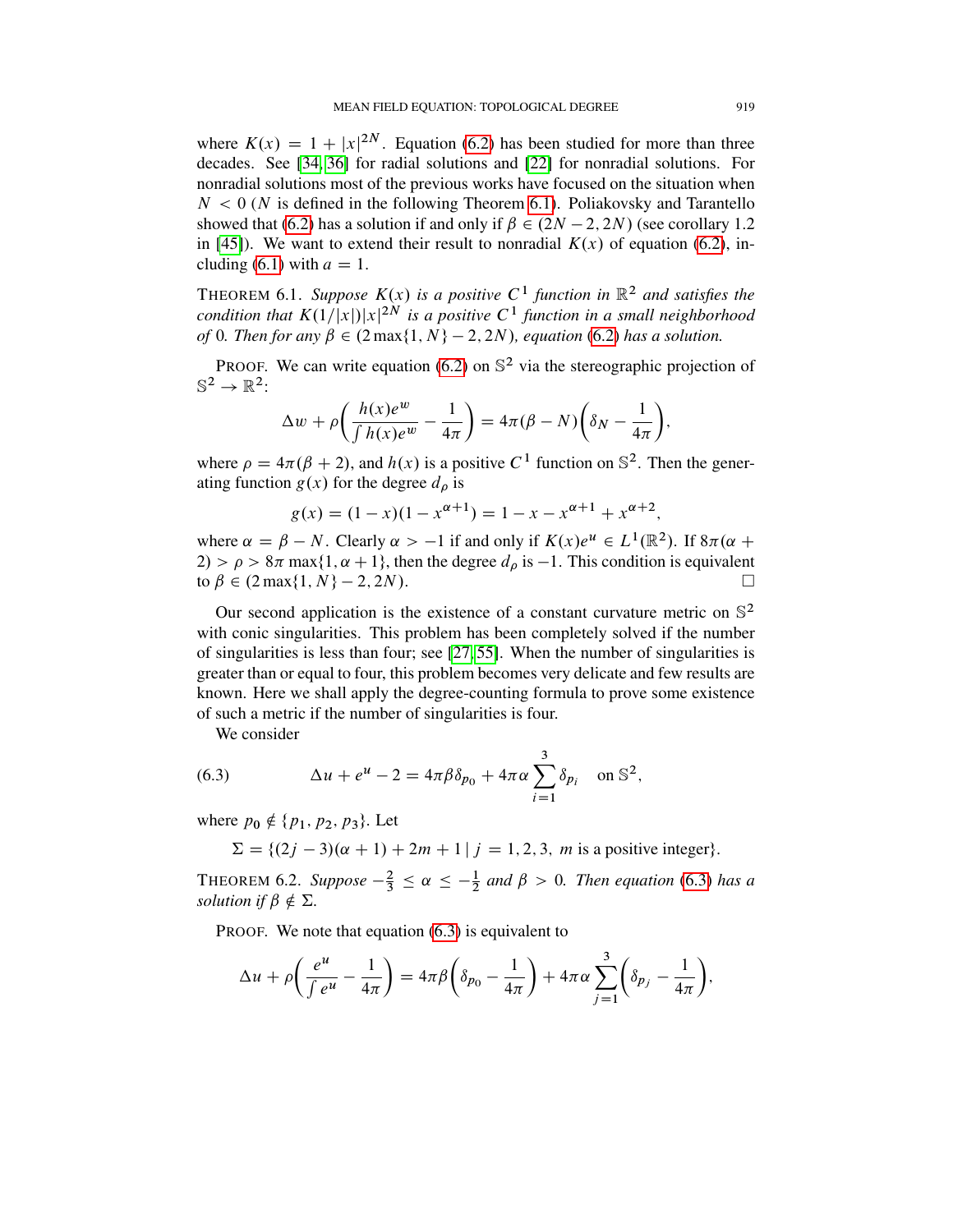where $K(x) = 1 + |x|^{2N}$. Equation (6.2) has been studied for more than three decades. See [34, 36] for radial solutions and [22] for nonradial solutions. For nonradial solutions most of the previous works have focused on the situation when $N < 0$ ($N$ is defined in the following Theorem 6.1). Poliakovsky and Tarantello showed that (6.2) has a solution if and only if $\beta \in (2N - 2, 2N)$ (see corollary 1.2 in [45]). We want to extend their result to nonradial $K(x)$ of equation (6.2), including (6.1) with $a = 1$.

THEOREM 6.1. *Suppose $K(x)$ is a positive $C^1$ function in $\mathbb{R}^2$ and satisfies the condition that $K(1/|x|)|x|^{2N}$ is a positive $C^1$ function in a small neighborhood of 0. Then for any $\beta \in (2\max\{1, N\} - 2, 2N)$, equation (6.2) has a solution.*

PROOF. We can write equation (6.2) on $\mathbb{S}^2$ via the stereographic projection of $\mathbb{S}^2 \to \mathbb{R}^2$:

$$\Delta w + \rho\left(\frac{h(x)e^w}{\int h(x)e^w} - \frac{1}{4\pi}\right) = 4\pi(\beta - N)\left(\delta_N - \frac{1}{4\pi}\right),$$

where $\rho = 4\pi(\beta + 2)$, and $h(x)$ is a positive $C^1$ function on $\mathbb{S}^2$. Then the generating function $g(x)$ for the degree $d_\rho$ is

$$g(x) = (1 - x)(1 - x^{\alpha+1}) = 1 - x - x^{\alpha+1} + x^{\alpha+2},$$

where $\alpha = \beta - N$. Clearly $\alpha > -1$ if and only if $K(x)e^u \in L^1(\mathbb{R}^2)$. If $8\pi(\alpha + 2) > \rho > 8\pi \max\{1, \alpha + 1\}$, then the degree $d_\rho$ is $-1$. This condition is equivalent to $\beta \in (2\max\{1, N\} - 2, 2N)$. $\square$

Our second application is the existence of a constant curvature metric on $\mathbb{S}^2$ with conic singularities. This problem has been completely solved if the number of singularities is less than four; see [27, 55]. When the number of singularities is greater than or equal to four, this problem becomes very delicate and few results are known. Here we shall apply the degree-counting formula to prove some existence of such a metric if the number of singularities is four.

We consider

$$\Delta u + e^u - 2 = 4\pi\beta\delta_{p_0} + 4\pi\alpha\sum_{i=1}^{3}\delta_{p_i} \quad \text{on } \mathbb{S}^2, \tag{6.3}$$

where $p_0 \notin \{p_1, p_2, p_3\}$. Let

$$\Sigma = \{(2j - 3)(\alpha + 1) + 2m + 1 \mid j = 1, 2, 3,\ m \text{ is a positive integer}\}.$$

THEOREM 6.2. *Suppose $-\frac{2}{3} \le \alpha \le -\frac{1}{2}$ and $\beta > 0$. Then equation (6.3) has a solution if $\beta \notin \Sigma$.*

PROOF. We note that equation (6.3) is equivalent to

$$\Delta u + \rho\left(\frac{e^u}{\int e^u} - \frac{1}{4\pi}\right) = 4\pi\beta\left(\delta_{p_0} - \frac{1}{4\pi}\right) + 4\pi\alpha\sum_{j=1}^{3}\left(\delta_{p_j} - \frac{1}{4\pi}\right),$$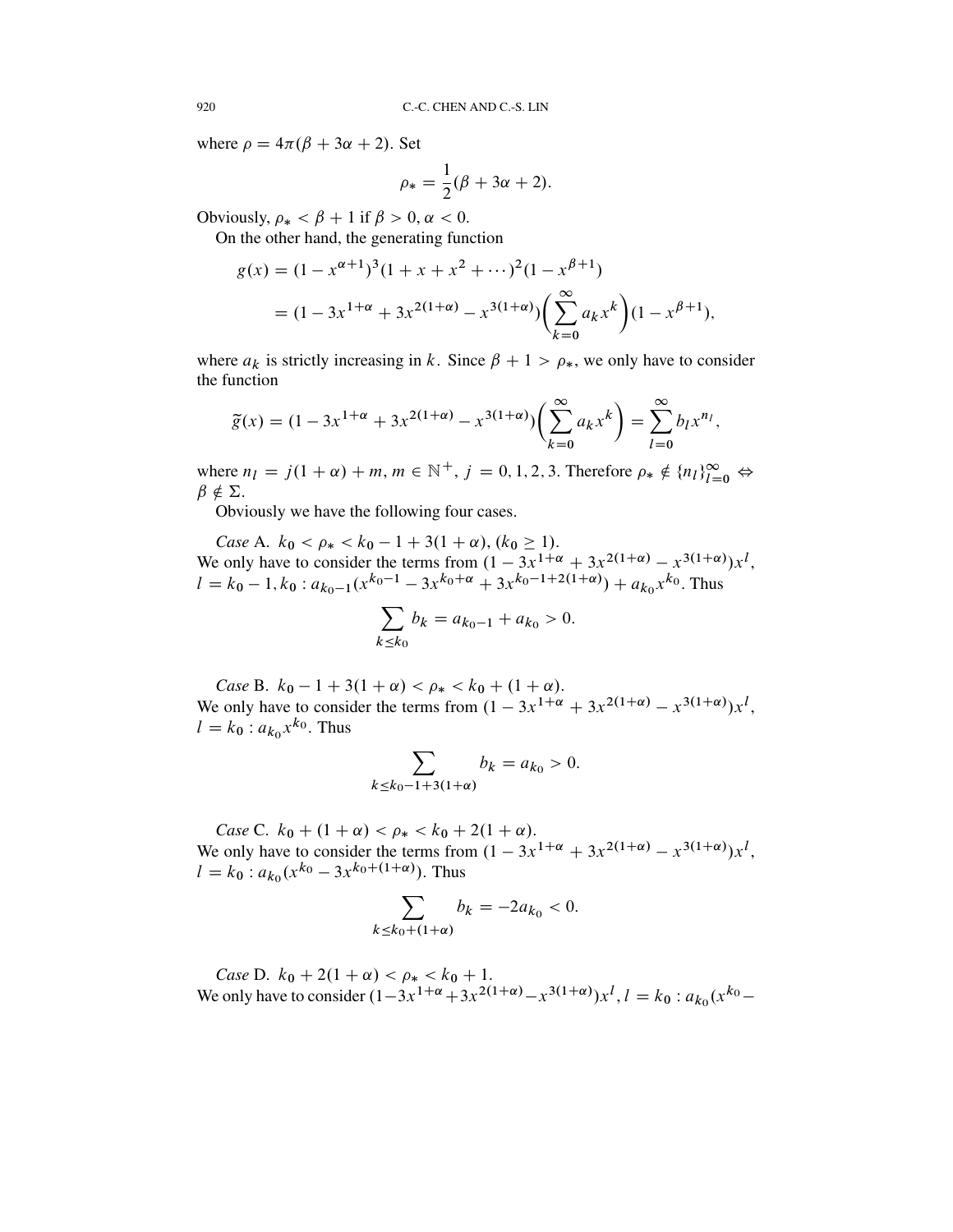where $\rho = 4\pi(\beta + 3\alpha + 2)$. Set

$$\rho_* = \frac{1}{2}(\beta + 3\alpha + 2).$$

Obviously, $\rho_* < \beta + 1$ if $\beta > 0, \alpha < 0$.

On the other hand, the generating function

$$\begin{aligned} g(x) &= (1 - x^{\alpha+1})^3(1 + x + x^2 + \cdots)^2(1 - x^{\beta+1}) \\ &= (1 - 3x^{1+\alpha} + 3x^{2(1+\alpha)} - x^{3(1+\alpha)})\bigg(\sum_{k=0}^{\infty} a_k x^k\bigg)(1 - x^{\beta+1}), \end{aligned}$$

where $a_k$ is strictly increasing in $k$. Since $\beta + 1 > \rho_*$, we only have to consider the function

$$\widetilde{g}(x) = (1 - 3x^{1+\alpha} + 3x^{2(1+\alpha)} - x^{3(1+\alpha)})\bigg(\sum_{k=0}^{\infty} a_k x^k\bigg) = \sum_{l=0}^{\infty} b_l x^{n_l},$$

where $n_l = j(1 + \alpha) + m$, $m \in \mathbb{N}^+$, $j = 0, 1, 2, 3$. Therefore $\rho_* \notin \{n_l\}_{l=0}^{\infty} \Leftrightarrow \beta \notin \Sigma$.

Obviously we have the following four cases.

*Case* A. $k_0 < \rho_* < k_0 - 1 + 3(1 + \alpha)$, $(k_0 \geq 1)$.
We only have to consider the terms from $(1 - 3x^{1+\alpha} + 3x^{2(1+\alpha)} - x^{3(1+\alpha)})x^l$, $l = k_0 - 1, k_0 : a_{k_0-1}(x^{k_0-1} - 3x^{k_0+\alpha} + 3x^{k_0-1+2(1+\alpha)}) + a_{k_0}x^{k_0}$. Thus

$$\sum_{k \leq k_0} b_k = a_{k_0-1} + a_{k_0} > 0.$$

*Case* B. $k_0 - 1 + 3(1 + \alpha) < \rho_* < k_0 + (1 + \alpha)$.
We only have to consider the terms from $(1 - 3x^{1+\alpha} + 3x^{2(1+\alpha)} - x^{3(1+\alpha)})x^l$, $l = k_0 : a_{k_0}x^{k_0}$. Thus

$$\sum_{k \leq k_0 - 1 + 3(1+\alpha)} b_k = a_{k_0} > 0.$$

*Case* C. $k_0 + (1 + \alpha) < \rho_* < k_0 + 2(1 + \alpha)$.
We only have to consider the terms from $(1 - 3x^{1+\alpha} + 3x^{2(1+\alpha)} - x^{3(1+\alpha)})x^l$, $l = k_0 : a_{k_0}(x^{k_0} - 3x^{k_0+(1+\alpha)})$. Thus

$$\sum_{k \leq k_0 + (1+\alpha)} b_k = -2a_{k_0} < 0.$$

*Case* D. $k_0 + 2(1 + \alpha) < \rho_* < k_0 + 1$.
We only have to consider $(1 - 3x^{1+\alpha} + 3x^{2(1+\alpha)} - x^{3(1+\alpha)})x^l$, $l = k_0 : a_{k_0}(x^{k_0} -$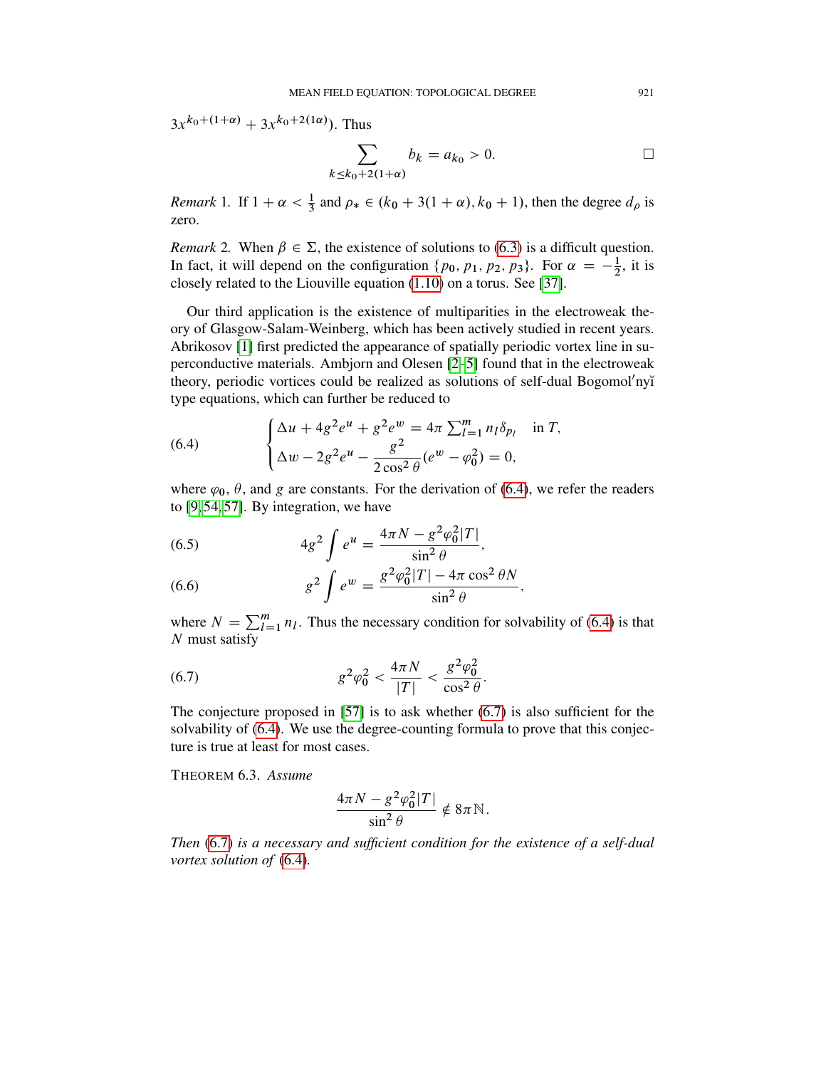$3x^{k_0+(1+\alpha)} + 3x^{k_0+2(1\alpha)}$). Thus

$$\sum_{k \le k_0+2(1+\alpha)} b_k = a_{k_0} > 0. \qquad \square$$

*Remark* 1. If $1+\alpha < \frac{1}{3}$ and $\rho_* \in (k_0 + 3(1+\alpha), k_0+1)$, then the degree $d_\rho$ is zero.

*Remark* 2. When $\beta \in \Sigma$, the existence of solutions to (6.3) is a difficult question. In fact, it will depend on the configuration $\{p_0, p_1, p_2, p_3\}$. For $\alpha = -\frac{1}{2}$, it is closely related to the Liouville equation (1.10) on a torus. See [37].

Our third application is the existence of multiparities in the electroweak theory of Glasgow-Salam-Weinberg, which has been actively studied in recent years. Abrikosov [1] first predicted the appearance of spatially periodic vortex line in superconductive materials. Ambjorn and Olesen [2–5] found that in the electroweak theory, periodic vortices could be realized as solutions of self-dual Bogomol′nyĭ type equations, which can further be reduced to

$$\begin{cases} \Delta u + 4g^2 e^u + g^2 e^w = 4\pi \sum_{l=1}^m n_l \delta_{p_l} & \text{in } T, \\ \Delta w - 2g^2 e^u - \dfrac{g^2}{2\cos^2\theta}(e^w - \varphi_0^2) = 0, \end{cases} \tag{6.4}$$

where $\varphi_0$, $\theta$, and $g$ are constants. For the derivation of (6.4), we refer the readers to [9, 54, 57]. By integration, we have

$$4g^2 \int e^u = \frac{4\pi N - g^2\varphi_0^2 |T|}{\sin^2\theta}, \tag{6.5}$$

$$g^2 \int e^w = \frac{g^2\varphi_0^2|T| - 4\pi\cos^2\theta N}{\sin^2\theta}, \tag{6.6}$$

where $N = \sum_{l=1}^m n_l$. Thus the necessary condition for solvability of (6.4) is that $N$ must satisfy

$$g^2\varphi_0^2 < \frac{4\pi N}{|T|} < \frac{g^2\varphi_0^2}{\cos^2\theta}. \tag{6.7}$$

The conjecture proposed in [57] is to ask whether (6.7) is also sufficient for the solvability of (6.4). We use the degree-counting formula to prove that this conjecture is true at least for most cases.

THEOREM 6.3. *Assume*

$$\frac{4\pi N - g^2\varphi_0^2|T|}{\sin^2\theta} \notin 8\pi\mathbb{N}.$$

*Then* (6.7) *is a necessary and sufficient condition for the existence of a self-dual vortex solution of* (6.4).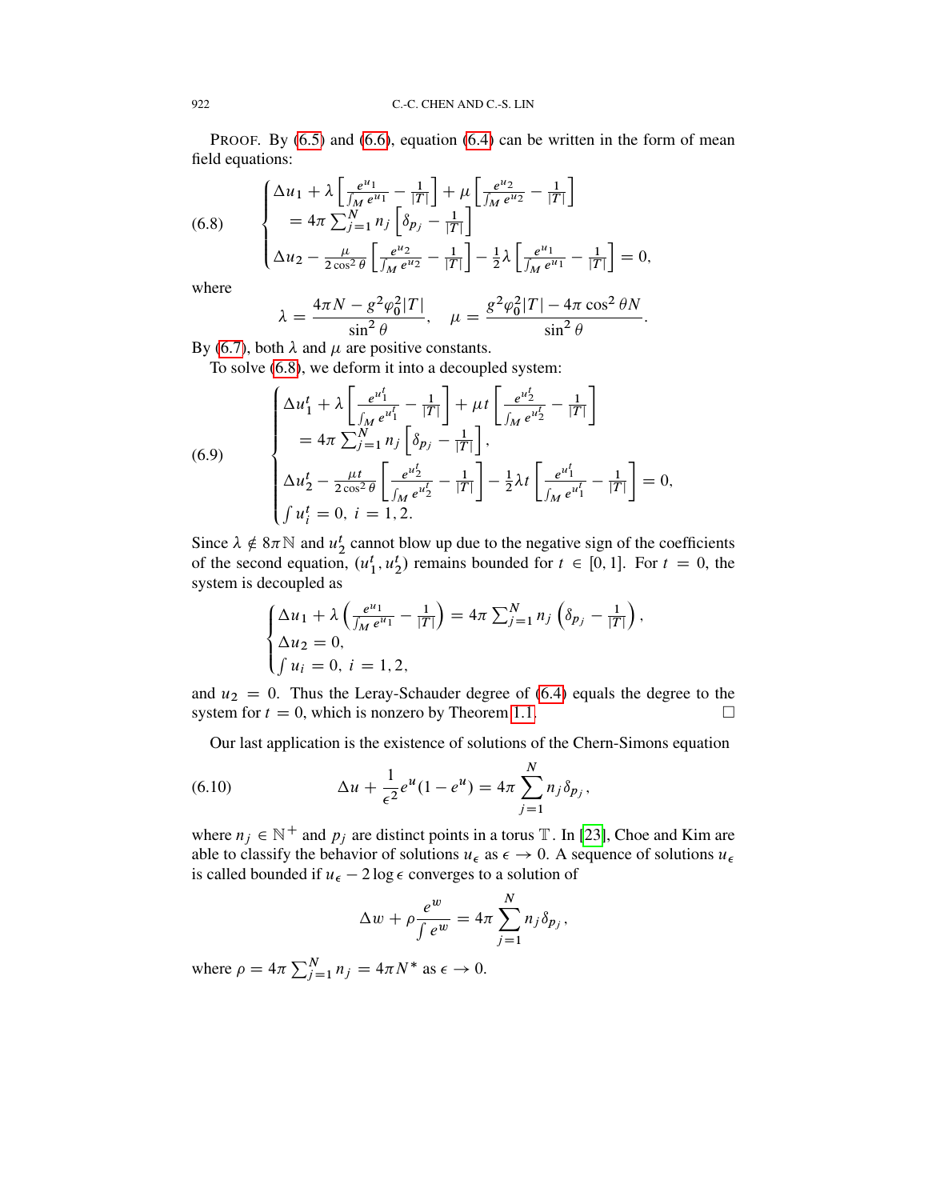PROOF. By (6.5) and (6.6), equation (6.4) can be written in the form of mean field equations:

$$
(6.8)\qquad \begin{cases} \Delta u_1 + \lambda\left[\frac{e^{u_1}}{\int_M e^{u_1}} - \frac{1}{|T|}\right] + \mu\left[\frac{e^{u_2}}{\int_M e^{u_2}} - \frac{1}{|T|}\right] \\ \quad = 4\pi \sum_{j=1}^N n_j\left[\delta_{p_j} - \frac{1}{|T|}\right] \\ \Delta u_2 - \frac{\mu}{2\cos^2\theta}\left[\frac{e^{u_2}}{\int_M e^{u_2}} - \frac{1}{|T|}\right] - \frac{1}{2}\lambda\left[\frac{e^{u_1}}{\int_M e^{u_1}} - \frac{1}{|T|}\right] = 0, \end{cases}
$$

where

$$
\lambda = \frac{4\pi N - g^2\varphi_0^2|T|}{\sin^2\theta}, \quad \mu = \frac{g^2\varphi_0^2|T| - 4\pi\cos^2\theta N}{\sin^2\theta}.
$$

By (6.7), both $\lambda$ and $\mu$ are positive constants.

To solve (6.8), we deform it into a decoupled system:

$$
(6.9)\qquad \begin{cases} \Delta u_1^t + \lambda\left[\frac{e^{u_1^t}}{\int_M e^{u_1^t}} - \frac{1}{|T|}\right] + \mu t\left[\frac{e^{u_2^t}}{\int_M e^{u_2^t}} - \frac{1}{|T|}\right] \\ \quad = 4\pi \sum_{j=1}^N n_j\left[\delta_{p_j} - \frac{1}{|T|}\right], \\ \Delta u_2^t - \frac{\mu t}{2\cos^2\theta}\left[\frac{e^{u_2^t}}{\int_M e^{u_2^t}} - \frac{1}{|T|}\right] - \frac{1}{2}\lambda t\left[\frac{e^{u_1^t}}{\int_M e^{u_1^t}} - \frac{1}{|T|}\right] = 0, \\ \int u_i^t = 0,\ i = 1, 2. \end{cases}
$$

Since $\lambda \notin 8\pi\mathbb{N}$ and $u_2^t$ cannot blow up due to the negative sign of the coefficients of the second equation, $(u_1^t, u_2^t)$ remains bounded for $t \in [0, 1]$. For $t = 0$, the system is decoupled as

$$
\begin{cases} \Delta u_1 + \lambda\left(\frac{e^{u_1}}{\int_M e^{u_1}} - \frac{1}{|T|}\right) = 4\pi\sum_{j=1}^N n_j\left(\delta_{p_j} - \frac{1}{|T|}\right), \\ \Delta u_2 = 0, \\ \int u_i = 0,\ i = 1, 2, \end{cases}
$$

and $u_2 = 0$. Thus the Leray-Schauder degree of (6.4) equals the degree to the system for $t = 0$, which is nonzero by Theorem 1.1. $\square$

Our last application is the existence of solutions of the Chern-Simons equation

$$
(6.10)\qquad \Delta u + \frac{1}{\epsilon^2}e^u(1 - e^u) = 4\pi\sum_{j=1}^N n_j\delta_{p_j},
$$

where $n_j \in \mathbb{N}^+$ and $p_j$ are distinct points in a torus $\mathbb{T}$. In [23], Choe and Kim are able to classify the behavior of solutions $u_\epsilon$ as $\epsilon \to 0$. A sequence of solutions $u_\epsilon$ is called bounded if $u_\epsilon - 2\log\epsilon$ converges to a solution of

$$
\Delta w + \rho\frac{e^w}{\int e^w} = 4\pi\sum_{j=1}^N n_j\delta_{p_j},
$$

where $\rho = 4\pi\sum_{j=1}^N n_j = 4\pi N^*$ as $\epsilon \to 0$.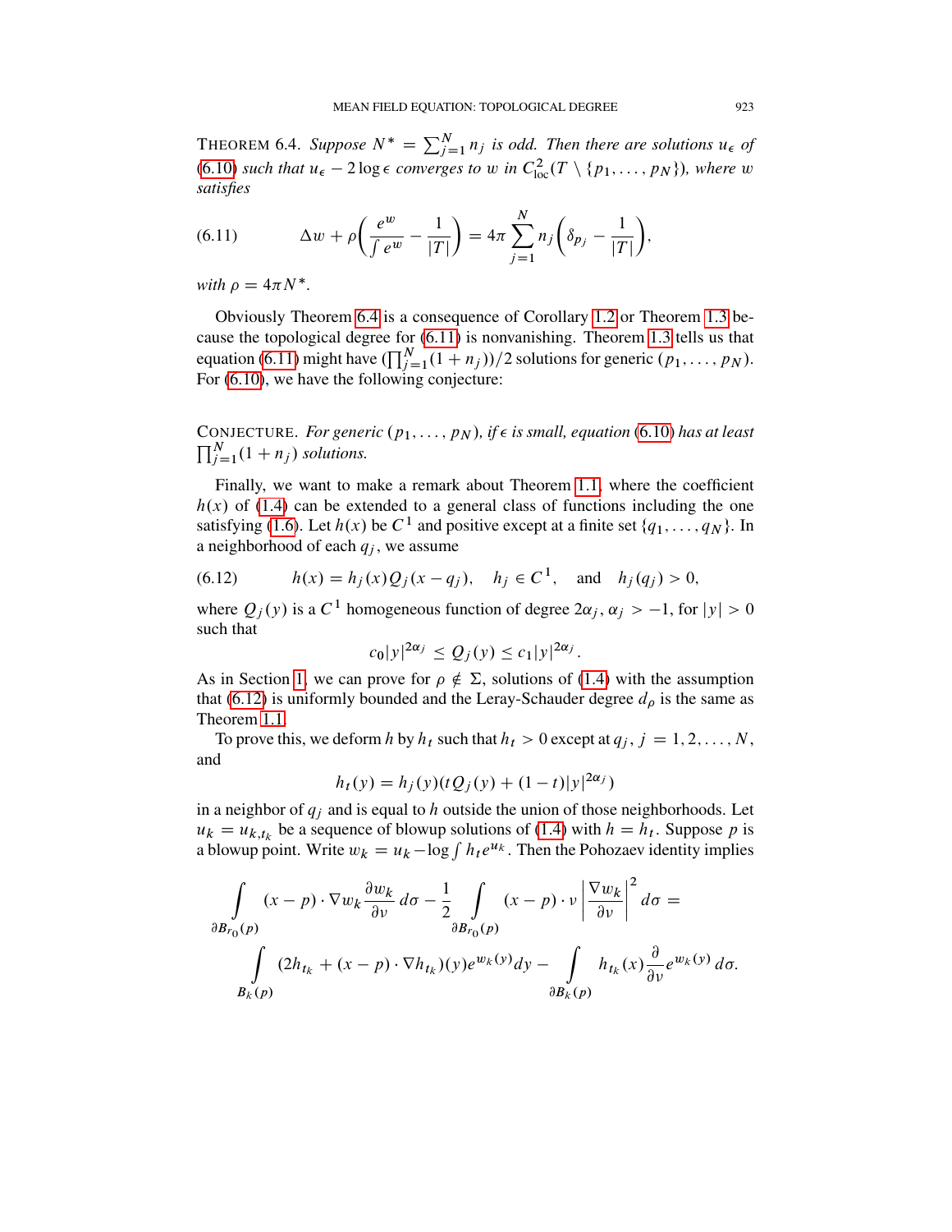THEOREM 6.4. *Suppose $N^* = \sum_{j=1}^N n_j$ is odd. Then there are solutions $u_\epsilon$ of (6.10) such that $u_\epsilon - 2\log\epsilon$ converges to $w$ in $C^2_{\text{loc}}(T \setminus \{p_1, \dots, p_N\})$, where $w$ satisfies*

$$\Delta w + \rho\left(\frac{e^w}{\int e^w} - \frac{1}{|T|}\right) = 4\pi \sum_{j=1}^N n_j \left(\delta_{p_j} - \frac{1}{|T|}\right), \tag{6.11}$$

*with $\rho = 4\pi N^*$.*

Obviously Theorem 6.4 is a consequence of Corollary 1.2 or Theorem 1.3 because the topological degree for (6.11) is nonvanishing. Theorem 1.3 tells us that equation (6.11) might have $(\prod_{j=1}^N (1+n_j))/2$ solutions for generic $(p_1, \dots, p_N)$. For (6.10), we have the following conjecture:

CONJECTURE. *For generic $(p_1, \dots, p_N)$, if $\epsilon$ is small, equation (6.10) has at least $\prod_{j=1}^N (1+n_j)$ solutions.*

Finally, we want to make a remark about Theorem 1.1, where the coefficient $h(x)$ of (1.4) can be extended to a general class of functions including the one satisfying (1.6). Let $h(x)$ be $C^1$ and positive except at a finite set $\{q_1, \dots, q_N\}$. In a neighborhood of each $q_j$, we assume

$$h(x) = h_j(x) Q_j(x - q_j), \quad h_j \in C^1, \quad \text{and} \quad h_j(q_j) > 0, \tag{6.12}$$

where $Q_j(y)$ is a $C^1$ homogeneous function of degree $2\alpha_j$, $\alpha_j > -1$, for $|y| > 0$ such that

$$c_0 |y|^{2\alpha_j} \le Q_j(y) \le c_1 |y|^{2\alpha_j}.$$

As in Section 1, we can prove for $\rho \notin \Sigma$, solutions of (1.4) with the assumption that (6.12) is uniformly bounded and the Leray-Schauder degree $d_\rho$ is the same as Theorem 1.1.

To prove this, we deform $h$ by $h_t$ such that $h_t > 0$ except at $q_j$, $j = 1, 2, \dots, N$, and

$$h_t(y) = h_j(y)(tQ_j(y) + (1-t)|y|^{2\alpha_j})$$

in a neighbor of $q_j$ and is equal to $h$ outside the union of those neighborhoods. Let $u_k = u_{k,t_k}$ be a sequence of blowup solutions of (1.4) with $h = h_t$. Suppose $p$ is a blowup point. Write $w_k = u_k - \log \int h_t e^{u_k}$. Then the Pohozaev identity implies

$$\int_{\partial B_{r_0}(p)} (x-p) \cdot \nabla w_k \frac{\partial w_k}{\partial \nu} \, d\sigma - \frac{1}{2} \int_{\partial B_{r_0}(p)} (x-p) \cdot \nu \left| \frac{\nabla w_k}{\partial \nu} \right|^2 d\sigma =$$

$$\int_{B_k(p)} (2h_{t_k} + (x-p) \cdot \nabla h_{t_k})(y) e^{w_k(y)} dy - \int_{\partial B_k(p)} h_{t_k}(x) \frac{\partial}{\partial \nu} e^{w_k(y)} \, d\sigma.$$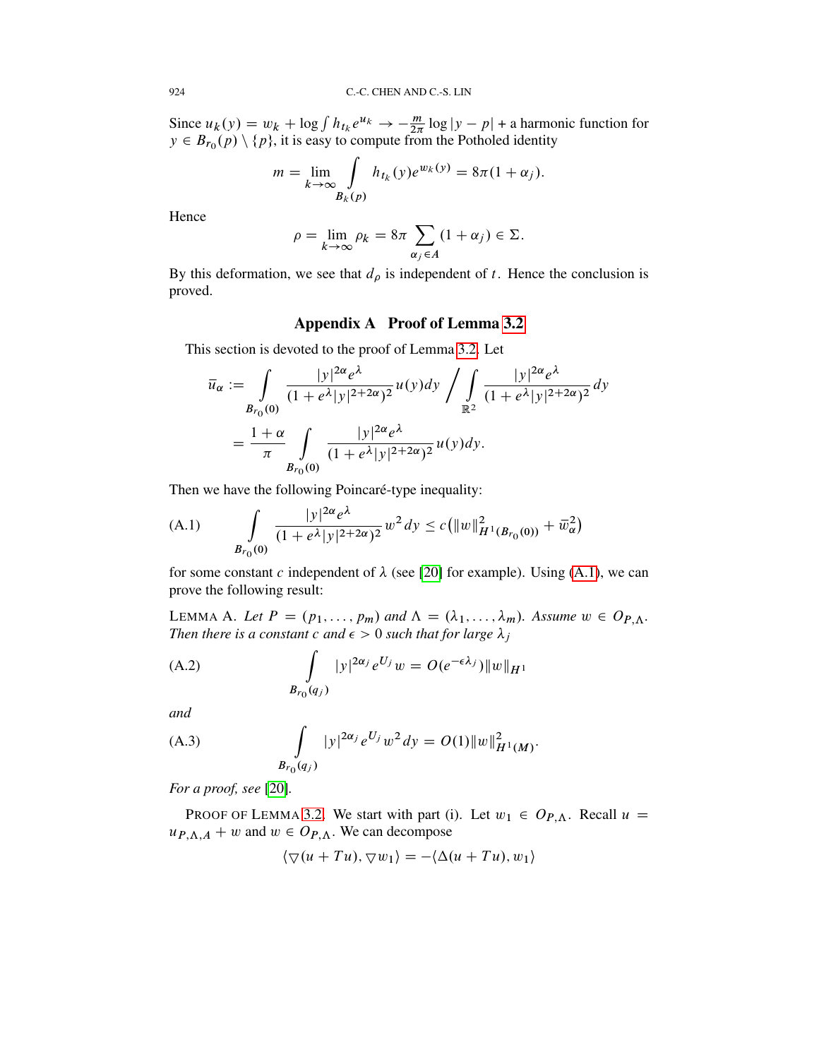Since $u_k(y) = w_k + \log \int h_{t_k} e^{u_k} \to -\frac{m}{2\pi} \log |y - p| +$ a harmonic function for $y \in B_{r_0}(p) \setminus \{p\}$, it is easy to compute from the Potholed identity

$$m = \lim_{k\to\infty} \int_{B_k(p)} h_{t_k}(y) e^{w_k(y)} = 8\pi(1+\alpha_j).$$

Hence

$$\rho = \lim_{k\to\infty} \rho_k = 8\pi \sum_{\alpha_j \in A} (1+\alpha_j) \in \Sigma.$$

By this deformation, we see that $d_\rho$ is independent of $t$. Hence the conclusion is proved.

## Appendix A Proof of Lemma 3.2

This section is devoted to the proof of Lemma 3.2. Let

$$\begin{aligned}\bar{u}_\alpha &:= \int_{B_{r_0}(0)} \frac{|y|^{2\alpha} e^\lambda}{(1+e^\lambda |y|^{2+2\alpha})^2} u(y)dy \Big/ \int_{\mathbb{R}^2} \frac{|y|^{2\alpha} e^\lambda}{(1+e^\lambda |y|^{2+2\alpha})^2} dy \\ &= \frac{1+\alpha}{\pi} \int_{B_{r_0}(0)} \frac{|y|^{2\alpha} e^\lambda}{(1+e^\lambda |y|^{2+2\alpha})^2} u(y)dy.\end{aligned}$$

Then we have the following Poincaré-type inequality:

$$\int_{B_{r_0}(0)} \frac{|y|^{2\alpha} e^\lambda}{(1+e^\lambda |y|^{2+2\alpha})^2} w^2\, dy \le c\big(\|w\|^2_{H^1(B_{r_0}(0))} + \bar{w}^2_\alpha\big) \tag{A.1}$$

for some constant $c$ independent of $\lambda$ (see [20] for example). Using (A.1), we can prove the following result:

Lemma A. *Let $P = (p_1, \dots, p_m)$ and $\Lambda = (\lambda_1, \dots, \lambda_m)$. Assume $w \in O_{P,\Lambda}$. Then there is a constant $c$ and $\epsilon > 0$ such that for large $\lambda_j$*

$$\int_{B_{r_0}(q_j)} |y|^{2\alpha_j} e^{U_j} w = O(e^{-\epsilon\lambda_j})\|w\|_{H^1} \tag{A.2}$$

*and*

$$\int_{B_{r_0}(q_j)} |y|^{2\alpha_j} e^{U_j} w^2\, dy = O(1)\|w\|^2_{H^1(M)}. \tag{A.3}$$

*For a proof, see* [20].

Proof of Lemma 3.2. We start with part (i). Let $w_1 \in O_{P,\Lambda}$. Recall $u = u_{P,\Lambda,A} + w$ and $w \in O_{P,\Lambda}$. We can decompose

$$\langle \nabla(u+Tu), \nabla w_1 \rangle = -\langle \Delta(u+Tu), w_1 \rangle$$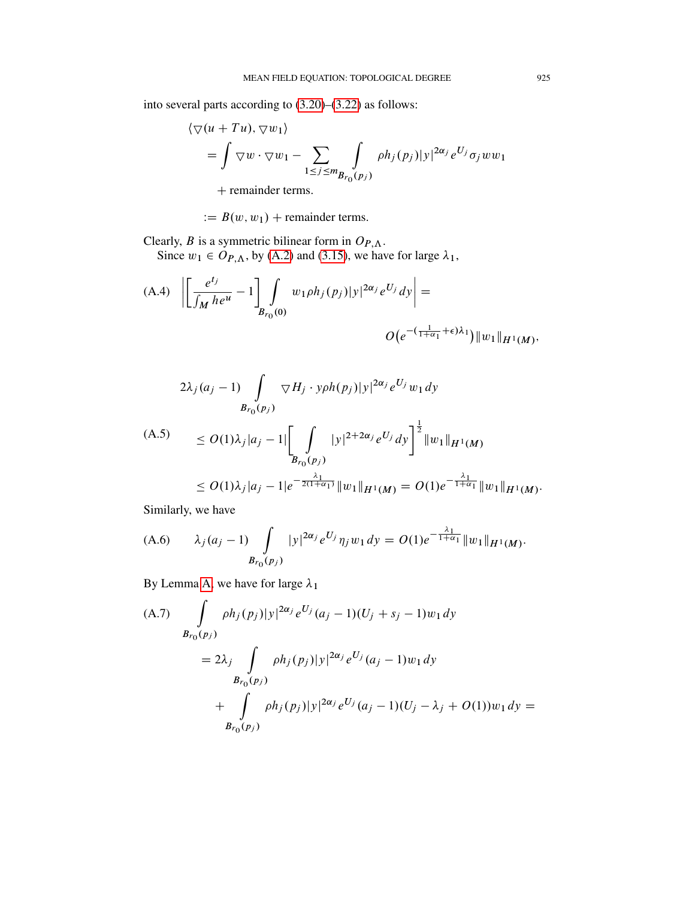into several parts according to (3.20)–(3.22) as follows:

$$
\begin{aligned}
\langle \nabla(u+Tu), \nabla w_1\rangle
&= \int \nabla w \cdot \nabla w_1 - \sum_{1\le j\le m} \int_{B_{r_0}(p_j)} \rho h_j(p_j)|y|^{2\alpha_j} e^{U_j} \sigma_j w w_1 \\
&\quad + \text{remainder terms.} \\
&:= B(w, w_1) + \text{remainder terms.}
\end{aligned}
$$

Clearly, $B$ is a symmetric bilinear form in $O_{P,\Lambda}$.

Since $w_1 \in O_{P,\Lambda}$, by (A.2) and (3.15), we have for large $\lambda_1$,

$$
\left| \left[ \frac{e^{t_j}}{\int_M h e^u} - 1 \right] \int_{B_{r_0}(0)} w_1 \rho h_j(p_j)|y|^{2\alpha_j} e^{U_j}\, dy \right| = O\big(e^{-(\frac{1}{1+\alpha_1}+\epsilon)\lambda_1}\big)\|w_1\|_{H^1(M)}, \tag{A.4}
$$

$$
\begin{aligned}
&2\lambda_j(a_j-1) \int_{B_{r_0}(p_j)} \nabla H_j \cdot y \rho h(p_j)|y|^{2\alpha_j} e^{U_j} w_1\, dy \\
&\quad \le O(1)\lambda_j|a_j-1| \left[ \int_{B_{r_0}(p_j)} |y|^{2+2\alpha_j} e^{U_j}\, dy \right]^{\frac{1}{2}} \|w_1\|_{H^1(M)} \\
&\quad \le O(1)\lambda_j|a_j-1| e^{-\frac{\lambda_1}{2(1+\alpha_1)}} \|w_1\|_{H^1(M)} = O(1) e^{-\frac{\lambda_1}{1+\alpha_1}} \|w_1\|_{H^1(M)}.
\end{aligned} \tag{A.5}
$$

Similarly, we have

$$
\lambda_j(a_j-1) \int_{B_{r_0}(p_j)} |y|^{2\alpha_j} e^{U_j} \eta_j w_1\, dy = O(1) e^{-\frac{\lambda_1}{1+\alpha_1}} \|w_1\|_{H^1(M)}. \tag{A.6}
$$

By Lemma A, we have for large $\lambda_1$

$$
\begin{aligned}
&\int_{B_{r_0}(p_j)} \rho h_j(p_j)|y|^{2\alpha_j} e^{U_j} (a_j-1)(U_j+s_j-1) w_1\, dy \\
&\quad = 2\lambda_j \int_{B_{r_0}(p_j)} \rho h_j(p_j)|y|^{2\alpha_j} e^{U_j}(a_j-1) w_1\, dy \\
&\qquad + \int_{B_{r_0}(p_j)} \rho h_j(p_j)|y|^{2\alpha_j} e^{U_j}(a_j-1)(U_j-\lambda_j+O(1)) w_1\, dy =
\end{aligned} \tag{A.7}
$$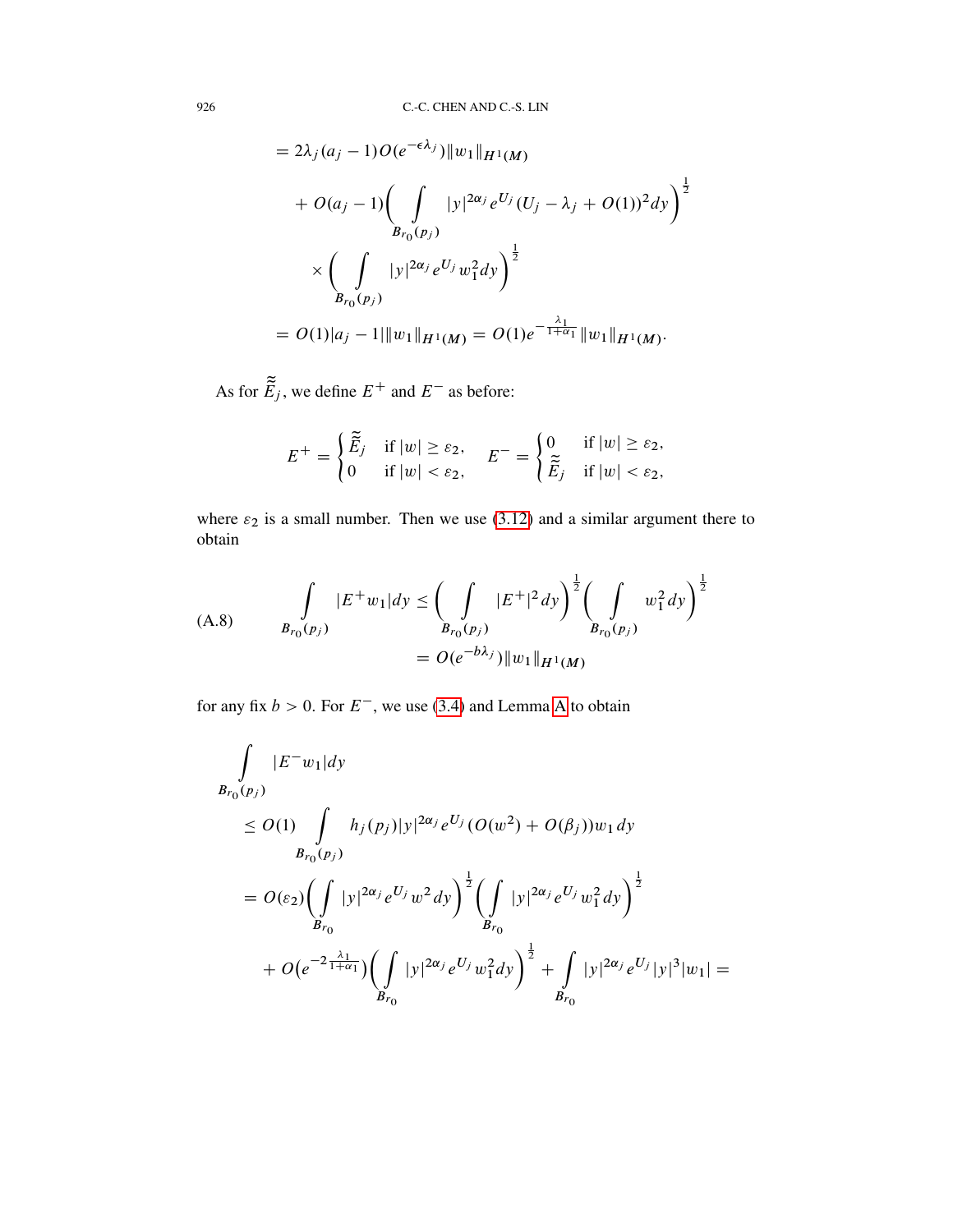$$
\begin{aligned}
&= 2\lambda_j(a_j-1)O(e^{-\epsilon\lambda_j})\|w_1\|_{H^1(M)} \\
&\quad + O(a_j-1)\bigg(\int\limits_{B_{r_0}(p_j)} |y|^{2\alpha_j}e^{U_j}(U_j-\lambda_j+O(1))^2dy\bigg)^{\frac{1}{2}} \\
&\quad \times \bigg(\int\limits_{B_{r_0}(p_j)} |y|^{2\alpha_j}e^{U_j}w_1^2dy\bigg)^{\frac{1}{2}} \\
&= O(1)|a_j-1|\|w_1\|_{H^1(M)} = O(1)e^{-\frac{\lambda_1}{1+\alpha_1}}\|w_1\|_{H^1(M)}.
\end{aligned}
$$

As for $\tilde{\tilde{E}}_j$, we define $E^+$ and $E^-$ as before:

$$
E^+ = \begin{cases} \tilde{\tilde{E}}_j & \text{if } |w| \geq \varepsilon_2, \\ 0 & \text{if } |w| < \varepsilon_2, \end{cases} \qquad E^- = \begin{cases} 0 & \text{if } |w| \geq \varepsilon_2, \\ \tilde{\tilde{E}}_j & \text{if } |w| < \varepsilon_2, \end{cases}
$$

where $\varepsilon_2$ is a small number. Then we use (3.12) and a similar argument there to obtain

$$
\text{(A.8)} \qquad
\begin{aligned}
\int\limits_{B_{r_0}(p_j)} |E^+w_1|dy &\leq \bigg(\int\limits_{B_{r_0}(p_j)} |E^+|^2dy\bigg)^{\frac{1}{2}}\bigg(\int\limits_{B_{r_0}(p_j)} w_1^2dy\bigg)^{\frac{1}{2}} \\
&= O(e^{-b\lambda_j})\|w_1\|_{H^1(M)}
\end{aligned}
$$

for any fix $b > 0$. For $E^-$, we use (3.4) and Lemma A to obtain

$$
\begin{aligned}
&\int\limits_{B_{r_0}(p_j)} |E^-w_1|dy \\
&\quad \leq O(1)\int\limits_{B_{r_0}(p_j)} h_j(p_j)|y|^{2\alpha_j}e^{U_j}(O(w^2)+O(\beta_j))w_1\,dy \\
&\quad = O(\varepsilon_2)\bigg(\int\limits_{B_{r_0}} |y|^{2\alpha_j}e^{U_j}w^2dy\bigg)^{\frac{1}{2}}\bigg(\int\limits_{B_{r_0}} |y|^{2\alpha_j}e^{U_j}w_1^2dy\bigg)^{\frac{1}{2}} \\
&\qquad + O\big(e^{-2\frac{\lambda_1}{1+\alpha_1}}\big)\bigg(\int\limits_{B_{r_0}} |y|^{2\alpha_j}e^{U_j}w_1^2dy\bigg)^{\frac{1}{2}} + \int\limits_{B_{r_0}} |y|^{2\alpha_j}e^{U_j}|y|^3|w_1| =
\end{aligned}
$$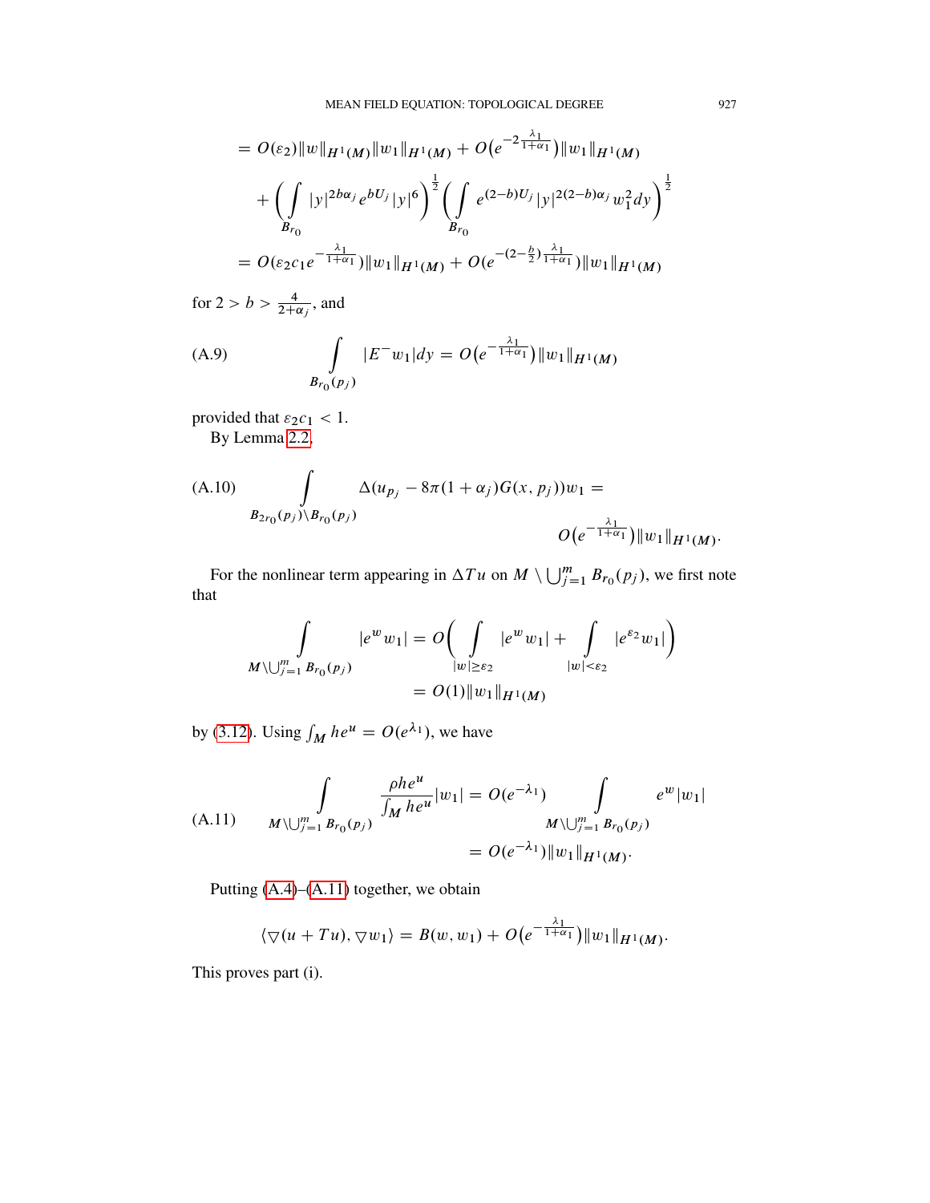$$
\begin{aligned}
&= O(\varepsilon_2)\|w\|_{H^1(M)}\|w_1\|_{H^1(M)} + O\big(e^{-2\frac{\lambda_1}{1+\alpha_1}}\big)\|w_1\|_{H^1(M)} \\
&\quad + \bigg(\int_{B_{r_0}} |y|^{2b\alpha_j} e^{bU_j}|y|^6\bigg)^{\frac{1}{2}} \bigg(\int_{B_{r_0}} e^{(2-b)U_j}|y|^{2(2-b)\alpha_j} w_1^2 dy\bigg)^{\frac{1}{2}} \\
&= O(\varepsilon_2 c_1 e^{-\frac{\lambda_1}{1+\alpha_1}})\|w_1\|_{H^1(M)} + O(e^{-(2-\frac{b}{2})\frac{\lambda_1}{1+\alpha_1}})\|w_1\|_{H^1(M)}
\end{aligned}
$$

for $2 > b > \frac{4}{2+\alpha_j}$, and

$$
\int_{B_{r_0}(p_j)} |E^- w_1| dy = O\big(e^{-\frac{\lambda_1}{1+\alpha_1}}\big)\|w_1\|_{H^1(M)} \tag{A.9}
$$

provided that $\varepsilon_2 c_1 < 1$.

By Lemma 2.2,

$$
\int_{B_{2r_0}(p_j)\setminus B_{r_0}(p_j)} \Delta(u_{p_j} - 8\pi(1+\alpha_j)G(x,p_j))w_1 = O\big(e^{-\frac{\lambda_1}{1+\alpha_1}}\big)\|w_1\|_{H^1(M)}. \tag{A.10}
$$

For the nonlinear term appearing in $\Delta T u$ on $M \setminus \bigcup_{j=1}^m B_{r_0}(p_j)$, we first note that

$$
\begin{aligned}
\int_{M\setminus\bigcup_{j=1}^m B_{r_0}(p_j)} |e^w w_1| &= O\bigg(\int_{|w|\geq\varepsilon_2} |e^w w_1| + \int_{|w|<\varepsilon_2} |e^{\varepsilon_2} w_1|\bigg) \\
&= O(1)\|w_1\|_{H^1(M)}
\end{aligned}
$$

by (3.12). Using $\int_M he^u = O(e^{\lambda_1})$, we have

$$
\begin{aligned}
\int_{M\setminus\bigcup_{j=1}^m B_{r_0}(p_j)} \frac{\rho h e^u}{\int_M he^u}|w_1| &= O(e^{-\lambda_1}) \int_{M\setminus\bigcup_{j=1}^m B_{r_0}(p_j)} e^w |w_1| \\
&= O(e^{-\lambda_1})\|w_1\|_{H^1(M)}.
\end{aligned} \tag{A.11}
$$

Putting (A.4)–(A.11) together, we obtain

$$
\langle \nabla(u+Tu), \nabla w_1\rangle = B(w,w_1) + O\big(e^{-\frac{\lambda_1}{1+\alpha_1}}\big)\|w_1\|_{H^1(M)}.
$$

This proves part (i).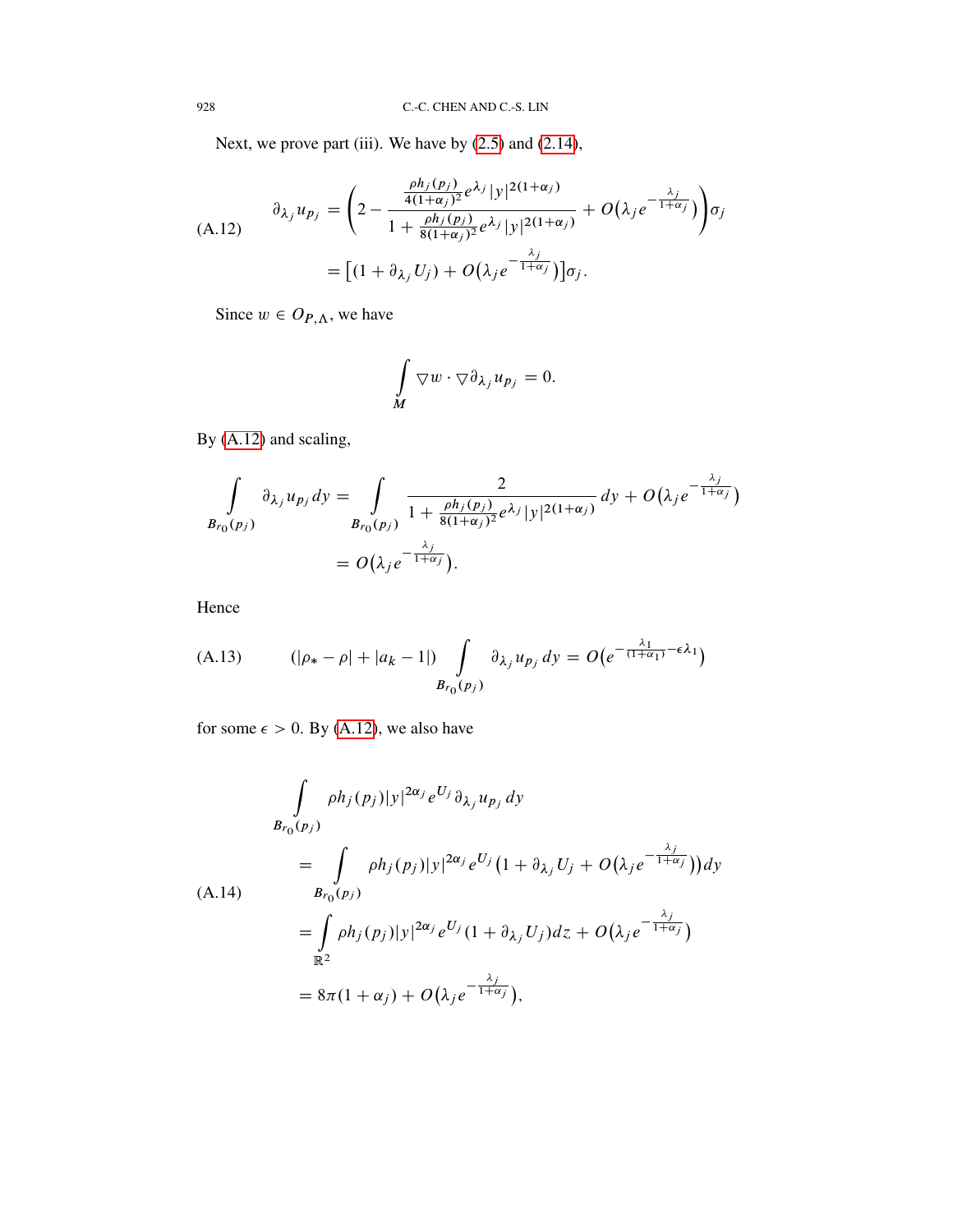Next, we prove part (iii). We have by (2.5) and (2.14),

$$
\begin{aligned}
\partial_{\lambda_j} u_{p_j} &= \left( 2 - \frac{\frac{\rho h_j(p_j)}{4(1+\alpha_j)^2} e^{\lambda_j} |y|^{2(1+\alpha_j)}}{1 + \frac{\rho h_j(p_j)}{8(1+\alpha_j)^2} e^{\lambda_j} |y|^{2(1+\alpha_j)}} + O\big(\lambda_j e^{-\frac{\lambda_j}{1+\alpha_j}}\big) \right) \sigma_j \\
&= \big[ (1 + \partial_{\lambda_j} U_j) + O\big(\lambda_j e^{-\frac{\lambda_j}{1+\alpha_j}}\big) \big] \sigma_j .
\end{aligned} \tag{A.12}
$$

Since $w \in O_{P,\Lambda}$, we have

$$
\int_M \nabla w \cdot \nabla \partial_{\lambda_j} u_{p_j} = 0.
$$

By (A.12) and scaling,

$$
\begin{aligned}
\int_{B_{r_0}(p_j)} \partial_{\lambda_j} u_{p_j} \, dy &= \int_{B_{r_0}(p_j)} \frac{2}{1 + \frac{\rho h_j(p_j)}{8(1+\alpha_j)^2} e^{\lambda_j} |y|^{2(1+\alpha_j)}} \, dy + O\big(\lambda_j e^{-\frac{\lambda_j}{1+\alpha_j}}\big) \\
&= O\big(\lambda_j e^{-\frac{\lambda_j}{1+\alpha_j}}\big).
\end{aligned}
$$

Hence

$$
(|\rho_* - \rho| + |a_k - 1|) \int_{B_{r_0}(p_j)} \partial_{\lambda_j} u_{p_j} \, dy = O\big(e^{-\frac{\lambda_1}{(1+\alpha_1)} - \epsilon \lambda_1}\big) \tag{A.13}
$$

for some $\epsilon > 0$. By (A.12), we also have

$$
\begin{aligned}
&\int_{B_{r_0}(p_j)} \rho h_j(p_j) |y|^{2\alpha_j} e^{U_j} \partial_{\lambda_j} u_{p_j} \, dy \\
&\quad = \int_{B_{r_0}(p_j)} \rho h_j(p_j) |y|^{2\alpha_j} e^{U_j} \big(1 + \partial_{\lambda_j} U_j + O\big(\lambda_j e^{-\frac{\lambda_j}{1+\alpha_j}}\big)\big) dy \\
&\quad = \int_{\mathbb{R}^2} \rho h_j(p_j) |y|^{2\alpha_j} e^{U_j} (1 + \partial_{\lambda_j} U_j) dz + O\big(\lambda_j e^{-\frac{\lambda_j}{1+\alpha_j}}\big) \\
&\quad = 8\pi(1+\alpha_j) + O\big(\lambda_j e^{-\frac{\lambda_j}{1+\alpha_j}}\big),
\end{aligned} \tag{A.14}
$$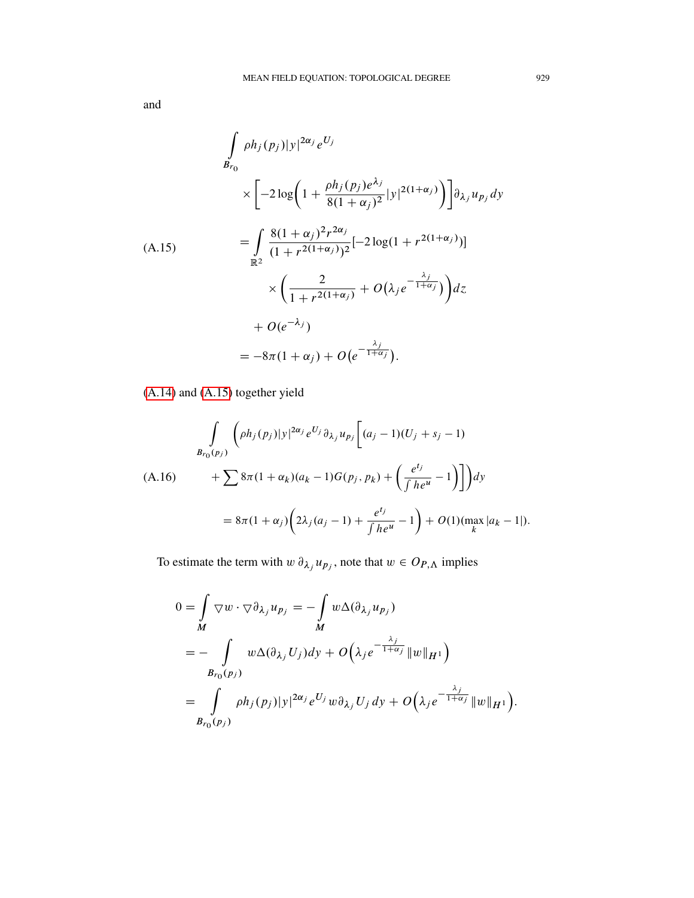and

$$
\begin{aligned}
&\int_{B_{r_0}} \rho h_j(p_j)|y|^{2\alpha_j} e^{U_j} \\
&\qquad \times \left[-2\log\left(1+\frac{\rho h_j(p_j)e^{\lambda_j}}{8(1+\alpha_j)^2}|y|^{2(1+\alpha_j)}\right)\right]\partial_{\lambda_j} u_{p_j}\, dy \\
&= \int_{\mathbb{R}^2} \frac{8(1+\alpha_j)^2 r^{2\alpha_j}}{(1+r^{2(1+\alpha_j)})^2}[-2\log(1+r^{2(1+\alpha_j)})] \\
&\qquad \times \left(\frac{2}{1+r^{2(1+\alpha_j)}} + O\big(\lambda_j e^{-\frac{\lambda_j}{1+\alpha_j}}\big)\right) dz \\
&\quad + O(e^{-\lambda_j}) \\
&= -8\pi(1+\alpha_j) + O\big(e^{-\frac{\lambda_j}{1+\alpha_j}}\big).
\end{aligned}
\tag{A.15}
$$

(A.14) and (A.15) together yield

$$
\begin{aligned}
&\int_{B_{r_0}(p_j)} \bigg(\rho h_j(p_j)|y|^{2\alpha_j} e^{U_j}\partial_{\lambda_j} u_{p_j}\bigg[(a_j-1)(U_j+s_j-1) \\
&\qquad + \sum 8\pi(1+\alpha_k)(a_k-1)G(p_j,p_k) + \left(\frac{e^{t_j}}{\int he^u}-1\right)\bigg]\bigg) dy \\
&\quad = 8\pi(1+\alpha_j)\left(2\lambda_j(a_j-1) + \frac{e^{t_j}}{\int he^u} - 1\right) + O(1)(\max_k |a_k-1|).
\end{aligned}
\tag{A.16}
$$

To estimate the term with $w\,\partial_{\lambda_j} u_{p_j}$, note that $w \in O_{P,\Lambda}$ implies

$$
\begin{aligned}
0 &= \int_M \nabla w \cdot \nabla \partial_{\lambda_j} u_{p_j} = -\int_M w\Delta(\partial_{\lambda_j} u_{p_j}) \\
&= -\int_{B_{r_0}(p_j)} w\Delta(\partial_{\lambda_j} U_j)dy + O\Big(\lambda_j e^{-\frac{\lambda_j}{1+\alpha_j}}\|w\|_{H^1}\Big) \\
&= \int_{B_{r_0}(p_j)} \rho h_j(p_j)|y|^{2\alpha_j} e^{U_j} w\partial_{\lambda_j} U_j\, dy + O\Big(\lambda_j e^{-\frac{\lambda_j}{1+\alpha_j}}\|w\|_{H^1}\Big).
\end{aligned}
$$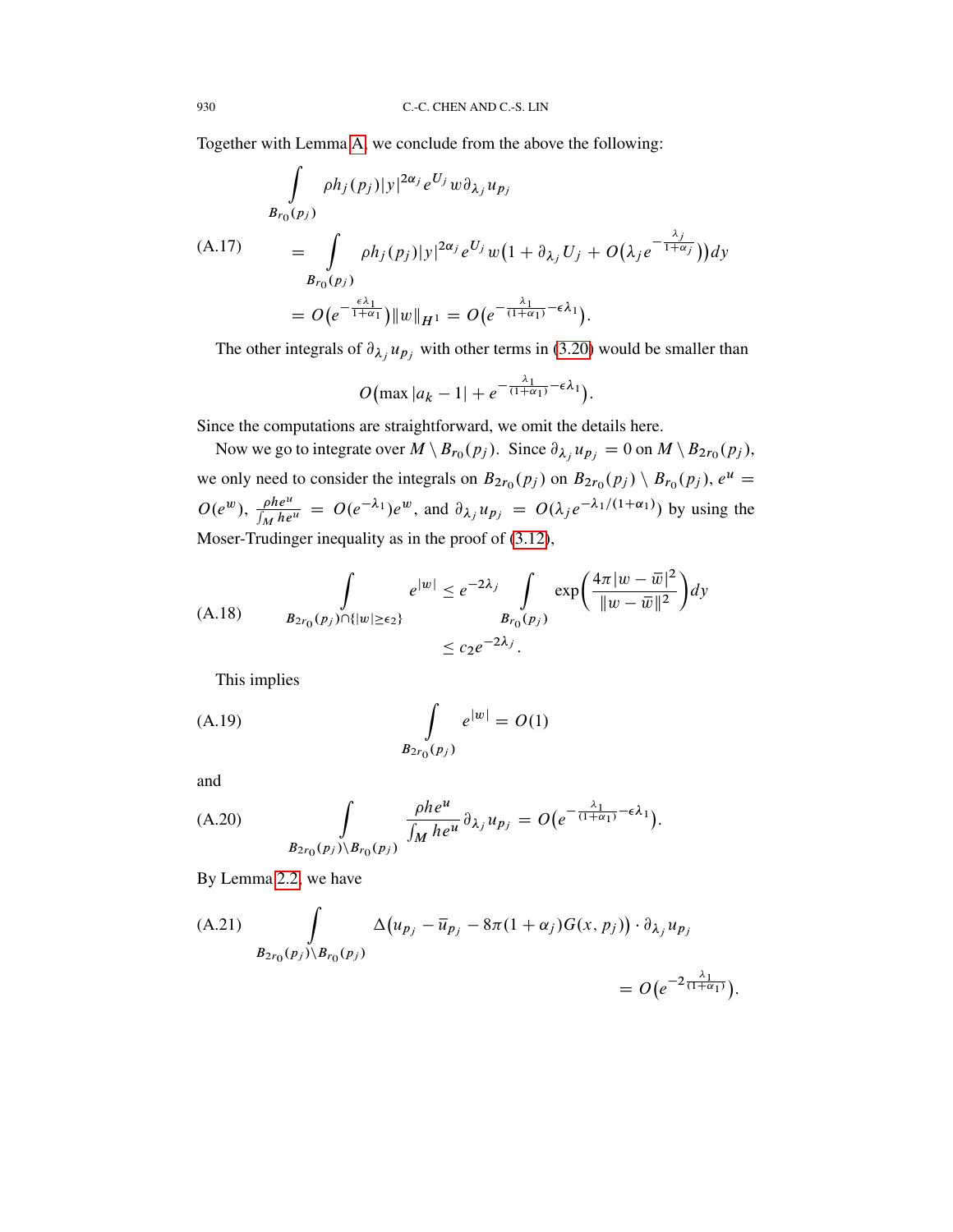Together with Lemma A, we conclude from the above the following:

$$
\begin{aligned}
&\int_{B_{r_0}(p_j)} \rho h_j(p_j)|y|^{2\alpha_j} e^{U_j} w \partial_{\lambda_j} u_{p_j} \\
\text{(A.17)} \qquad &= \int_{B_{r_0}(p_j)} \rho h_j(p_j)|y|^{2\alpha_j} e^{U_j} w \big(1 + \partial_{\lambda_j} U_j + O\big(\lambda_j e^{-\frac{\lambda_j}{1+\alpha_j}}\big)\big) dy \\
&= O\big(e^{-\frac{\epsilon\lambda_1}{1+\alpha_1}}\big)\|w\|_{H^1} = O\big(e^{-\frac{\lambda_1}{(1+\alpha_1)}-\epsilon\lambda_1}\big).
\end{aligned}
$$

The other integrals of $\partial_{\lambda_j} u_{p_j}$ with other terms in (3.20) would be smaller than

$$
O\big(\max|a_k - 1| + e^{-\frac{\lambda_1}{(1+\alpha_1)}-\epsilon\lambda_1}\big).
$$

Since the computations are straightforward, we omit the details here.

Now we go to integrate over $M \setminus B_{r_0}(p_j)$. Since $\partial_{\lambda_j} u_{p_j} = 0$ on $M \setminus B_{2r_0}(p_j)$, we only need to consider the integrals on $B_{2r_0}(p_j)$ on $B_{2r_0}(p_j) \setminus B_{r_0}(p_j)$, $e^u = O(e^w)$, $\frac{\rho h e^u}{\int_M h e^u} = O(e^{-\lambda_1})e^w$, and $\partial_{\lambda_j} u_{p_j} = O(\lambda_j e^{-\lambda_1/(1+\alpha_1)})$ by using the Moser-Trudinger inequality as in the proof of (3.12),

$$
\text{(A.18)} \qquad \int_{B_{2r_0}(p_j)\cap\{|w|\geq\epsilon_2\}} e^{|w|} \leq e^{-2\lambda_j} \int_{B_{r_0}(p_j)} \exp\Big(\frac{4\pi|w-\bar{w}|^2}{\|w-\bar{w}\|^2}\Big) dy \leq c_2 e^{-2\lambda_j}.
$$

This implies

$$
\text{(A.19)} \qquad \int_{B_{2r_0}(p_j)} e^{|w|} = O(1)
$$

and

$$
\text{(A.20)} \qquad \int_{B_{2r_0}(p_j)\setminus B_{r_0}(p_j)} \frac{\rho h e^u}{\int_M h e^u} \partial_{\lambda_j} u_{p_j} = O\big(e^{-\frac{\lambda_1}{(1+\alpha_1)}-\epsilon\lambda_1}\big).
$$

By Lemma 2.2, we have

$$
\text{(A.21)} \qquad \int_{B_{2r_0}(p_j)\setminus B_{r_0}(p_j)} \Delta\big(u_{p_j} - \bar{u}_{p_j} - 8\pi(1+\alpha_j)G(x,p_j)\big) \cdot \partial_{\lambda_j} u_{p_j} = O\big(e^{-2\frac{\lambda_1}{(1+\alpha_1)}}\big).
$$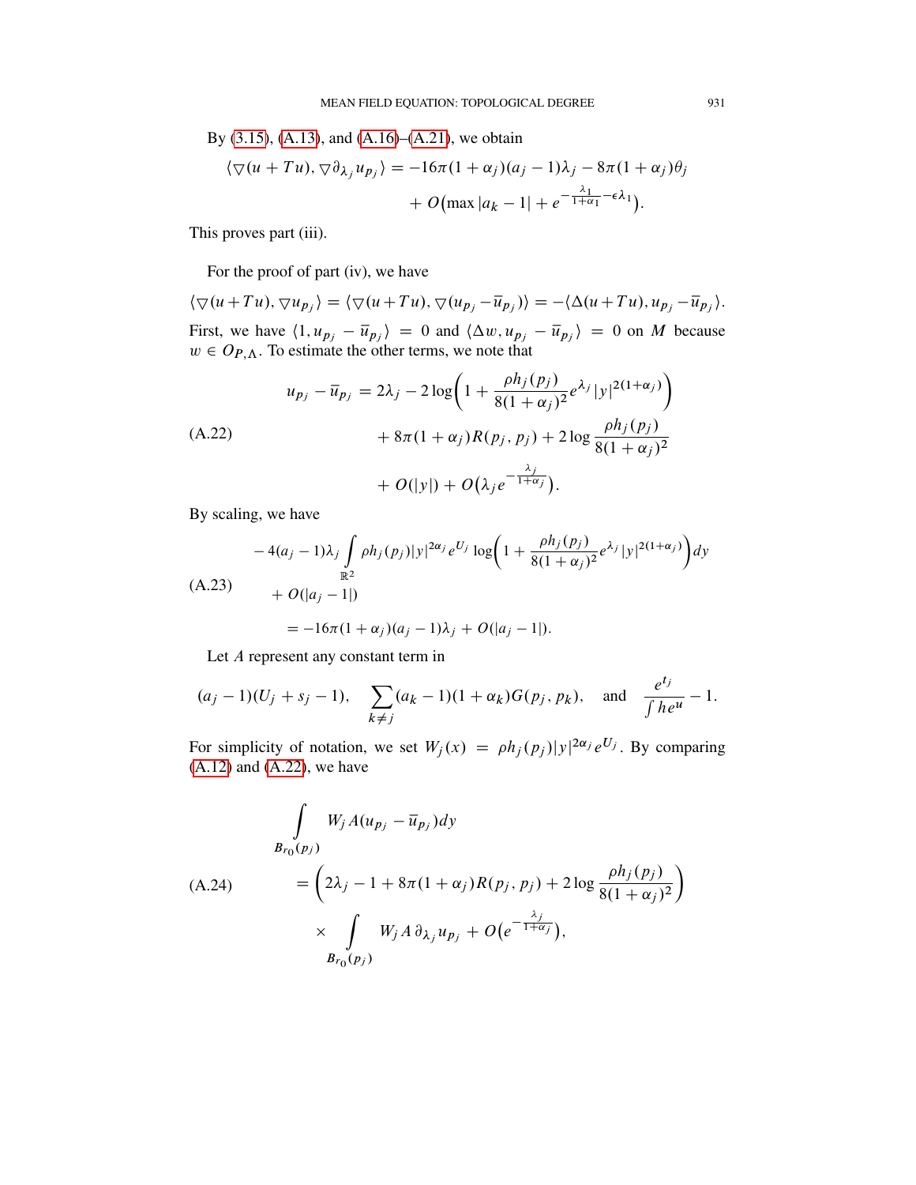By (3.15), (A.13), and (A.16)–(A.21), we obtain

$$\langle \nabla(u + Tu), \nabla \partial_{\lambda_j} u_{p_j} \rangle = -16\pi(1+\alpha_j)(a_j - 1)\lambda_j - 8\pi(1+\alpha_j)\theta_j + O\big(\max |a_k - 1| + e^{-\frac{\lambda_1}{1+\alpha_1} - \epsilon\lambda_1}\big).$$

This proves part (iii).

For the proof of part (iv), we have

$$\langle \nabla(u+Tu), \nabla u_{p_j} \rangle = \langle \nabla(u+Tu), \nabla(u_{p_j} - \overline{u}_{p_j}) \rangle = -\langle \Delta(u+Tu), u_{p_j} - \overline{u}_{p_j} \rangle.$$

First, we have $\langle 1, u_{p_j} - \overline{u}_{p_j} \rangle = 0$ and $\langle \Delta w, u_{p_j} - \overline{u}_{p_j} \rangle = 0$ on $M$ because $w \in O_{P,\Lambda}$. To estimate the other terms, we note that

$$\begin{aligned} u_{p_j} - \overline{u}_{p_j} &= 2\lambda_j - 2\log\bigg(1 + \frac{\rho h_j(p_j)}{8(1+\alpha_j)^2} e^{\lambda_j} |y|^{2(1+\alpha_j)}\bigg) \\ &\quad + 8\pi(1+\alpha_j)R(p_j, p_j) + 2\log\frac{\rho h_j(p_j)}{8(1+\alpha_j)^2} \\ &\quad + O(|y|) + O\big(\lambda_j e^{-\frac{\lambda_j}{1+\alpha_j}}\big). \end{aligned} \tag{A.22}$$

By scaling, we have

$$\begin{aligned} &-4(a_j - 1)\lambda_j \int_{\mathbb{R}^2} \rho h_j(p_j)|y|^{2\alpha_j} e^{U_j} \log\bigg(1 + \frac{\rho h_j(p_j)}{8(1+\alpha_j)^2} e^{\lambda_j} |y|^{2(1+\alpha_j)}\bigg) dy \\ &\quad + O(|a_j - 1|) \\ &\quad = -16\pi(1+\alpha_j)(a_j - 1)\lambda_j + O(|a_j - 1|). \end{aligned} \tag{A.23}$$

Let $A$ represent any constant term in

$$(a_j - 1)(U_j + s_j - 1), \quad \sum_{k \neq j} (a_k - 1)(1+\alpha_k)G(p_j, p_k), \quad \text{and} \quad \frac{e^{t_j}}{\int h e^u} - 1.$$

For simplicity of notation, we set $W_j(x) = \rho h_j(p_j)|y|^{2\alpha_j} e^{U_j}$. By comparing (A.12) and (A.22), we have

$$\begin{aligned} &\int_{B_{r_0}(p_j)} W_j A(u_{p_j} - \overline{u}_{p_j}) dy \\ &\quad = \bigg(2\lambda_j - 1 + 8\pi(1+\alpha_j)R(p_j, p_j) + 2\log\frac{\rho h_j(p_j)}{8(1+\alpha_j)^2}\bigg) \\ &\quad\quad \times \int_{B_{r_0}(p_j)} W_j A\, \partial_{\lambda_j} u_{p_j} + O\big(e^{-\frac{\lambda_j}{1+\alpha_j}}\big), \end{aligned} \tag{A.24}$$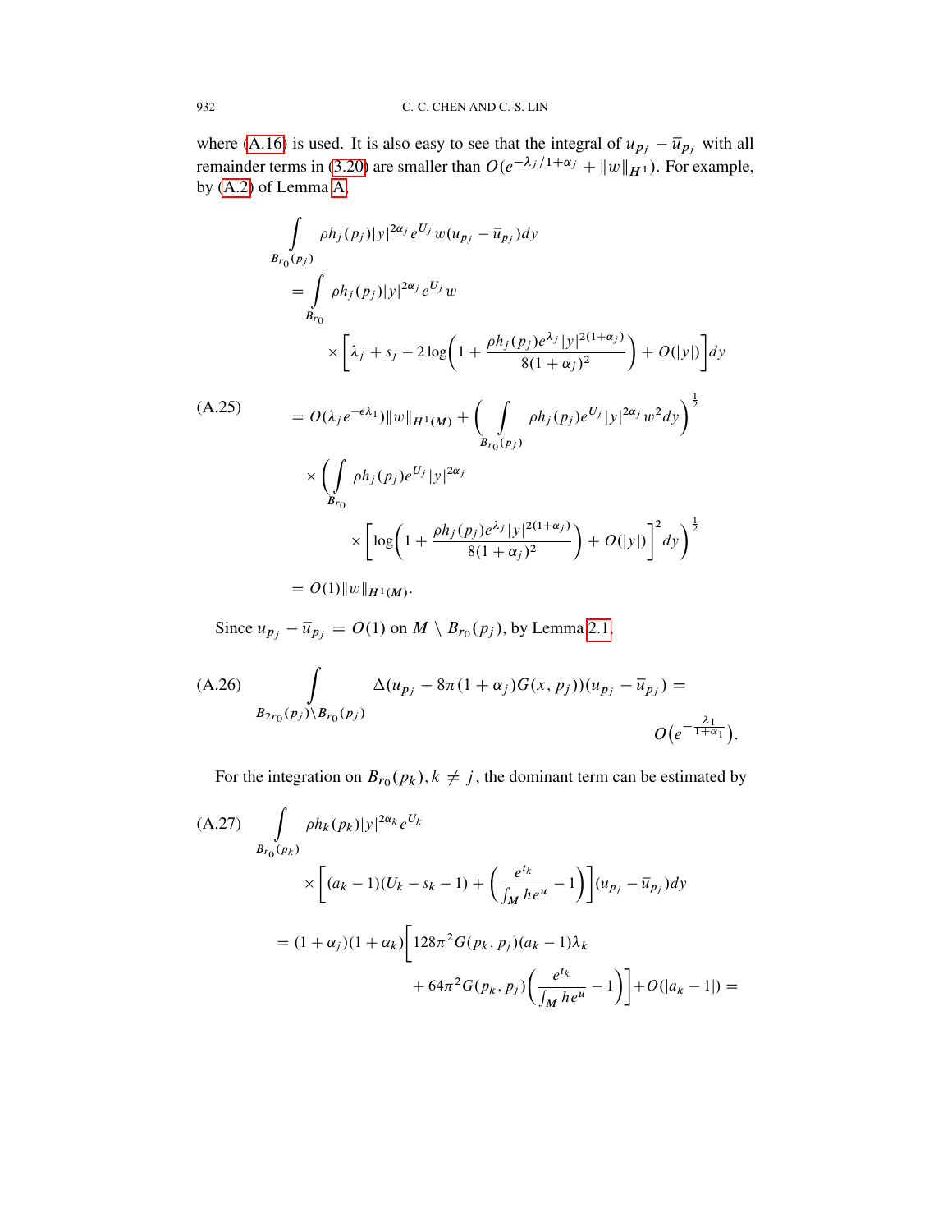where (A.16) is used. It is also easy to see that the integral of $u_{p_j} - \bar{u}_{p_j}$ with all remainder terms in (3.20) are smaller than $O(e^{-\lambda_j/1+\alpha_j} + \|w\|_{H^1})$. For example, by (A.2) of Lemma A,

$$
\begin{aligned}
&\int_{B_{r_0}(p_j)} \rho h_j(p_j)|y|^{2\alpha_j} e^{U_j} w(u_{p_j} - \bar{u}_{p_j}) dy \\
&= \int_{B_{r_0}} \rho h_j(p_j)|y|^{2\alpha_j} e^{U_j} w \\
&\qquad \times \left[\lambda_j + s_j - 2\log\left(1 + \frac{\rho h_j(p_j) e^{\lambda_j}|y|^{2(1+\alpha_j)}}{8(1+\alpha_j)^2}\right) + O(|y|)\right] dy \\
&= O(\lambda_j e^{-\epsilon\lambda_1})\|w\|_{H^1(M)} + \left(\int_{B_{r_0}(p_j)} \rho h_j(p_j) e^{U_j}|y|^{2\alpha_j} w^2 dy\right)^{\frac{1}{2}} \\
&\quad \times \left(\int_{B_{r_0}} \rho h_j(p_j) e^{U_j}|y|^{2\alpha_j} \right. \\
&\qquad \left. \times \left[\log\left(1 + \frac{\rho h_j(p_j) e^{\lambda_j}|y|^{2(1+\alpha_j)}}{8(1+\alpha_j)^2}\right) + O(|y|)\right]^2 dy\right)^{\frac{1}{2}} \\
&= O(1)\|w\|_{H^1(M)}.
\end{aligned}
\tag{A.25}
$$

Since $u_{p_j} - \bar{u}_{p_j} = O(1)$ on $M \setminus B_{r_0}(p_j)$, by Lemma 2.1,

$$
\int_{B_{2r_0}(p_j)\setminus B_{r_0}(p_j)} \Delta(u_{p_j} - 8\pi(1+\alpha_j)G(x, p_j))(u_{p_j} - \bar{u}_{p_j}) = O\left(e^{-\frac{\lambda_1}{1+\alpha_1}}\right).
\tag{A.26}
$$

For the integration on $B_{r_0}(p_k), k \neq j$, the dominant term can be estimated by

$$
\begin{aligned}
&\int_{B_{r_0}(p_k)} \rho h_k(p_k)|y|^{2\alpha_k} e^{U_k} \\
&\qquad \times \left[(a_k - 1)(U_k - s_k - 1) + \left(\frac{e^{t_k}}{\int_M he^u} - 1\right)\right](u_{p_j} - \bar{u}_{p_j}) dy \\
&= (1+\alpha_j)(1+\alpha_k)\Bigg[128\pi^2 G(p_k, p_j)(a_k - 1)\lambda_k \\
&\qquad + 64\pi^2 G(p_k, p_j)\left(\frac{e^{t_k}}{\int_M he^u} - 1\right)\Bigg] + O(|a_k - 1|) =
\end{aligned}
\tag{A.27}
$$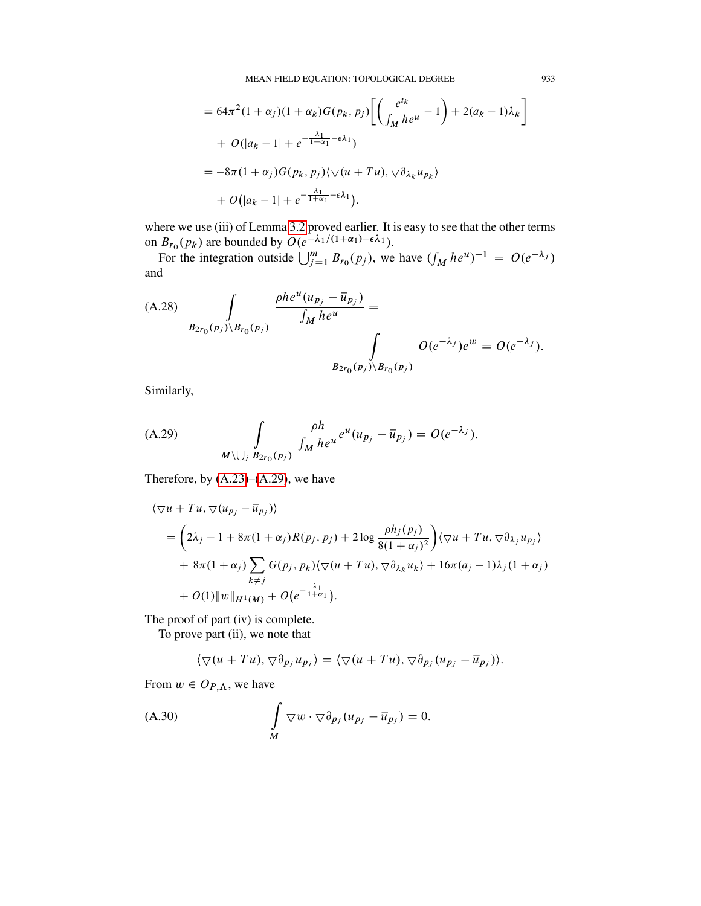$$
\begin{aligned}
&= 64\pi^2(1+\alpha_j)(1+\alpha_k)G(p_k,p_j)\left[\left(\frac{e^{t_k}}{\int_M he^u}-1\right)+2(a_k-1)\lambda_k\right] \\
&\quad + O(|a_k-1|+e^{-\frac{\lambda_1}{1+\alpha_1}-\epsilon\lambda_1}) \\
&= -8\pi(1+\alpha_j)G(p_k,p_j)\langle \nabla(u+Tu), \nabla\partial_{\lambda_k}u_{p_k}\rangle \\
&\quad + O\big(|a_k-1|+e^{-\frac{\lambda_1}{1+\alpha_1}-\epsilon\lambda_1}\big).
\end{aligned}
$$

where we use (iii) of Lemma 3.2 proved earlier. It is easy to see that the other terms on $B_{r_0}(p_k)$ are bounded by $O(e^{-\lambda_1/(1+\alpha_1)-\epsilon\lambda_1})$.

For the integration outside $\bigcup_{j=1}^m B_{r_0}(p_j)$, we have $(\int_M he^u)^{-1} = O(e^{-\lambda_j})$ and

$$
\int_{B_{2r_0}(p_j)\setminus B_{r_0}(p_j)} \frac{\rho he^u(u_{p_j}-\overline{u}_{p_j})}{\int_M he^u} = \int_{B_{2r_0}(p_j)\setminus B_{r_0}(p_j)} O(e^{-\lambda_j})e^w = O(e^{-\lambda_j}). \tag{A.28}
$$

Similarly,

$$
\int_{M\setminus\bigcup_j B_{2r_0}(p_j)} \frac{\rho h}{\int_M he^u}e^u(u_{p_j}-\overline{u}_{p_j}) = O(e^{-\lambda_j}). \tag{A.29}
$$

Therefore, by (A.23)–(A.29), we have

$$
\begin{aligned}
&\langle \nabla u + Tu, \nabla(u_{p_j}-\overline{u}_{p_j})\rangle \\
&= \left(2\lambda_j - 1 + 8\pi(1+\alpha_j)R(p_j,p_j) + 2\log\frac{\rho h_j(p_j)}{8(1+\alpha_j)^2}\right)\langle \nabla u + Tu, \nabla\partial_{\lambda_j}u_{p_j}\rangle \\
&\quad + 8\pi(1+\alpha_j)\sum_{k\neq j}G(p_j,p_k)\langle \nabla(u+Tu), \nabla\partial_{\lambda_k}u_k\rangle + 16\pi(a_j-1)\lambda_j(1+\alpha_j) \\
&\quad + O(1)\|w\|_{H^1(M)} + O\big(e^{-\frac{\lambda_1}{1+\alpha_1}}\big).
\end{aligned}
$$

The proof of part (iv) is complete.

To prove part (ii), we note that

$$
\langle \nabla(u+Tu), \nabla\partial_{p_j}u_{p_j}\rangle = \langle \nabla(u+Tu), \nabla\partial_{p_j}(u_{p_j}-\overline{u}_{p_j})\rangle.
$$

From $w \in O_{P,\Lambda}$, we have

$$
\int_M \nabla w \cdot \nabla\partial_{p_j}(u_{p_j}-\overline{u}_{p_j}) = 0. \tag{A.30}
$$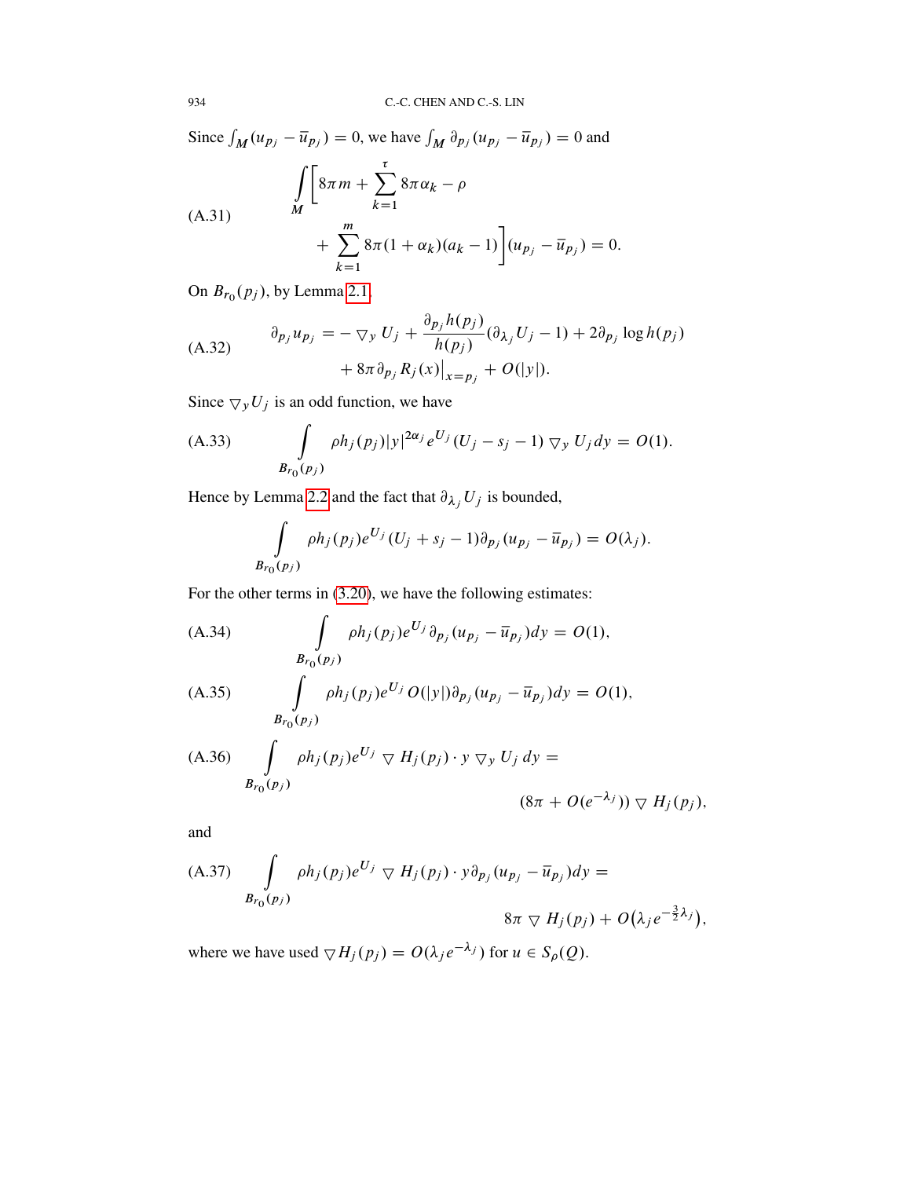Since $\int_M (u_{p_j} - \bar{u}_{p_j}) = 0$, we have $\int_M \partial_{p_j}(u_{p_j} - \bar{u}_{p_j}) = 0$ and

$$
\int_M \Bigg[ 8\pi m + \sum_{k=1}^{\tau} 8\pi\alpha_k - \rho + \sum_{k=1}^{m} 8\pi(1+\alpha_k)(a_k - 1) \Bigg] (u_{p_j} - \bar{u}_{p_j}) = 0. \tag{A.31}
$$

On $B_{r_0}(p_j)$, by Lemma 2.1,

$$
\partial_{p_j} u_{p_j} = -\nabla_y U_j + \frac{\partial_{p_j} h(p_j)}{h(p_j)}(\partial_{\lambda_j} U_j - 1) + 2\partial_{p_j} \log h(p_j) + 8\pi \partial_{p_j} R_j(x)\big|_{x=p_j} + O(|y|). \tag{A.32}
$$

Since $\nabla_y U_j$ is an odd function, we have

$$
\int_{B_{r_0}(p_j)} \rho h_j(p_j)|y|^{2\alpha_j} e^{U_j}(U_j - s_j - 1)\nabla_y U_j \, dy = O(1). \tag{A.33}
$$

Hence by Lemma 2.2 and the fact that $\partial_{\lambda_j} U_j$ is bounded,

$$
\int_{B_{r_0}(p_j)} \rho h_j(p_j) e^{U_j}(U_j + s_j - 1)\partial_{p_j}(u_{p_j} - \bar{u}_{p_j}) = O(\lambda_j).
$$

For the other terms in (3.20), we have the following estimates:

$$
\int_{B_{r_0}(p_j)} \rho h_j(p_j) e^{U_j} \partial_{p_j}(u_{p_j} - \bar{u}_{p_j}) dy = O(1), \tag{A.34}
$$

$$
\int_{B_{r_0}(p_j)} \rho h_j(p_j) e^{U_j} O(|y|) \partial_{p_j}(u_{p_j} - \bar{u}_{p_j}) dy = O(1), \tag{A.35}
$$

$$
\int_{B_{r_0}(p_j)} \rho h_j(p_j) e^{U_j} \nabla H_j(p_j) \cdot y \nabla_y U_j \, dy = (8\pi + O(e^{-\lambda_j}))\nabla H_j(p_j), \tag{A.36}
$$

and

$$
\int_{B_{r_0}(p_j)} \rho h_j(p_j) e^{U_j} \nabla H_j(p_j) \cdot y \partial_{p_j}(u_{p_j} - \bar{u}_{p_j}) dy = 8\pi \nabla H_j(p_j) + O\big(\lambda_j e^{-\frac{3}{2}\lambda_j}\big), \tag{A.37}
$$

where we have used $\nabla H_j(p_j) = O(\lambda_j e^{-\lambda_j})$ for $u \in S_\rho(Q)$.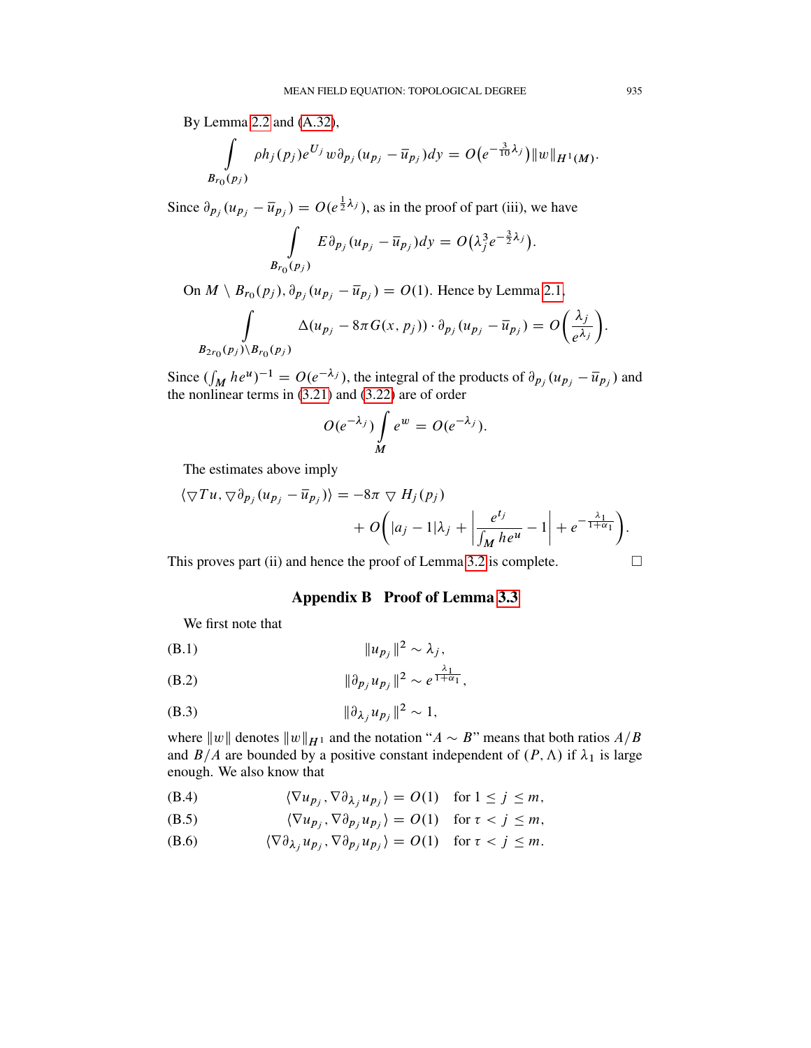By Lemma 2.2 and (A.32),

$$\int_{B_{r_0}(p_j)} \rho h_j(p_j) e^{U_j} w \partial_{p_j}(u_{p_j} - \overline{u}_{p_j}) dy = O\big(e^{-\frac{3}{10}\lambda_j}\big)\|w\|_{H^1(M)}.$$

Since $\partial_{p_j}(u_{p_j} - \overline{u}_{p_j}) = O(e^{\frac{1}{2}\lambda_j})$, as in the proof of part (iii), we have

$$\int_{B_{r_0}(p_j)} E \partial_{p_j}(u_{p_j} - \overline{u}_{p_j}) dy = O\big(\lambda_j^3 e^{-\frac{3}{2}\lambda_j}\big).$$

On $M \setminus B_{r_0}(p_j)$, $\partial_{p_j}(u_{p_j} - \overline{u}_{p_j}) = O(1)$. Hence by Lemma 2.1,

$$\int_{B_{2r_0}(p_j)\setminus B_{r_0}(p_j)} \Delta(u_{p_j} - 8\pi G(x, p_j)) \cdot \partial_{p_j}(u_{p_j} - \overline{u}_{p_j}) = O\bigg(\frac{\lambda_j}{e^{\lambda_j}}\bigg).$$

Since $(\int_M he^u)^{-1} = O(e^{-\lambda_j})$, the integral of the products of $\partial_{p_j}(u_{p_j} - \overline{u}_{p_j})$ and the nonlinear terms in (3.21) and (3.22) are of order

$$O(e^{-\lambda_j}) \int_M e^w = O(e^{-\lambda_j}).$$

The estimates above imply

$$\begin{aligned}\langle \nabla Tu, \nabla \partial_{p_j}(u_{p_j} - \overline{u}_{p_j})\rangle = -8\pi \nabla H_j(p_j) \\ + O\bigg(|a_j - 1|\lambda_j + \bigg|\frac{e^{t_j}}{\int_M he^u} - 1\bigg| + e^{-\frac{\lambda_1}{1+\alpha_1}}\bigg).\end{aligned}$$

This proves part (ii) and hence the proof of Lemma 3.2 is complete. □

## Appendix B Proof of Lemma 3.3

We first note that

$$\|u_{p_j}\|^2 \sim \lambda_j, \tag{B.1}$$

$$\|\partial_{p_j} u_{p_j}\|^2 \sim e^{\frac{\lambda_1}{1+\alpha_1}}, \tag{B.2}$$

$$\|\partial_{\lambda_j} u_{p_j}\|^2 \sim 1, \tag{B.3}$$

where $\|w\|$ denotes $\|w\|_{H^1}$ and the notation "$A \sim B$" means that both ratios $A/B$ and $B/A$ are bounded by a positive constant independent of $(P, \Lambda)$ if $\lambda_1$ is large enough. We also know that

$$\langle \nabla u_{p_j}, \nabla \partial_{\lambda_j} u_{p_j}\rangle = O(1) \quad \text{for } 1 \le j \le m, \tag{B.4}$$

$$\langle \nabla u_{p_j}, \nabla \partial_{p_j} u_{p_j}\rangle = O(1) \quad \text{for } \tau < j \le m, \tag{B.5}$$

$$\langle \nabla \partial_{\lambda_j} u_{p_j}, \nabla \partial_{p_j} u_{p_j}\rangle = O(1) \quad \text{for } \tau < j \le m. \tag{B.6}$$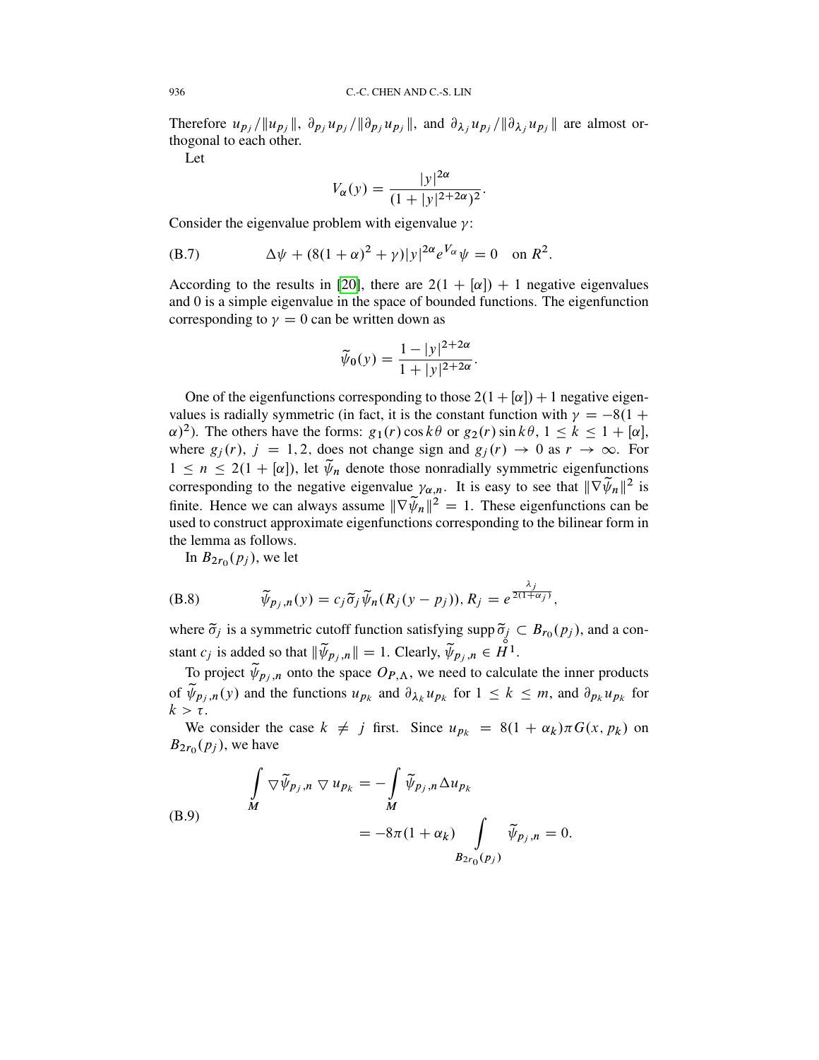Therefore $u_{p_j}/\|u_{p_j}\|$, $\partial_{p_j} u_{p_j}/\|\partial_{p_j} u_{p_j}\|$, and $\partial_{\lambda_j} u_{p_j}/\|\partial_{\lambda_j} u_{p_j}\|$ are almost orthogonal to each other.

Let

$$V_\alpha(y) = \frac{|y|^{2\alpha}}{(1+|y|^{2+2\alpha})^2}.$$

Consider the eigenvalue problem with eigenvalue $\gamma$:

$$\Delta\psi + (8(1+\alpha)^2 + \gamma)|y|^{2\alpha} e^{V_\alpha}\psi = 0 \quad \text{on } R^2. \tag{B.7}$$

According to the results in [20], there are $2(1+[\alpha])+1$ negative eigenvalues and 0 is a simple eigenvalue in the space of bounded functions. The eigenfunction corresponding to $\gamma = 0$ can be written down as

$$\widetilde{\psi}_0(y) = \frac{1-|y|^{2+2\alpha}}{1+|y|^{2+2\alpha}}.$$

One of the eigenfunctions corresponding to those $2(1+[\alpha])+1$ negative eigenvalues is radially symmetric (in fact, it is the constant function with $\gamma = -8(1+\alpha)^2$). The others have the forms: $g_1(r)\cos k\theta$ or $g_2(r)\sin k\theta$, $1 \le k \le 1+[\alpha]$, where $g_j(r)$, $j = 1, 2$, does not change sign and $g_j(r) \to 0$ as $r \to \infty$. For $1 \le n \le 2(1+[\alpha])$, let $\widetilde{\psi}_n$ denote those nonradially symmetric eigenfunctions corresponding to the negative eigenvalue $\gamma_{\alpha,n}$. It is easy to see that $\|\nabla\widetilde{\psi}_n\|^2$ is finite. Hence we can always assume $\|\nabla\widetilde{\psi}_n\|^2 = 1$. These eigenfunctions can be used to construct approximate eigenfunctions corresponding to the bilinear form in the lemma as follows.

In $B_{2r_0}(p_j)$, we let

$$\widetilde{\psi}_{p_j,n}(y) = c_j\widetilde{\sigma}_j\widetilde{\psi}_n(R_j(y-p_j)),\, R_j = e^{\frac{\lambda_j}{2(1+\alpha_j)}}, \tag{B.8}$$

where $\widetilde{\sigma}_j$ is a symmetric cutoff function satisfying $\operatorname{supp}\widetilde{\sigma}_j \subset B_{r_0}(p_j)$, and a constant $c_j$ is added so that $\|\widetilde{\psi}_{p_j,n}\| = 1$. Clearly, $\widetilde{\psi}_{p_j,n} \in \overset{\circ}{H}{}^1$.

To project $\widetilde{\psi}_{p_j,n}$ onto the space $O_{P,\Lambda}$, we need to calculate the inner products of $\widetilde{\psi}_{p_j,n}(y)$ and the functions $u_{p_k}$ and $\partial_{\lambda_k} u_{p_k}$ for $1 \le k \le m$, and $\partial_{p_k} u_{p_k}$ for $k > \tau$.

We consider the case $k \ne j$ first. Since $u_{p_k} = 8(1+\alpha_k)\pi G(x, p_k)$ on $B_{2r_0}(p_j)$, we have

$$\begin{aligned} \int_M \nabla\widetilde{\psi}_{p_j,n}\nabla u_{p_k} &= -\int_M \widetilde{\psi}_{p_j,n}\Delta u_{p_k} \\ &= -8\pi(1+\alpha_k)\int_{B_{2r_0}(p_j)} \widetilde{\psi}_{p_j,n} = 0. \end{aligned} \tag{B.9}$$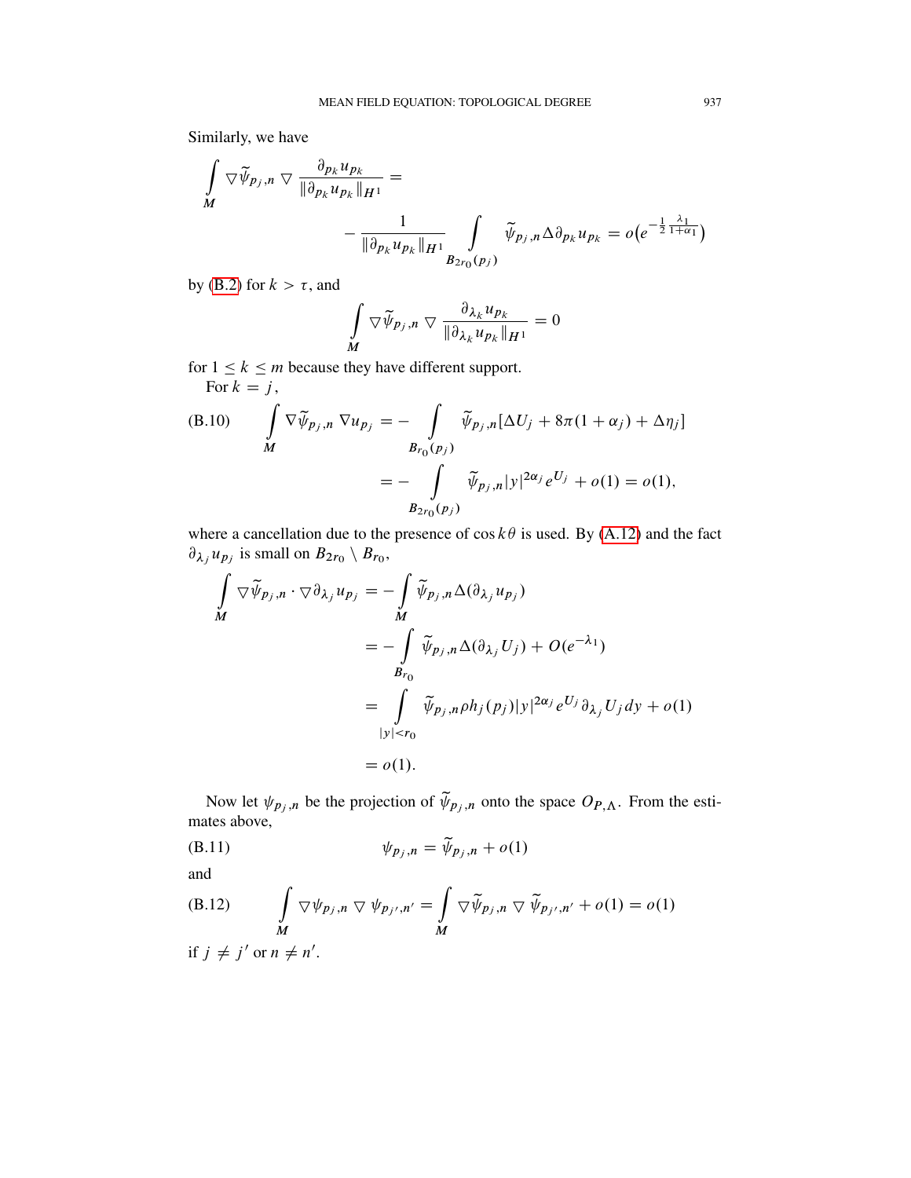Similarly, we have

$$\int_M \nabla \widetilde{\psi}_{p_j,n} \nabla \frac{\partial_{p_k} u_{p_k}}{\|\partial_{p_k} u_{p_k}\|_{H^1}} = - \frac{1}{\|\partial_{p_k} u_{p_k}\|_{H^1}} \int_{B_{2r_0}(p_j)} \widetilde{\psi}_{p_j,n} \Delta \partial_{p_k} u_{p_k} = o\big(e^{-\frac{1}{2}\frac{\lambda_1}{1+\alpha_1}}\big)$$

by (B.2) for $k > \tau$, and

$$\int_M \nabla \widetilde{\psi}_{p_j,n} \nabla \frac{\partial_{\lambda_k} u_{p_k}}{\|\partial_{\lambda_k} u_{p_k}\|_{H^1}} = 0$$

for $1 \le k \le m$ because they have different support.

For $k = j$,

$$\int_M \nabla \widetilde{\psi}_{p_j,n} \nabla u_{p_j} = - \int_{B_{r_0}(p_j)} \widetilde{\psi}_{p_j,n} [\Delta U_j + 8\pi(1+\alpha_j) + \Delta \eta_j] = - \int_{B_{2r_0}(p_j)} \widetilde{\psi}_{p_j,n} |y|^{2\alpha_j} e^{U_j} + o(1) = o(1), \tag{B.10}$$

where a cancellation due to the presence of $\cos k\theta$ is used. By (A.12) and the fact $\partial_{\lambda_j} u_{p_j}$ is small on $B_{2r_0} \setminus B_{r_0}$,

$$\begin{aligned}
\int_M \nabla \widetilde{\psi}_{p_j,n} \cdot \nabla \partial_{\lambda_j} u_{p_j} &= - \int_M \widetilde{\psi}_{p_j,n} \Delta(\partial_{\lambda_j} u_{p_j}) \\
&= - \int_{B_{r_0}} \widetilde{\psi}_{p_j,n} \Delta(\partial_{\lambda_j} U_j) + O(e^{-\lambda_1}) \\
&= \int_{|y|<r_0} \widetilde{\psi}_{p_j,n} \rho h_j(p_j) |y|^{2\alpha_j} e^{U_j} \partial_{\lambda_j} U_j \, dy + o(1) \\
&= o(1).
\end{aligned}$$

Now let $\psi_{p_j,n}$ be the projection of $\widetilde{\psi}_{p_j,n}$ onto the space $O_{P,\Lambda}$. From the estimates above,

$$\psi_{p_j,n} = \widetilde{\psi}_{p_j,n} + o(1) \tag{B.11}$$

and

$$\int_M \nabla \psi_{p_j,n} \nabla \psi_{p_{j'},n'} = \int_M \nabla \widetilde{\psi}_{p_j,n} \nabla \widetilde{\psi}_{p_{j'},n'} + o(1) = o(1) \tag{B.12}$$

if $j \ne j'$ or $n \ne n'$.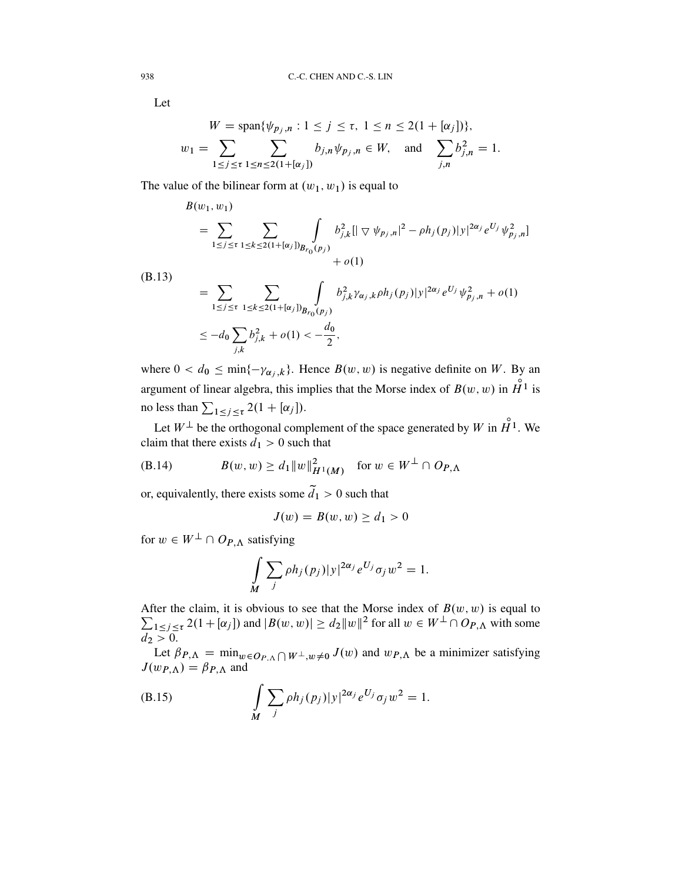Let

$$W = \operatorname{span}\{\psi_{p_j,n} : 1 \le j \le \tau,\ 1 \le n \le 2(1+[\alpha_j])\},$$
$$w_1 = \sum_{1\le j\le \tau} \sum_{1\le n\le 2(1+[\alpha_j])} b_{j,n}\psi_{p_j,n} \in W, \quad \text{and} \quad \sum_{j,n} b_{j,n}^2 = 1.$$

The value of the bilinear form at $(w_1, w_1)$ is equal to

$$
\begin{aligned}
B(w_1, w_1) &= \sum_{1\le j\le\tau} \sum_{1\le k\le 2(1+[\alpha_j])} \int_{B_{r_0}(p_j)} b_{j,k}^2 [|\nabla \psi_{p_j,n}|^2 - \rho h_j(p_j)|y|^{2\alpha_j} e^{U_j} \psi_{p_j,n}^2] \\
&\qquad + o(1) \\
&= \sum_{1\le j\le\tau} \sum_{1\le k\le 2(1+[\alpha_j])} \int_{B_{r_0}(p_j)} b_{j,k}^2 \gamma_{\alpha_j,k} \rho h_j(p_j)|y|^{2\alpha_j} e^{U_j} \psi_{p_j,n}^2 + o(1) \\
&\le -d_0 \sum_{j,k} b_{j,k}^2 + o(1) < -\frac{d_0}{2},
\end{aligned} \tag{B.13}
$$

where $0 < d_0 \le \min\{-\gamma_{\alpha_j,k}\}$. Hence $B(w, w)$ is negative definite on $W$. By an argument of linear algebra, this implies that the Morse index of $B(w, w)$ in $\mathring{H}^1$ is no less than $\sum_{1\le j\le\tau} 2(1 + [\alpha_j])$.

Let $W^\perp$ be the orthogonal complement of the space generated by $W$ in $\mathring{H}^1$. We claim that there exists $d_1 > 0$ such that

$$B(w, w) \ge d_1 \|w\|_{H^1(M)}^2 \quad \text{for } w \in W^\perp \cap O_{P,\Lambda} \tag{B.14}$$

or, equivalently, there exists some $\tilde{d}_1 > 0$ such that

$$J(w) = B(w, w) \ge d_1 > 0$$

for $w \in W^\perp \cap O_{P,\Lambda}$ satisfying

$$\int_M \sum_j \rho h_j(p_j)|y|^{2\alpha_j} e^{U_j} \sigma_j w^2 = 1.$$

After the claim, it is obvious to see that the Morse index of $B(w, w)$ is equal to $\sum_{1\le j\le\tau} 2(1+[\alpha_j])$ and $|B(w, w)| \ge d_2\|w\|^2$ for all $w \in W^\perp \cap O_{P,\Lambda}$ with some $d_2 > 0$.

Let $\beta_{P,\Lambda} = \min_{w\in O_{P,\Lambda} \bigcap W^\perp, w\ne 0} J(w)$ and $w_{P,\Lambda}$ be a minimizer satisfying $J(w_{P,\Lambda}) = \beta_{P,\Lambda}$ and

$$\int_M \sum_j \rho h_j(p_j)|y|^{2\alpha_j} e^{U_j} \sigma_j w^2 = 1. \tag{B.15}$$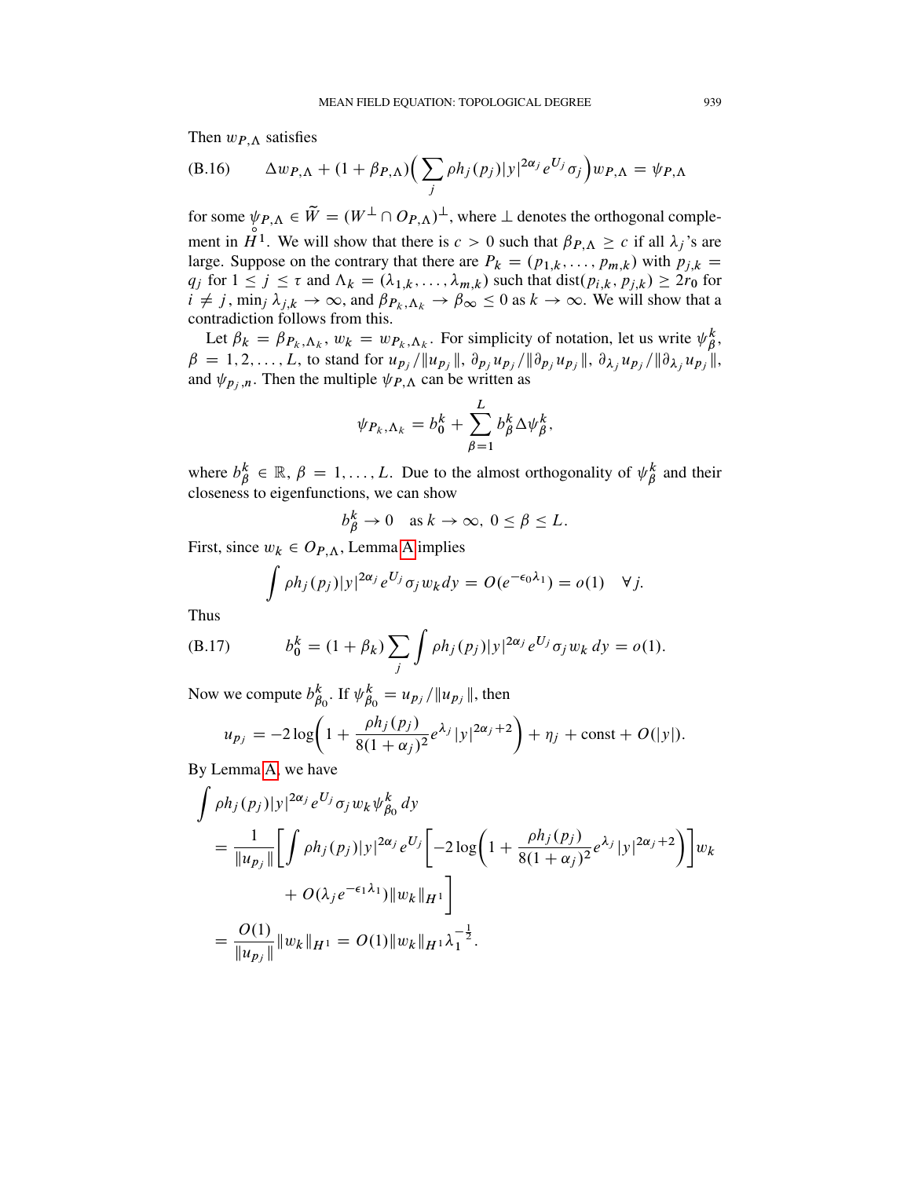Then $w_{P,\Lambda}$ satisfies

$$\Delta w_{P,\Lambda} + (1+\beta_{P,\Lambda})\Big(\sum_j \rho h_j(p_j)|y|^{2\alpha_j} e^{U_j}\sigma_j\Big) w_{P,\Lambda} = \psi_{P,\Lambda} \tag{B.16}$$

for some $\psi_{P,\Lambda} \in \widetilde{W} = (W^\perp \cap O_{P,\Lambda})^\perp$, where $\perp$ denotes the orthogonal complement in $\overset{\circ}{H}{}^1$. We will show that there is $c > 0$ such that $\beta_{P,\Lambda} \geq c$ if all $\lambda_j$'s are large. Suppose on the contrary that there are $P_k = (p_{1,k}, \ldots, p_{m,k})$ with $p_{j,k} = q_j$ for $1 \leq j \leq \tau$ and $\Lambda_k = (\lambda_{1,k}, \ldots, \lambda_{m,k})$ such that $\operatorname{dist}(p_{i,k}, p_{j,k}) \geq 2r_0$ for $i \neq j$, $\min_j \lambda_{j,k} \to \infty$, and $\beta_{P_k,\Lambda_k} \to \beta_\infty \leq 0$ as $k \to \infty$. We will show that a contradiction follows from this.

Let $\beta_k = \beta_{P_k,\Lambda_k}$, $w_k = w_{P_k,\Lambda_k}$. For simplicity of notation, let us write $\psi_\beta^k$, $\beta = 1, 2, \ldots, L$, to stand for $u_{p_j}/\|u_{p_j}\|$, $\partial_{p_j} u_{p_j}/\|\partial_{p_j} u_{p_j}\|$, $\partial_{\lambda_j} u_{p_j}/\|\partial_{\lambda_j} u_{p_j}\|$, and $\psi_{p_j,n}$. Then the multiple $\psi_{P,\Lambda}$ can be written as

$$\psi_{P_k,\Lambda_k} = b_0^k + \sum_{\beta=1}^{L} b_\beta^k \Delta \psi_\beta^k,$$

where $b_\beta^k \in \mathbb{R}$, $\beta = 1, \ldots, L$. Due to the almost orthogonality of $\psi_\beta^k$ and their closeness to eigenfunctions, we can show

$$b_\beta^k \to 0 \quad \text{as } k \to \infty,\ 0 \leq \beta \leq L.$$

First, since $w_k \in O_{P,\Lambda}$, Lemma A implies

$$\int \rho h_j(p_j)|y|^{2\alpha_j} e^{U_j}\sigma_j w_k\, dy = O(e^{-\epsilon_0\lambda_1}) = o(1) \quad \forall j.$$

Thus

$$b_0^k = (1+\beta_k)\sum_j \int \rho h_j(p_j)|y|^{2\alpha_j} e^{U_j}\sigma_j w_k\, dy = o(1). \tag{B.17}$$

Now we compute $b_{\beta_0}^k$. If $\psi_{\beta_0}^k = u_{p_j}/\|u_{p_j}\|$, then

$$u_{p_j} = -2\log\bigg(1 + \frac{\rho h_j(p_j)}{8(1+\alpha_j)^2} e^{\lambda_j}|y|^{2\alpha_j+2}\bigg) + \eta_j + \text{const} + O(|y|).$$

By Lemma A, we have

$$\begin{aligned}
&\int \rho h_j(p_j)|y|^{2\alpha_j} e^{U_j}\sigma_j w_k \psi_{\beta_0}^k\, dy \\
&= \frac{1}{\|u_{p_j}\|}\bigg[\int \rho h_j(p_j)|y|^{2\alpha_j} e^{U_j}\bigg[-2\log\bigg(1 + \frac{\rho h_j(p_j)}{8(1+\alpha_j)^2} e^{\lambda_j}|y|^{2\alpha_j+2}\bigg)\bigg] w_k \\
&\qquad + O(\lambda_j e^{-\epsilon_1\lambda_1})\|w_k\|_{H^1}\bigg] \\
&= \frac{O(1)}{\|u_{p_j}\|}\|w_k\|_{H^1} = O(1)\|w_k\|_{H^1}\lambda_1^{-\frac{1}{2}}.
\end{aligned}$$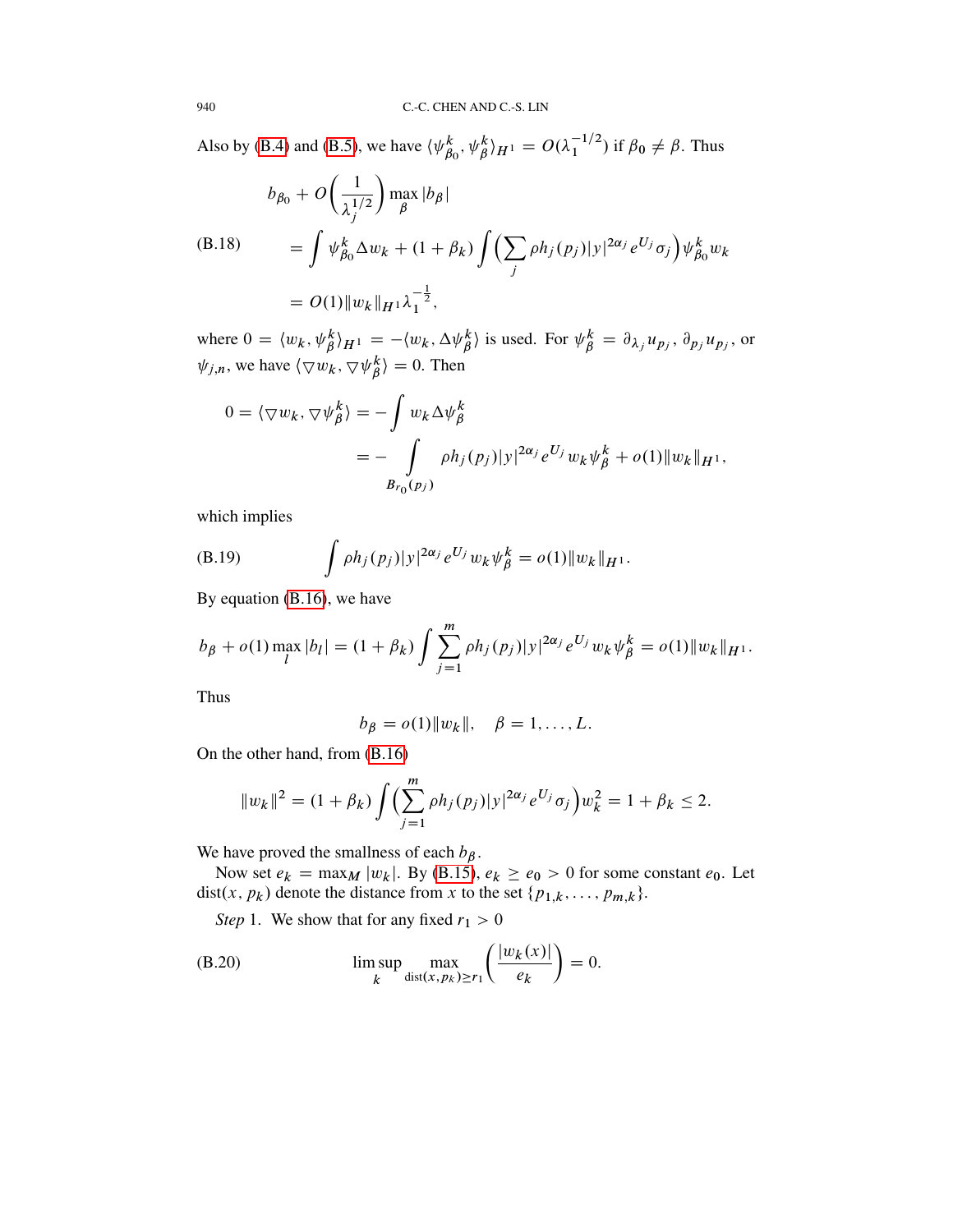Also by (B.4) and (B.5), we have $\langle \psi^k_{\beta_0}, \psi^k_\beta \rangle_{H^1} = O(\lambda_1^{-1/2})$ if $\beta_0 \neq \beta$. Thus

$$
\begin{aligned}
&b_{\beta_0} + O\left(\frac{1}{\lambda_j^{1/2}}\right) \max_\beta |b_\beta| \\
\text{(B.18)} \qquad &= \int \psi^k_{\beta_0} \Delta w_k + (1+\beta_k) \int \Big(\sum_j \rho h_j(p_j)|y|^{2\alpha_j} e^{U_j} \sigma_j\Big) \psi^k_{\beta_0} w_k \\
&= O(1)\|w_k\|_{H^1} \lambda_1^{-\frac{1}{2}},
\end{aligned}
$$

where $0 = \langle w_k, \psi^k_\beta \rangle_{H^1} = -\langle w_k, \Delta \psi^k_\beta \rangle$ is used. For $\psi^k_\beta = \partial_{\lambda_j} u_{p_j}, \partial_{p_j} u_{p_j}$, or $\psi_{j,n}$, we have $\langle \nabla w_k, \nabla \psi^k_\beta \rangle = 0$. Then

$$
\begin{aligned}
0 = \langle \nabla w_k, \nabla \psi^k_\beta \rangle &= -\int w_k \Delta \psi^k_\beta \\
&= -\int_{B_{r_0}(p_j)} \rho h_j(p_j)|y|^{2\alpha_j} e^{U_j} w_k \psi^k_\beta + o(1)\|w_k\|_{H^1},
\end{aligned}
$$

which implies

$$
\text{(B.19)} \qquad \int \rho h_j(p_j)|y|^{2\alpha_j} e^{U_j} w_k \psi^k_\beta = o(1)\|w_k\|_{H^1}.
$$

By equation (B.16), we have

$$
b_\beta + o(1) \max_l |b_l| = (1+\beta_k) \int \sum_{j=1}^m \rho h_j(p_j)|y|^{2\alpha_j} e^{U_j} w_k \psi^k_\beta = o(1)\|w_k\|_{H^1}.
$$

Thus

$$
b_\beta = o(1)\|w_k\|, \quad \beta = 1, \dots, L.
$$

On the other hand, from (B.16)

$$
\|w_k\|^2 = (1+\beta_k) \int \Big(\sum_{j=1}^m \rho h_j(p_j)|y|^{2\alpha_j} e^{U_j} \sigma_j\Big) w_k^2 = 1 + \beta_k \leq 2.
$$

We have proved the smallness of each $b_\beta$.

Now set $e_k = \max_M |w_k|$. By (B.15), $e_k \geq e_0 > 0$ for some constant $e_0$. Let $\operatorname{dist}(x, p_k)$ denote the distance from $x$ to the set $\{p_{1,k}, \dots, p_{m,k}\}$.

*Step* 1. We show that for any fixed $r_1 > 0$

$$
\text{(B.20)} \qquad \limsup_k \max_{\operatorname{dist}(x,p_k) \geq r_1} \left( \frac{|w_k(x)|}{e_k} \right) = 0.
$$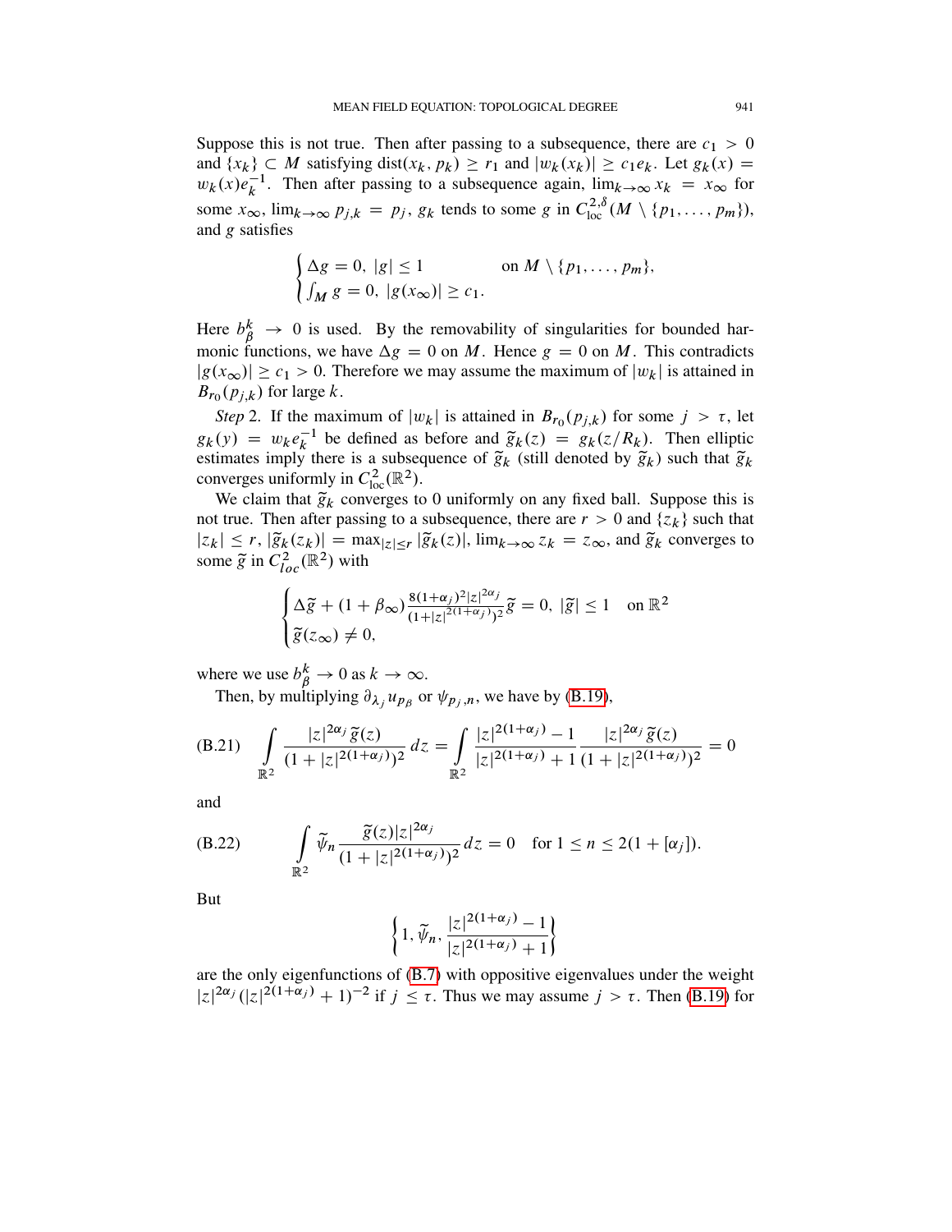Suppose this is not true. Then after passing to a subsequence, there are $c_1 > 0$ and $\{x_k\} \subset M$ satisfying $\mathrm{dist}(x_k, p_k) \geq r_1$ and $|w_k(x_k)| \geq c_1 e_k$. Let $g_k(x) = w_k(x)e_k^{-1}$. Then after passing to a subsequence again, $\lim_{k\to\infty} x_k = x_\infty$ for some $x_\infty$, $\lim_{k\to\infty} p_{j,k} = p_j$, $g_k$ tends to some $g$ in $C^{2,\delta}_{\mathrm{loc}}(M \setminus \{p_1, \ldots, p_m\})$, and $g$ satisfies

$$\begin{cases} \Delta g = 0,\ |g| \leq 1 & \text{on } M \setminus \{p_1, \ldots, p_m\}, \\ \int_M g = 0,\ |g(x_\infty)| \geq c_1. \end{cases}$$

Here $b^k_\beta \to 0$ is used. By the removability of singularities for bounded harmonic functions, we have $\Delta g = 0$ on $M$. Hence $g = 0$ on $M$. This contradicts $|g(x_\infty)| \geq c_1 > 0$. Therefore we may assume the maximum of $|w_k|$ is attained in $B_{r_0}(p_{j,k})$ for large $k$.

*Step* 2. If the maximum of $|w_k|$ is attained in $B_{r_0}(p_{j,k})$ for some $j > \tau$, let $g_k(y) = w_k e_k^{-1}$ be defined as before and $\widetilde{g}_k(z) = g_k(z/R_k)$. Then elliptic estimates imply there is a subsequence of $\widetilde{g}_k$ (still denoted by $\widetilde{g}_k$) such that $\widetilde{g}_k$ converges uniformly in $C^2_{\mathrm{loc}}(\mathbb{R}^2)$.

We claim that $\widetilde{g}_k$ converges to 0 uniformly on any fixed ball. Suppose this is not true. Then after passing to a subsequence, there are $r > 0$ and $\{z_k\}$ such that $|z_k| \leq r$, $|\widetilde{g}_k(z_k)| = \max_{|z|\leq r} |\widetilde{g}_k(z)|$, $\lim_{k\to\infty} z_k = z_\infty$, and $\widetilde{g}_k$ converges to some $\widetilde{g}$ in $C^2_{loc}(\mathbb{R}^2)$ with

$$\begin{cases} \Delta \widetilde{g} + (1+\beta_\infty)\frac{8(1+\alpha_j)^2|z|^{2\alpha_j}}{(1+|z|^{2(1+\alpha_j)})^2}\widetilde{g} = 0,\ |\widetilde{g}| \leq 1 \quad \text{on } \mathbb{R}^2 \\ \widetilde{g}(z_\infty) \neq 0, \end{cases}$$

where we use $b^k_\beta \to 0$ as $k \to \infty$.

Then, by multiplying $\partial_{\lambda_j} u_{p_\beta}$ or $\psi_{p_j,n}$, we have by (B.19),

$$\text{(B.21)} \quad \int_{\mathbb{R}^2} \frac{|z|^{2\alpha_j}\widetilde{g}(z)}{(1+|z|^{2(1+\alpha_j)})^2}\,dz = \int_{\mathbb{R}^2} \frac{|z|^{2(1+\alpha_j)}-1}{|z|^{2(1+\alpha_j)}+1}\frac{|z|^{2\alpha_j}\widetilde{g}(z)}{(1+|z|^{2(1+\alpha_j)})^2} = 0$$

and

$$\text{(B.22)} \qquad \int_{\mathbb{R}^2} \widetilde{\psi}_n \frac{\widetilde{g}(z)|z|^{2\alpha_j}}{(1+|z|^{2(1+\alpha_j)})^2}\,dz = 0 \quad \text{for } 1 \leq n \leq 2(1+[\alpha_j]).$$

But

$$\left\{1, \widetilde{\psi}_n, \frac{|z|^{2(1+\alpha_j)}-1}{|z|^{2(1+\alpha_j)}+1}\right\}$$

are the only eigenfunctions of (B.7) with oppositive eigenvalues under the weight $|z|^{2\alpha_j}(|z|^{2(1+\alpha_j)}+1)^{-2}$ if $j \leq \tau$. Thus we may assume $j > \tau$. Then (B.19) for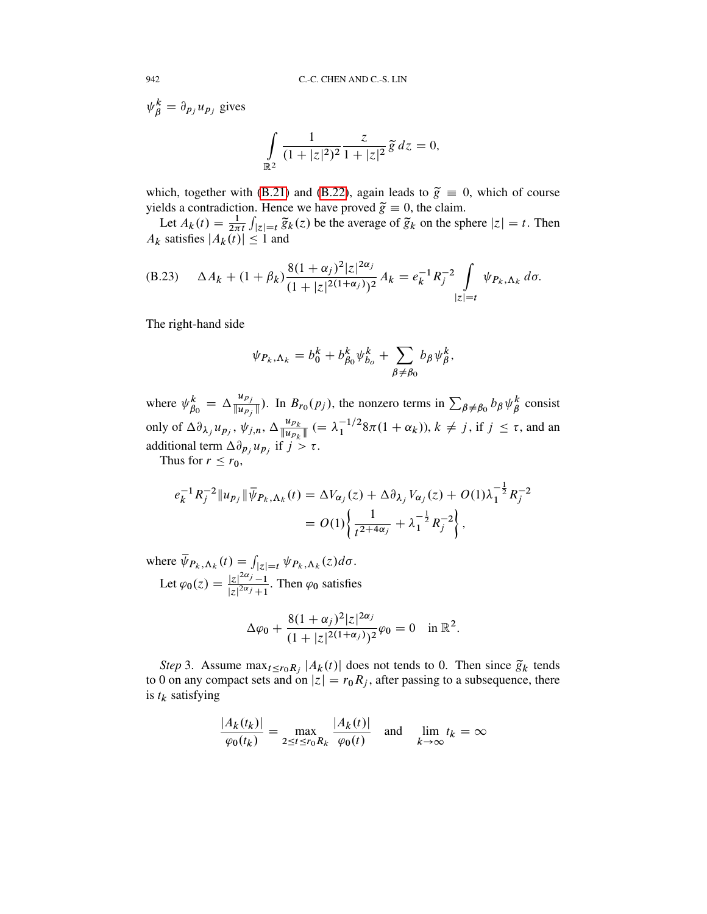$\psi^k_\beta = \partial_{p_j} u_{p_j}$ gives

$$\int_{\mathbb{R}^2} \frac{1}{(1+|z|^2)^2} \frac{z}{1+|z|^2} \widetilde{g}\, dz = 0,$$

which, together with (B.21) and (B.22), again leads to $\widetilde{g} \equiv 0$, which of course yields a contradiction. Hence we have proved $\widetilde{g} \equiv 0$, the claim.

Let $A_k(t) = \frac{1}{2\pi t} \int_{|z|=t} \widetilde{g}_k(z)$ be the average of $\widetilde{g}_k$ on the sphere $|z| = t$. Then $A_k$ satisfies $|A_k(t)| \le 1$ and

$$\text{(B.23)} \qquad \Delta A_k + (1+\beta_k) \frac{8(1+\alpha_j)^2 |z|^{2\alpha_j}}{(1+|z|^{2(1+\alpha_j)})^2} A_k = e_k^{-1} R_j^{-2} \int_{|z|=t} \psi_{P_k,\Lambda_k}\, d\sigma.$$

The right-hand side

$$\psi_{P_k,\Lambda_k} = b^k_0 + b^k_{\beta_0} \psi^k_{b_o} + \sum_{\beta \ne \beta_0} b_\beta \psi^k_\beta,$$

where $\psi^k_{\beta_0} = \Delta \frac{u_{p_j}}{\|u_{p_j}\|}$). In $B_{r_0}(p_j)$, the nonzero terms in $\sum_{\beta\ne\beta_0} b_\beta \psi^k_\beta$ consist only of $\Delta \partial_{\lambda_j} u_{p_j}$, $\psi_{j,n}$, $\Delta \frac{u_{p_k}}{\|u_{p_k}\|}$ $(= \lambda_1^{-1/2} 8\pi(1+\alpha_k))$, $k \ne j$, if $j \le \tau$, and an additional term $\Delta \partial_{p_j} u_{p_j}$ if $j > \tau$.

Thus for $r \le r_0$,

$$\begin{aligned} e_k^{-1} R_j^{-2} \|u_{p_j}\| \overline{\psi}_{P_k,\Lambda_k}(t) &= \Delta V_{\alpha_j}(z) + \Delta \partial_{\lambda_j} V_{\alpha_j}(z) + O(1) \lambda_1^{-\frac{1}{2}} R_j^{-2} \\ &= O(1) \left\{ \frac{1}{t^{2+4\alpha_j}} + \lambda_1^{-\frac{1}{2}} R_j^{-2} \right\}, \end{aligned}$$

where $\overline{\psi}_{P_k,\Lambda_k}(t) = \int_{|z|=t} \psi_{P_k,\Lambda_k}(z) d\sigma$.

Let $\varphi_0(z) = \frac{|z|^{2\alpha_j}-1}{|z|^{2\alpha_j}+1}$. Then $\varphi_0$ satisfies

$$\Delta \varphi_0 + \frac{8(1+\alpha_j)^2 |z|^{2\alpha_j}}{(1+|z|^{2(1+\alpha_j)})^2} \varphi_0 = 0 \quad \text{in } \mathbb{R}^2.$$

*Step* 3. Assume $\max_{t \le r_0 R_j} |A_k(t)|$ does not tends to 0. Then since $\widetilde{g}_k$ tends to 0 on any compact sets and on $|z| = r_0 R_j$, after passing to a subsequence, there is $t_k$ satisfying

$$\frac{|A_k(t_k)|}{\varphi_0(t_k)} = \max_{2 \le t \le r_0 R_k} \frac{|A_k(t)|}{\varphi_0(t)} \quad \text{and} \quad \lim_{k\to\infty} t_k = \infty$$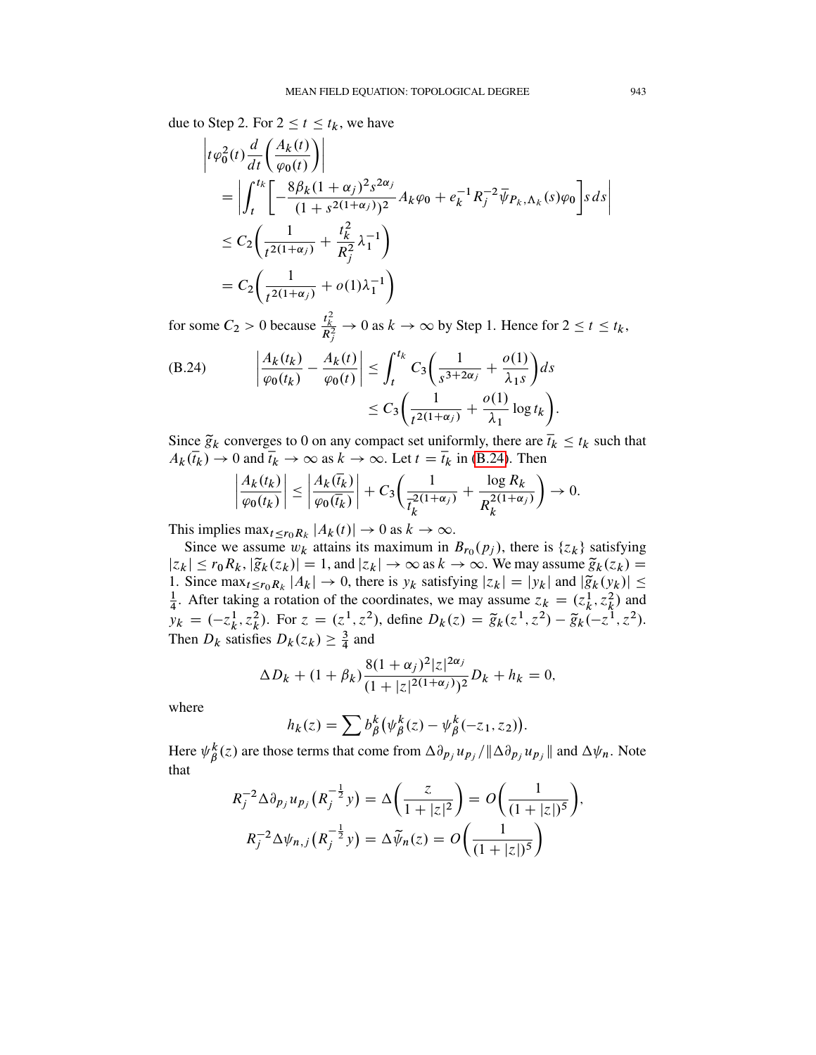due to Step 2. For $2 \le t \le t_k$, we have

$$
\begin{aligned}
&\left| t\varphi_0^2(t) \frac{d}{dt}\left(\frac{A_k(t)}{\varphi_0(t)}\right)\right| \\
&= \left| \int_t^{t_k} \left[ -\frac{8\beta_k(1+\alpha_j)^2 s^{2\alpha_j}}{(1+s^{2(1+\alpha_j)})^2} A_k \varphi_0 + e_k^{-1} R_j^{-2} \overline{\psi}_{P_k,\Lambda_k}(s)\varphi_0 \right] s\, ds \right| \\
&\le C_2\left( \frac{1}{t^{2(1+\alpha_j)}} + \frac{t_k^2}{R_j^2}\lambda_1^{-1}\right) \\
&= C_2\left( \frac{1}{t^{2(1+\alpha_j)}} + o(1)\lambda_1^{-1}\right)
\end{aligned}
$$

for some $C_2 > 0$ because $\frac{t_k^2}{R_j^2} \to 0$ as $k \to \infty$ by Step 1. Hence for $2 \le t \le t_k$,

$$
\begin{aligned}
\text{(B.24)} \qquad \left| \frac{A_k(t_k)}{\varphi_0(t_k)} - \frac{A_k(t)}{\varphi_0(t)} \right| &\le \int_t^{t_k} C_3\left( \frac{1}{s^{3+2\alpha_j}} + \frac{o(1)}{\lambda_1 s}\right) ds \\
&\le C_3\left( \frac{1}{t^{2(1+\alpha_j)}} + \frac{o(1)}{\lambda_1}\log t_k \right).
\end{aligned}
$$

Since $\widetilde{g}_k$ converges to 0 on any compact set uniformly, there are $\overline{t}_k \le t_k$ such that $A_k(\overline{t}_k) \to 0$ and $\overline{t}_k \to \infty$ as $k \to \infty$. Let $t = \overline{t}_k$ in (B.24). Then

$$
\left| \frac{A_k(t_k)}{\varphi_0(t_k)} \right| \le \left| \frac{A_k(\overline{t}_k)}{\varphi_0(\overline{t}_k)} \right| + C_3\left( \frac{1}{\overline{t}_k^{2(1+\alpha_j)}} + \frac{\log R_k}{R_k^{2(1+\alpha_j)}} \right) \to 0.
$$

This implies $\max_{t \le r_0 R_k} |A_k(t)| \to 0$ as $k \to \infty$.

Since we assume $w_k$ attains its maximum in $B_{r_0}(p_j)$, there is $\{z_k\}$ satisfying $|z_k| \le r_0 R_k$, $|\widetilde{g}_k(z_k)| = 1$, and $|z_k| \to \infty$ as $k \to \infty$. We may assume $\widetilde{g}_k(z_k) = 1$. Since $\max_{t \le r_0 R_k} |A_k| \to 0$, there is $y_k$ satisfying $|z_k| = |y_k|$ and $|\widetilde{g}_k(y_k)| \le \frac{1}{4}$. After taking a rotation of the coordinates, we may assume $z_k = (z_k^1, z_k^2)$ and $y_k = (-z_k^1, z_k^2)$. For $z = (z^1, z^2)$, define $D_k(z) = \widetilde{g}_k(z^1, z^2) - \widetilde{g}_k(-z^1, z^2)$. Then $D_k$ satisfies $D_k(z_k) \ge \frac{3}{4}$ and

$$
\Delta D_k + (1+\beta_k)\frac{8(1+\alpha_j)^2 |z|^{2\alpha_j}}{(1+|z|^{2(1+\alpha_j)})^2} D_k + h_k = 0,
$$

where

$$
h_k(z) = \sum b_\beta^k \big( \psi_\beta^k(z) - \psi_\beta^k(-z_1, z_2) \big).
$$

Here $\psi_\beta^k(z)$ are those terms that come from $\Delta \partial_{p_j} u_{p_j} / \|\Delta \partial_{p_j} u_{p_j}\|$ and $\Delta \psi_n$. Note that

$$
\begin{aligned}
R_j^{-2} \Delta \partial_{p_j} u_{p_j}\big(R_j^{-\frac{1}{2}} y\big) &= \Delta\left( \frac{z}{1+|z|^2} \right) = O\left( \frac{1}{(1+|z|)^5} \right), \\
R_j^{-2} \Delta \psi_{n,j}\big(R_j^{-\frac{1}{2}} y\big) &= \Delta \widetilde{\psi}_n(z) = O\left( \frac{1}{(1+|z|)^5} \right)
\end{aligned}
$$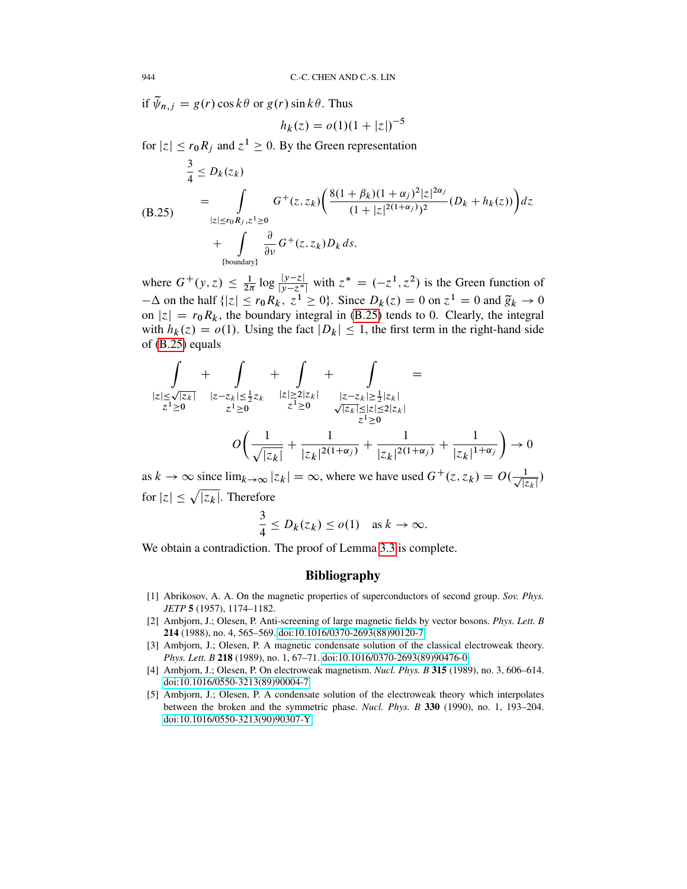if $\widetilde{\psi}_{n,j} = g(r)\cos k\theta$ or $g(r)\sin k\theta$. Thus

$$h_k(z) = o(1)(1+|z|)^{-5}$$

for $|z| \le r_0 R_j$ and $z^1 \ge 0$. By the Green representation

$$
\begin{aligned}
\frac{3}{4} &\le D_k(z_k) \\
&= \int_{|z|\le r_0 R_j, z^1 \ge 0} G^+(z,z_k)\left(\frac{8(1+\beta_k)(1+\alpha_j)^2|z|^{2\alpha_j}}{(1+|z|^{2(1+\alpha_j)})^2}(D_k + h_k(z))\right)dz \\
&\quad + \int_{\{\text{boundary}\}} \frac{\partial}{\partial \nu} G^+(z,z_k) D_k \, ds,
\end{aligned}
\tag{B.25}
$$

where $G^+(y,z) \le \frac{1}{2\pi}\log\frac{|y-z|}{|y-z^*|}$ with $z^* = (-z^1, z^2)$ is the Green function of $-\Delta$ on the half $\{|z| \le r_0 R_k,\ z^1 \ge 0\}$. Since $D_k(z) = 0$ on $z^1 = 0$ and $\widetilde{g}_k \to 0$ on $|z| = r_0 R_k$, the boundary integral in (B.25) tends to 0. Clearly, the integral with $h_k(z) = o(1)$. Using the fact $|D_k| \le 1$, the first term in the right-hand side of (B.25) equals

$$
\int_{\substack{|z|\le\sqrt{|z_k|}\\ z^1\ge 0}} + \int_{\substack{|z-z_k|\le\frac{1}{2}z_k\\ z^1\ge 0}} + \int_{\substack{|z|\ge 2|z_k|\\ z^1\ge 0}} + \int_{\substack{|z-z_k|\ge\frac{1}{2}|z_k|\\ \sqrt{|z_k|}\le|z|\le 2|z_k|\\ z^1\ge 0}} =
$$

$$
O\left(\frac{1}{\sqrt{|z_k|}} + \frac{1}{|z_k|^{2(1+\alpha_j)}} + \frac{1}{|z_k|^{2(1+\alpha_j)}} + \frac{1}{|z_k|^{1+\alpha_j}}\right) \to 0
$$

as $k \to \infty$ since $\lim_{k\to\infty}|z_k| = \infty$, where we have used $G^+(z,z_k) = O(\frac{1}{\sqrt{|z_k|}})$ for $|z| \le \sqrt{|z_k|}$. Therefore

$$\frac{3}{4} \le D_k(z_k) \le o(1) \quad \text{as } k \to \infty.$$

We obtain a contradiction. The proof of Lemma 3.3 is complete.

## Bibliography

[1] Abrikosov, A. A. On the magnetic properties of superconductors of second group. *Sov. Phys. JETP* **5** (1957), 1174–1182.

[2] Ambjorn, J.; Olesen, P. Anti-screening of large magnetic fields by vector bosons. *Phys. Lett. B* **214** (1988), no. 4, 565–569. doi:10.1016/0370-2693(88)90120-7

[3] Ambjorn, J.; Olesen, P. A magnetic condensate solution of the classical electroweak theory. *Phys. Lett. B* **218** (1989), no. 1, 67–71. doi:10.1016/0370-2693(89)90476-0

[4] Ambjorn, J.; Olesen, P. On electroweak magnetism. *Nucl. Phys. B* **315** (1989), no. 3, 606–614. doi:10.1016/0550-3213(89)90004-7

[5] Ambjorn, J.; Olesen, P. A condensate solution of the electroweak theory which interpolates between the broken and the symmetric phase. *Nucl. Phys. B* **330** (1990), no. 1, 193–204. doi:10.1016/0550-3213(90)90307-Y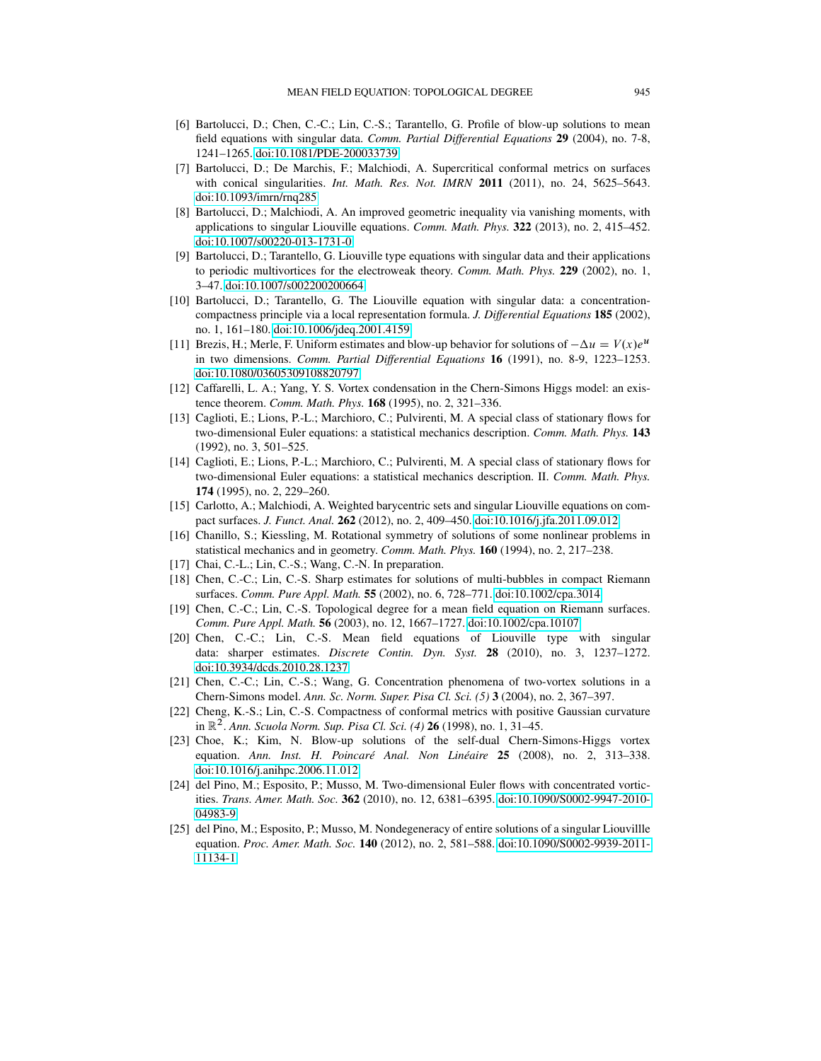[6] Bartolucci, D.; Chen, C.-C.; Lin, C.-S.; Tarantello, G. Profile of blow-up solutions to mean field equations with singular data. *Comm. Partial Differential Equations* **29** (2004), no. 7-8, 1241–1265. doi:10.1081/PDE-200033739

[7] Bartolucci, D.; De Marchis, F.; Malchiodi, A. Supercritical conformal metrics on surfaces with conical singularities. *Int. Math. Res. Not. IMRN* **2011** (2011), no. 24, 5625–5643. doi:10.1093/imrn/rnq285

[8] Bartolucci, D.; Malchiodi, A. An improved geometric inequality via vanishing moments, with applications to singular Liouville equations. *Comm. Math. Phys.* **322** (2013), no. 2, 415–452. doi:10.1007/s00220-013-1731-0

[9] Bartolucci, D.; Tarantello, G. Liouville type equations with singular data and their applications to periodic multivortices for the electroweak theory. *Comm. Math. Phys.* **229** (2002), no. 1, 3–47. doi:10.1007/s002200200664

[10] Bartolucci, D.; Tarantello, G. The Liouville equation with singular data: a concentration-compactness principle via a local representation formula. *J. Differential Equations* **185** (2002), no. 1, 161–180. doi:10.1006/jdeq.2001.4159

[11] Brezis, H.; Merle, F. Uniform estimates and blow-up behavior for solutions of $-\Delta u = V(x)e^u$ in two dimensions. *Comm. Partial Differential Equations* **16** (1991), no. 8-9, 1223–1253. doi:10.1080/03605309108820797

[12] Caffarelli, L. A.; Yang, Y. S. Vortex condensation in the Chern-Simons Higgs model: an existence theorem. *Comm. Math. Phys.* **168** (1995), no. 2, 321–336.

[13] Caglioti, E.; Lions, P.-L.; Marchioro, C.; Pulvirenti, M. A special class of stationary flows for two-dimensional Euler equations: a statistical mechanics description. *Comm. Math. Phys.* **143** (1992), no. 3, 501–525.

[14] Caglioti, E.; Lions, P.-L.; Marchioro, C.; Pulvirenti, M. A special class of stationary flows for two-dimensional Euler equations: a statistical mechanics description. II. *Comm. Math. Phys.* **174** (1995), no. 2, 229–260.

[15] Carlotto, A.; Malchiodi, A. Weighted barycentric sets and singular Liouville equations on compact surfaces. *J. Funct. Anal.* **262** (2012), no. 2, 409–450. doi:10.1016/j.jfa.2011.09.012

[16] Chanillo, S.; Kiessling, M. Rotational symmetry of solutions of some nonlinear problems in statistical mechanics and in geometry. *Comm. Math. Phys.* **160** (1994), no. 2, 217–238.

[17] Chai, C.-L.; Lin, C.-S.; Wang, C.-N. In preparation.

[18] Chen, C.-C.; Lin, C.-S. Sharp estimates for solutions of multi-bubbles in compact Riemann surfaces. *Comm. Pure Appl. Math.* **55** (2002), no. 6, 728–771. doi:10.1002/cpa.3014

[19] Chen, C.-C.; Lin, C.-S. Topological degree for a mean field equation on Riemann surfaces. *Comm. Pure Appl. Math.* **56** (2003), no. 12, 1667–1727. doi:10.1002/cpa.10107

[20] Chen, C.-C.; Lin, C.-S. Mean field equations of Liouville type with singular data: sharper estimates. *Discrete Contin. Dyn. Syst.* **28** (2010), no. 3, 1237–1272. doi:10.3934/dcds.2010.28.1237

[21] Chen, C.-C.; Lin, C.-S.; Wang, G. Concentration phenomena of two-vortex solutions in a Chern-Simons model. *Ann. Sc. Norm. Super. Pisa Cl. Sci. (5)* **3** (2004), no. 2, 367–397.

[22] Cheng, K.-S.; Lin, C.-S. Compactness of conformal metrics with positive Gaussian curvature in $\mathbb{R}^2$. *Ann. Scuola Norm. Sup. Pisa Cl. Sci. (4)* **26** (1998), no. 1, 31–45.

[23] Choe, K.; Kim, N. Blow-up solutions of the self-dual Chern-Simons-Higgs vortex equation. *Ann. Inst. H. Poincaré Anal. Non Linéaire* **25** (2008), no. 2, 313–338. doi:10.1016/j.anihpc.2006.11.012

[24] del Pino, M.; Esposito, P.; Musso, M. Two-dimensional Euler flows with concentrated vorticities. *Trans. Amer. Math. Soc.* **362** (2010), no. 12, 6381–6395. doi:10.1090/S0002-9947-2010-04983-9

[25] del Pino, M.; Esposito, P.; Musso, M. Nondegeneracy of entire solutions of a singular Liouvillle equation. *Proc. Amer. Math. Soc.* **140** (2012), no. 2, 581–588. doi:10.1090/S0002-9939-2011-11134-1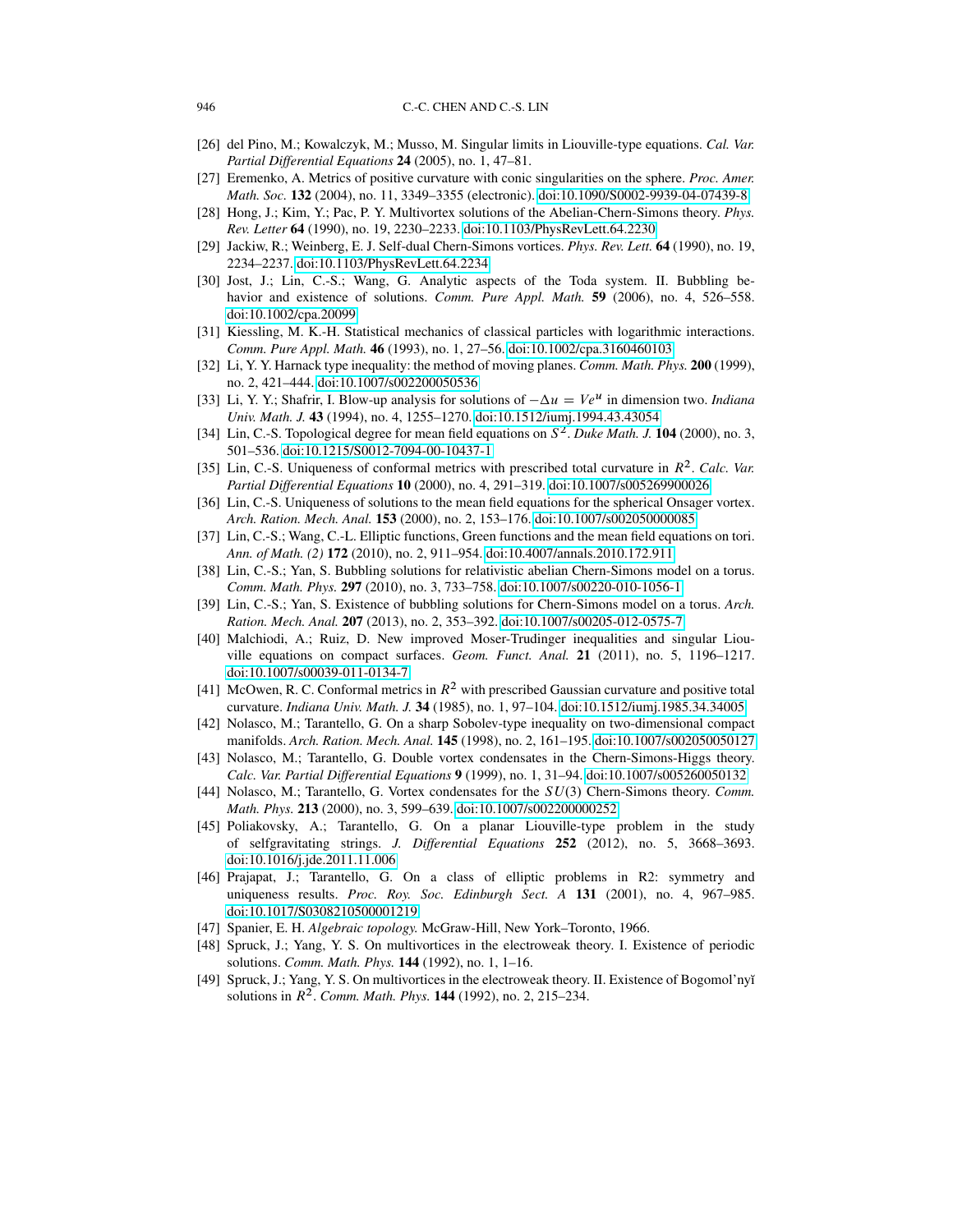[26] del Pino, M.; Kowalczyk, M.; Musso, M. Singular limits in Liouville-type equations. *Cal. Var. Partial Differential Equations* **24** (2005), no. 1, 47–81.

[27] Eremenko, A. Metrics of positive curvature with conic singularities on the sphere. *Proc. Amer. Math. Soc.* **132** (2004), no. 11, 3349–3355 (electronic). doi:10.1090/S0002-9939-04-07439-8

[28] Hong, J.; Kim, Y.; Pac, P. Y. Multivortex solutions of the Abelian-Chern-Simons theory. *Phys. Rev. Letter* **64** (1990), no. 19, 2230–2233. doi:10.1103/PhysRevLett.64.2230

[29] Jackiw, R.; Weinberg, E. J. Self-dual Chern-Simons vortices. *Phys. Rev. Lett.* **64** (1990), no. 19, 2234–2237. doi:10.1103/PhysRevLett.64.2234

[30] Jost, J.; Lin, C.-S.; Wang, G. Analytic aspects of the Toda system. II. Bubbling behavior and existence of solutions. *Comm. Pure Appl. Math.* **59** (2006), no. 4, 526–558. doi:10.1002/cpa.20099

[31] Kiessling, M. K.-H. Statistical mechanics of classical particles with logarithmic interactions. *Comm. Pure Appl. Math.* **46** (1993), no. 1, 27–56. doi:10.1002/cpa.3160460103

[32] Li, Y. Y. Harnack type inequality: the method of moving planes. *Comm. Math. Phys.* **200** (1999), no. 2, 421–444. doi:10.1007/s002200050536

[33] Li, Y. Y.; Shafrir, I. Blow-up analysis for solutions of $-\Delta u = Ve^u$ in dimension two. *Indiana Univ. Math. J.* **43** (1994), no. 4, 1255–1270. doi:10.1512/iumj.1994.43.43054

[34] Lin, C.-S. Topological degree for mean field equations on $S^2$. *Duke Math. J.* **104** (2000), no. 3, 501–536. doi:10.1215/S0012-7094-00-10437-1

[35] Lin, C.-S. Uniqueness of conformal metrics with prescribed total curvature in $R^2$. *Calc. Var. Partial Differential Equations* **10** (2000), no. 4, 291–319. doi:10.1007/s005269900026

[36] Lin, C.-S. Uniqueness of solutions to the mean field equations for the spherical Onsager vortex. *Arch. Ration. Mech. Anal.* **153** (2000), no. 2, 153–176. doi:10.1007/s002050000085

[37] Lin, C.-S.; Wang, C.-L. Elliptic functions, Green functions and the mean field equations on tori. *Ann. of Math. (2)* **172** (2010), no. 2, 911–954. doi:10.4007/annals.2010.172.911

[38] Lin, C.-S.; Yan, S. Bubbling solutions for relativistic abelian Chern-Simons model on a torus. *Comm. Math. Phys.* **297** (2010), no. 3, 733–758. doi:10.1007/s00220-010-1056-1

[39] Lin, C.-S.; Yan, S. Existence of bubbling solutions for Chern-Simons model on a torus. *Arch. Ration. Mech. Anal.* **207** (2013), no. 2, 353–392. doi:10.1007/s00205-012-0575-7

[40] Malchiodi, A.; Ruiz, D. New improved Moser-Trudinger inequalities and singular Liouville equations on compact surfaces. *Geom. Funct. Anal.* **21** (2011), no. 5, 1196–1217. doi:10.1007/s00039-011-0134-7

[41] McOwen, R. C. Conformal metrics in $R^2$ with prescribed Gaussian curvature and positive total curvature. *Indiana Univ. Math. J.* **34** (1985), no. 1, 97–104. doi:10.1512/iumj.1985.34.34005

[42] Nolasco, M.; Tarantello, G. On a sharp Sobolev-type inequality on two-dimensional compact manifolds. *Arch. Ration. Mech. Anal.* **145** (1998), no. 2, 161–195. doi:10.1007/s002050050127

[43] Nolasco, M.; Tarantello, G. Double vortex condensates in the Chern-Simons-Higgs theory. *Calc. Var. Partial Differential Equations* **9** (1999), no. 1, 31–94. doi:10.1007/s005260050132

[44] Nolasco, M.; Tarantello, G. Vortex condensates for the $SU(3)$ Chern-Simons theory. *Comm. Math. Phys.* **213** (2000), no. 3, 599–639. doi:10.1007/s002200000252

[45] Poliakovsky, A.; Tarantello, G. On a planar Liouville-type problem in the study of selfgravitating strings. *J. Differential Equations* **252** (2012), no. 5, 3668–3693. doi:10.1016/j.jde.2011.11.006

[46] Prajapat, J.; Tarantello, G. On a class of elliptic problems in R2: symmetry and uniqueness results. *Proc. Roy. Soc. Edinburgh Sect. A* **131** (2001), no. 4, 967–985. doi:10.1017/S0308210500001219

[47] Spanier, E. H. *Algebraic topology.* McGraw-Hill, New York–Toronto, 1966.

[48] Spruck, J.; Yang, Y. S. On multivortices in the electroweak theory. I. Existence of periodic solutions. *Comm. Math. Phys.* **144** (1992), no. 1, 1–16.

[49] Spruck, J.; Yang, Y. S. On multivortices in the electroweak theory. II. Existence of Bogomol'nyĭ solutions in $R^2$. *Comm. Math. Phys.* **144** (1992), no. 2, 215–234.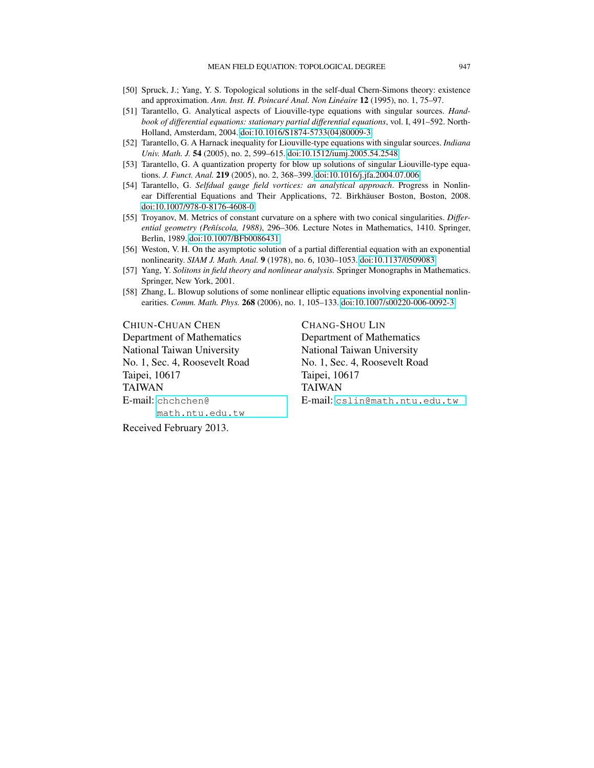[50] Spruck, J.; Yang, Y. S. Topological solutions in the self-dual Chern-Simons theory: existence and approximation. *Ann. Inst. H. Poincaré Anal. Non Linéaire* **12** (1995), no. 1, 75–97.

[51] Tarantello, G. Analytical aspects of Liouville-type equations with singular sources. *Handbook of differential equations: stationary partial differential equations*, vol. I, 491–592. North-Holland, Amsterdam, 2004. doi:10.1016/S1874-5733(04)80009-3

[52] Tarantello, G. A Harnack inequality for Liouville-type equations with singular sources. *Indiana Univ. Math. J.* **54** (2005), no. 2, 599–615. doi:10.1512/iumj.2005.54.2548

[53] Tarantello, G. A quantization property for blow up solutions of singular Liouville-type equations. *J. Funct. Anal.* **219** (2005), no. 2, 368–399. doi:10.1016/j.jfa.2004.07.006

[54] Tarantello, G. *Selfdual gauge field vortices: an analytical approach*. Progress in Nonlinear Differential Equations and Their Applications, 72. Birkhäuser Boston, Boston, 2008. doi:10.1007/978-0-8176-4608-0

[55] Troyanov, M. Metrics of constant curvature on a sphere with two conical singularities. *Differential geometry (Peñíscola, 1988)*, 296–306. Lecture Notes in Mathematics, 1410. Springer, Berlin, 1989. doi:10.1007/BFb0086431

[56] Weston, V. H. On the asymptotic solution of a partial differential equation with an exponential nonlinearity. *SIAM J. Math. Anal.* **9** (1978), no. 6, 1030–1053. doi:10.1137/0509083

[57] Yang, Y. *Solitons in field theory and nonlinear analysis.* Springer Monographs in Mathematics. Springer, New York, 2001.

[58] Zhang, L. Blowup solutions of some nonlinear elliptic equations involving exponential nonlinearities. *Comm. Math. Phys.* **268** (2006), no. 1, 105–133. doi:10.1007/s00220-006-0092-3

CHIUN-CHUAN CHEN
Department of Mathematics
National Taiwan University
No. 1, Sec. 4, Roosevelt Road
Taipei, 10617
TAIWAN
E-mail: chchchen@math.ntu.edu.tw

CHANG-SHOU LIN
Department of Mathematics
National Taiwan University
No. 1, Sec. 4, Roosevelt Road
Taipei, 10617
TAIWAN
E-mail: cslin@math.ntu.edu.tw

Received February 2013.